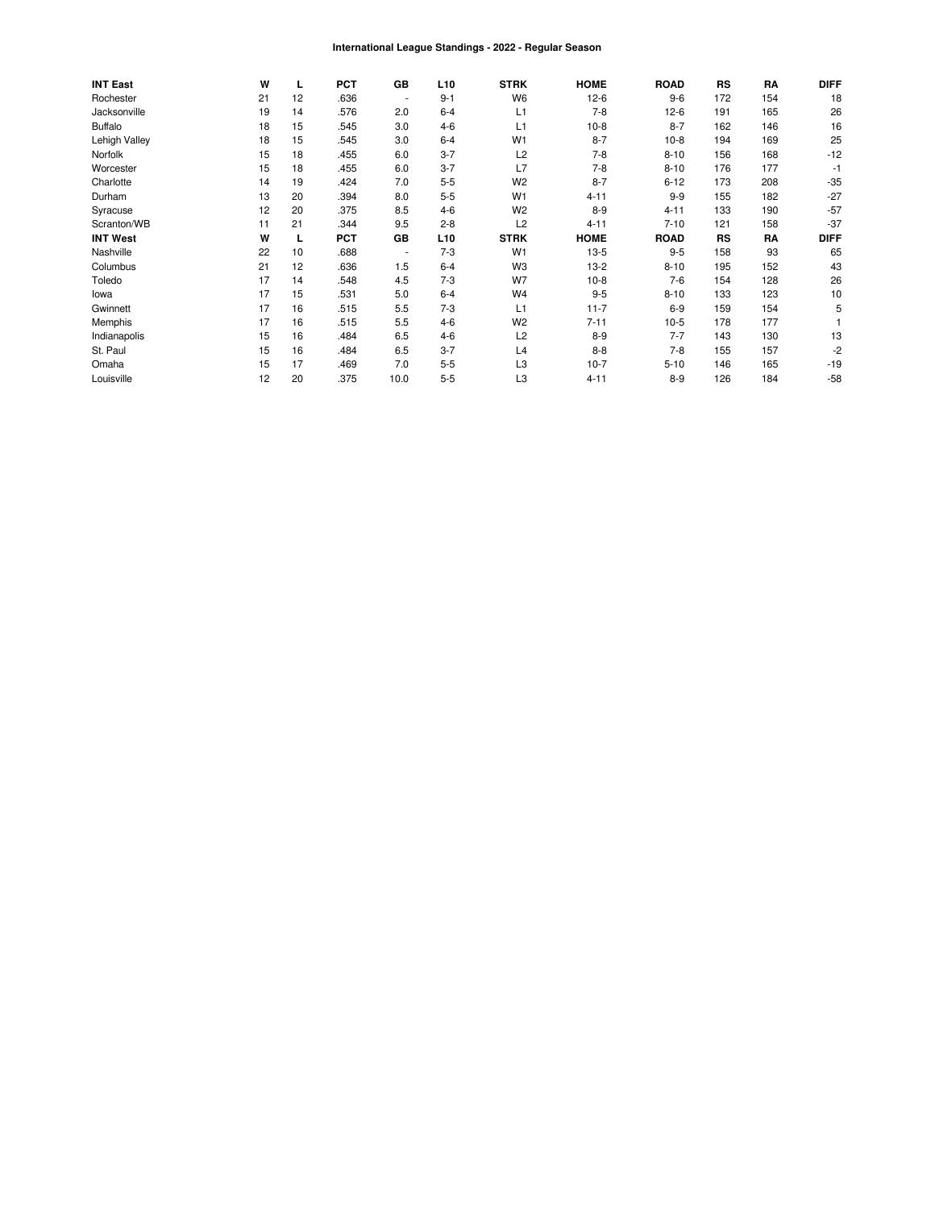# International League Standings - 2022 - Regular Season

| INT East | W | L | PCT | GB | L10 | STRK | HOME | ROAD | RS | RA | DIFF |
|---|---|---|---|---|---|---|---|---|---|---|---|
| Rochester | 21 | 12 | .636 | - | 9-1 | W6 | 12-6 | 9-6 | 172 | 154 | 18 |
| Jacksonville | 19 | 14 | .576 | 2.0 | 6-4 | L1 | 7-8 | 12-6 | 191 | 165 | 26 |
| Buffalo | 18 | 15 | .545 | 3.0 | 4-6 | L1 | 10-8 | 8-7 | 162 | 146 | 16 |
| Lehigh Valley | 18 | 15 | .545 | 3.0 | 6-4 | W1 | 8-7 | 10-8 | 194 | 169 | 25 |
| Norfolk | 15 | 18 | .455 | 6.0 | 3-7 | L2 | 7-8 | 8-10 | 156 | 168 | -12 |
| Worcester | 15 | 18 | .455 | 6.0 | 3-7 | L7 | 7-8 | 8-10 | 176 | 177 | -1 |
| Charlotte | 14 | 19 | .424 | 7.0 | 5-5 | W2 | 8-7 | 6-12 | 173 | 208 | -35 |
| Durham | 13 | 20 | .394 | 8.0 | 5-5 | W1 | 4-11 | 9-9 | 155 | 182 | -27 |
| Syracuse | 12 | 20 | .375 | 8.5 | 4-6 | W2 | 8-9 | 4-11 | 133 | 190 | -57 |
| Scranton/WB | 11 | 21 | .344 | 9.5 | 2-8 | L2 | 4-11 | 7-10 | 121 | 158 | -37 |
| **INT West** | **W** | **L** | **PCT** | **GB** | **L10** | **STRK** | **HOME** | **ROAD** | **RS** | **RA** | **DIFF** |
| Nashville | 22 | 10 | .688 | - | 7-3 | W1 | 13-5 | 9-5 | 158 | 93 | 65 |
| Columbus | 21 | 12 | .636 | 1.5 | 6-4 | W3 | 13-2 | 8-10 | 195 | 152 | 43 |
| Toledo | 17 | 14 | .548 | 4.5 | 7-3 | W7 | 10-8 | 7-6 | 154 | 128 | 26 |
| Iowa | 17 | 15 | .531 | 5.0 | 6-4 | W4 | 9-5 | 8-10 | 133 | 123 | 10 |
| Gwinnett | 17 | 16 | .515 | 5.5 | 7-3 | L1 | 11-7 | 6-9 | 159 | 154 | 5 |
| Memphis | 17 | 16 | .515 | 5.5 | 4-6 | W2 | 7-11 | 10-5 | 178 | 177 | 1 |
| Indianapolis | 15 | 16 | .484 | 6.5 | 4-6 | L2 | 8-9 | 7-7 | 143 | 130 | 13 |
| St. Paul | 15 | 16 | .484 | 6.5 | 3-7 | L4 | 8-8 | 7-8 | 155 | 157 | -2 |
| Omaha | 15 | 17 | .469 | 7.0 | 5-5 | L3 | 10-7 | 5-10 | 146 | 165 | -19 |
| Louisville | 12 | 20 | .375 | 10.0 | 5-5 | L3 | 4-11 | 8-9 | 126 | 184 | -58 |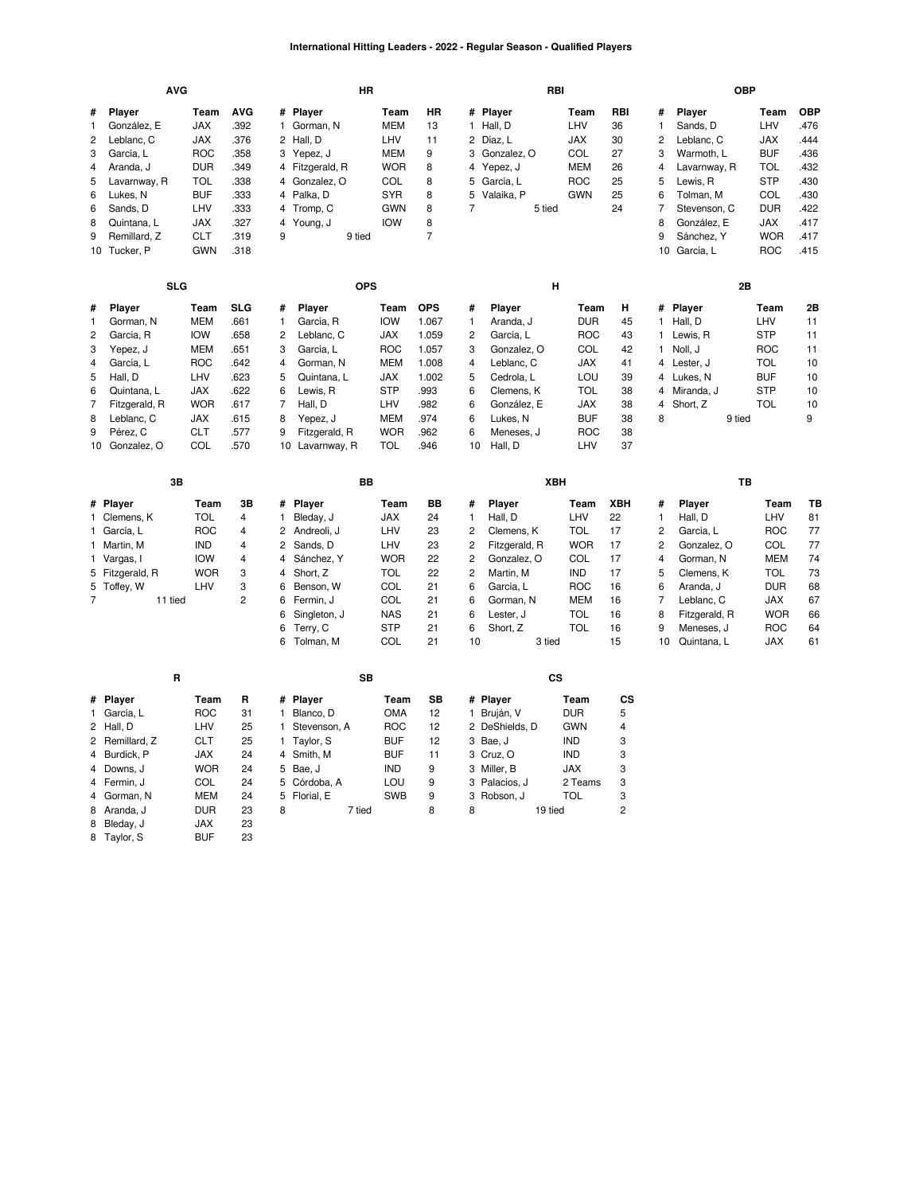# International Hitting Leaders - 2022 - Regular Season - Qualified Players

## AVG

| # | Player | Team | AVG |
|---|---|---|---|
| 1 | González, E | JAX | .392 |
| 2 | Leblanc, C | JAX | .376 |
| 3 | García, L | ROC | .358 |
| 4 | Aranda, J | DUR | .349 |
| 5 | Lavarnway, R | TOL | .338 |
| 6 | Lukes, N | BUF | .333 |
| 6 | Sands, D | LHV | .333 |
| 8 | Quintana, L | JAX | .327 |
| 9 | Remillard, Z | CLT | .319 |
| 10 | Tucker, P | GWN | .318 |

## HR

| # | Player | Team | HR |
|---|---|---|---|
| 1 | Gorman, N | MEM | 13 |
| 2 | Hall, D | LHV | 11 |
| 3 | Yepez, J | MEM | 9 |
| 4 | Fitzgerald, R | WOR | 8 |
| 4 | Gonzalez, O | COL | 8 |
| 4 | Palka, D | SYR | 8 |
| 4 | Tromp, C | GWN | 8 |
| 4 | Young, J | IOW | 8 |
| 9 | 9 tied | | 7 |

## RBI

| # | Player | Team | RBI |
|---|---|---|---|
| 1 | Hall, D | LHV | 36 |
| 2 | Díaz, L | JAX | 30 |
| 3 | Gonzalez, O | COL | 27 |
| 4 | Yepez, J | MEM | 26 |
| 5 | García, L | ROC | 25 |
| 5 | Valaika, P | GWN | 25 |
| 7 | 5 tied | | 24 |

## OBP

| # | Player | Team | OBP |
|---|---|---|---|
| 1 | Sands, D | LHV | .476 |
| 2 | Leblanc, C | JAX | .444 |
| 3 | Warmoth, L | BUF | .436 |
| 4 | Lavarnway, R | TOL | .432 |
| 5 | Lewis, R | STP | .430 |
| 6 | Tolman, M | COL | .430 |
| 7 | Stevenson, C | DUR | .422 |
| 8 | González, E | JAX | .417 |
| 9 | Sánchez, Y | WOR | .417 |
| 10 | García, L | ROC | .415 |

## SLG

| # | Player | Team | SLG |
|---|---|---|---|
| 1 | Gorman, N | MEM | .661 |
| 2 | García, R | IOW | .658 |
| 3 | Yepez, J | MEM | .651 |
| 4 | García, L | ROC | .642 |
| 5 | Hall, D | LHV | .623 |
| 6 | Quintana, L | JAX | .622 |
| 7 | Fitzgerald, R | WOR | .617 |
| 8 | Leblanc, C | JAX | .615 |
| 9 | Pérez, C | CLT | .577 |
| 10 | Gonzalez, O | COL | .570 |

## OPS

| # | Player | Team | OPS |
|---|---|---|---|
| 1 | García, R | IOW | 1.067 |
| 2 | Leblanc, C | JAX | 1.059 |
| 3 | García, L | ROC | 1.057 |
| 4 | Gorman, N | MEM | 1.008 |
| 5 | Quintana, L | JAX | 1.002 |
| 6 | Lewis, R | STP | .993 |
| 7 | Hall, D | LHV | .982 |
| 8 | Yepez, J | MEM | .974 |
| 9 | Fitzgerald, R | WOR | .962 |
| 10 | Lavarnway, R | TOL | .946 |

## H

| # | Player | Team | H |
|---|---|---|---|
| 1 | Aranda, J | DUR | 45 |
| 2 | García, L | ROC | 43 |
| 3 | Gonzalez, O | COL | 42 |
| 4 | Leblanc, C | JAX | 41 |
| 5 | Cedrola, L | LOU | 39 |
| 6 | Clemens, K | TOL | 38 |
| 6 | González, E | JAX | 38 |
| 6 | Lukes, N | BUF | 38 |
| 6 | Meneses, J | ROC | 38 |
| 10 | Hall, D | LHV | 37 |

## 2B

| # | Player | Team | 2B |
|---|---|---|---|
| 1 | Hall, D | LHV | 11 |
| 1 | Lewis, R | STP | 11 |
| 1 | Noll, J | ROC | 11 |
| 4 | Lester, J | TOL | 10 |
| 4 | Lukes, N | BUF | 10 |
| 4 | Miranda, J | STP | 10 |
| 4 | Short, Z | TOL | 10 |
| 8 | 9 tied | | 9 |

## 3B

| # | Player | Team | 3B |
|---|---|---|---|
| 1 | Clemens, K | TOL | 4 |
| 1 | García, L | ROC | 4 |
| 1 | Martin, M | IND | 4 |
| 1 | Vargas, I | IOW | 4 |
| 5 | Fitzgerald, R | WOR | 3 |
| 5 | Toffey, W | LHV | 3 |
| 7 | 11 tied | | 2 |

## BB

| # | Player | Team | BB |
|---|---|---|---|
| 1 | Bleday, J | JAX | 24 |
| 2 | Andreoli, J | LHV | 23 |
| 2 | Sands, D | LHV | 23 |
| 4 | Sánchez, Y | WOR | 22 |
| 4 | Short, Z | TOL | 22 |
| 6 | Benson, W | COL | 21 |
| 6 | Fermin, J | COL | 21 |
| 6 | Singleton, J | NAS | 21 |
| 6 | Terry, C | STP | 21 |
| 6 | Tolman, M | COL | 21 |

## XBH

| # | Player | Team | XBH |
|---|---|---|---|
| 1 | Hall, D | LHV | 22 |
| 2 | Clemens, K | TOL | 17 |
| 2 | Fitzgerald, R | WOR | 17 |
| 2 | Gonzalez, O | COL | 17 |
| 2 | Martin, M | IND | 17 |
| 6 | García, L | ROC | 16 |
| 6 | Gorman, N | MEM | 16 |
| 6 | Lester, J | TOL | 16 |
| 6 | Short, Z | TOL | 16 |
| 10 | 3 tied | | 15 |

## TB

| # | Player | Team | TB |
|---|---|---|---|
| 1 | Hall, D | LHV | 81 |
| 2 | García, L | ROC | 77 |
| 2 | Gonzalez, O | COL | 77 |
| 4 | Gorman, N | MEM | 74 |
| 5 | Clemens, K | TOL | 73 |
| 6 | Aranda, J | DUR | 68 |
| 7 | Leblanc, C | JAX | 67 |
| 8 | Fitzgerald, R | WOR | 66 |
| 9 | Meneses, J | ROC | 64 |
| 10 | Quintana, L | JAX | 61 |

## R

| # | Player | Team | R |
|---|---|---|---|
| 1 | García, L | ROC | 31 |
| 2 | Hall, D | LHV | 25 |
| 2 | Remillard, Z | CLT | 25 |
| 4 | Burdick, P | JAX | 24 |
| 4 | Downs, J | WOR | 24 |
| 4 | Fermin, J | COL | 24 |
| 4 | Gorman, N | MEM | 24 |
| 8 | Aranda, J | DUR | 23 |
| 8 | Bleday, J | JAX | 23 |
| 8 | Taylor, S | BUF | 23 |

## SB

| # | Player | Team | SB |
|---|---|---|---|
| 1 | Blanco, D | OMA | 12 |
| 1 | Stevenson, A | ROC | 12 |
| 1 | Taylor, S | BUF | 12 |
| 4 | Smith, M | BUF | 11 |
| 5 | Bae, J | IND | 9 |
| 5 | Córdoba, A | LOU | 9 |
| 5 | Florial, E | SWB | 9 |
| 8 | 7 tied | | 8 |

## CS

| # | Player | Team | CS |
|---|---|---|---|
| 1 | Bruján, V | DUR | 5 |
| 2 | DeShields, D | GWN | 4 |
| 3 | Bae, J | IND | 3 |
| 3 | Cruz, O | IND | 3 |
| 3 | Miller, B | JAX | 3 |
| 3 | Palacios, J | 2 Teams | 3 |
| 3 | Robson, J | TOL | 3 |
| 8 | 19 tied | | 2 |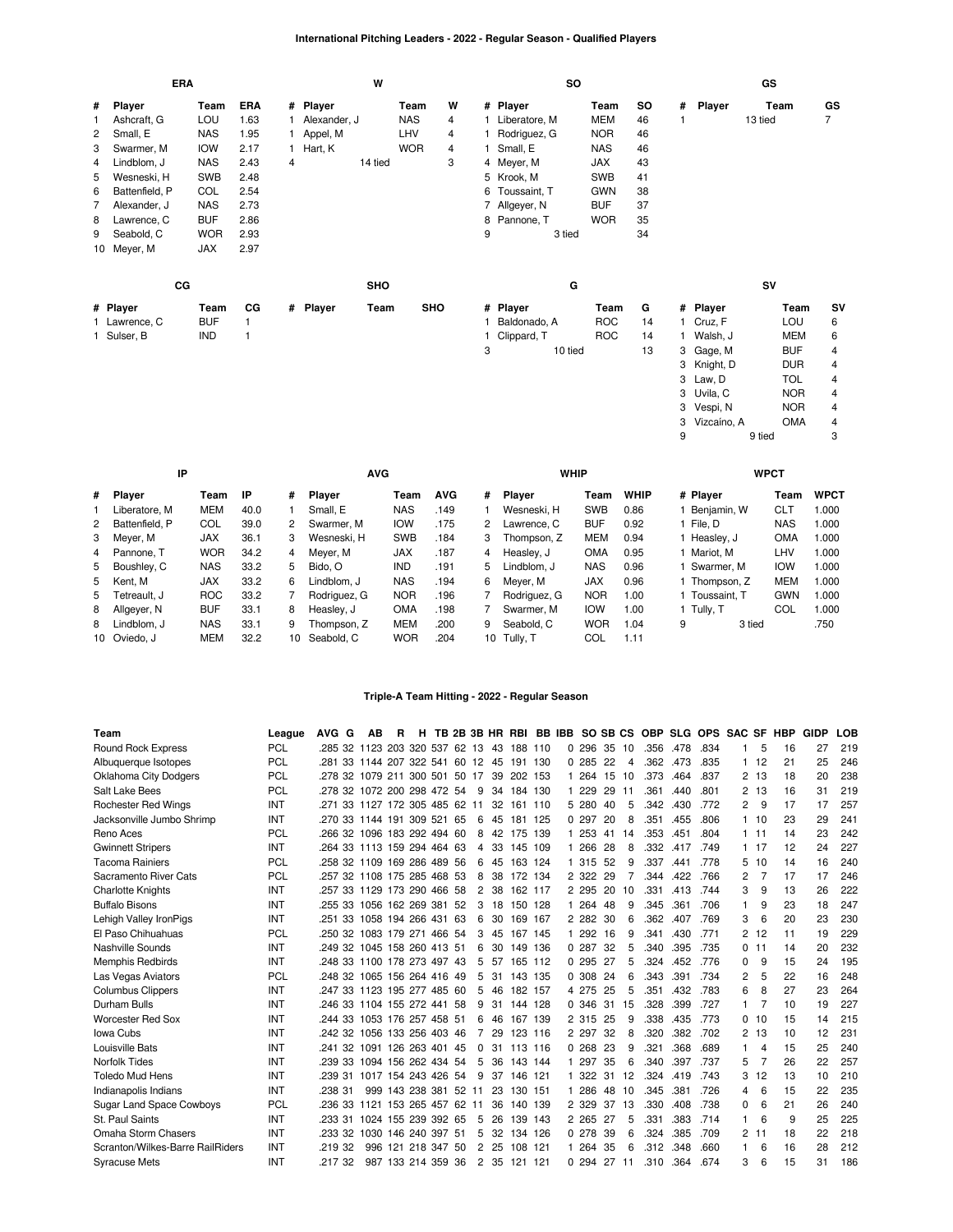## International Pitching Leaders - 2022 - Regular Season - Qualified Players

### ERA

| # | Player | Team | ERA |
|---|---|---|---|
| 1 | Ashcraft, G | LOU | 1.63 |
| 2 | Small, E | NAS | 1.95 |
| 3 | Swarmer, M | IOW | 2.17 |
| 4 | Lindblom, J | NAS | 2.43 |
| 5 | Wesneski, H | SWB | 2.48 |
| 6 | Battenfield, P | COL | 2.54 |
| 7 | Alexander, J | NAS | 2.73 |
| 8 | Lawrence, C | BUF | 2.86 |
| 9 | Seabold, C | WOR | 2.93 |
| 10 | Meyer, M | JAX | 2.97 |

### W

| # | Player | Team | W |
|---|---|---|---|
| 1 | Alexander, J | NAS | 4 |
| 1 | Appel, M | LHV | 4 |
| 1 | Hart, K | WOR | 4 |
| 4 | 14 tied | | 3 |

### SO

| # | Player | Team | SO |
|---|---|---|---|
| 1 | Liberatore, M | MEM | 46 |
| 1 | Rodriguez, G | NOR | 46 |
| 1 | Small, E | NAS | 46 |
| 4 | Meyer, M | JAX | 43 |
| 5 | Krook, M | SWB | 41 |
| 6 | Toussaint, T | GWN | 38 |
| 7 | Allgeyer, N | BUF | 37 |
| 8 | Pannone, T | WOR | 35 |
| 9 | 3 tied | | 34 |

### GS

| # | Player | Team | GS |
|---|---|---|---|
| 1 | 13 tied | | 7 |

### CG

| # | Player | Team | CG |
|---|---|---|---|
| 1 | Lawrence, C | BUF | 1 |
| 1 | Sulser, B | IND | 1 |

### SHO

| # | Player | Team | SHO |
|---|---|---|---|

### G

| # | Player | Team | G |
|---|---|---|---|
| 1 | Baldonado, A | ROC | 14 |
| 1 | Clippard, T | ROC | 14 |
| 3 | 10 tied | | 13 |

### SV

| # | Player | Team | SV |
|---|---|---|---|
| 1 | Cruz, F | LOU | 6 |
| 1 | Walsh, J | MEM | 6 |
| 3 | Gage, M | BUF | 4 |
| 3 | Knight, D | DUR | 4 |
| 3 | Law, D | TOL | 4 |
| 3 | Uvila, C | NOR | 4 |
| 3 | Vespi, N | NOR | 4 |
| 3 | Vizcaino, A | OMA | 4 |
| 9 | 9 tied | | 3 |

### IP

| # | Player | Team | IP |
|---|---|---|---|
| 1 | Liberatore, M | MEM | 40.0 |
| 2 | Battenfield, P | COL | 39.0 |
| 3 | Meyer, M | JAX | 36.1 |
| 4 | Pannone, T | WOR | 34.2 |
| 5 | Boushley, C | NAS | 33.2 |
| 5 | Kent, M | JAX | 33.2 |
| 5 | Tetreault, J | ROC | 33.2 |
| 8 | Allgeyer, N | BUF | 33.1 |
| 8 | Lindblom, J | NAS | 33.1 |
| 10 | Oviedo, J | MEM | 32.2 |

### AVG

| # | Player | Team | AVG |
|---|---|---|---|
| 1 | Small, E | NAS | .149 |
| 2 | Swarmer, M | IOW | .175 |
| 3 | Wesneski, H | SWB | .184 |
| 4 | Meyer, M | JAX | .187 |
| 5 | Bido, O | IND | .191 |
| 6 | Lindblom, J | NAS | .194 |
| 7 | Rodriguez, G | NOR | .196 |
| 8 | Heasley, J | OMA | .198 |
| 9 | Thompson, Z | MEM | .200 |
| 10 | Seabold, C | WOR | .204 |

### WHIP

| # | Player | Team | WHIP |
|---|---|---|---|
| 1 | Wesneski, H | SWB | 0.86 |
| 2 | Lawrence, C | BUF | 0.92 |
| 3 | Thompson, Z | MEM | 0.94 |
| 4 | Heasley, J | OMA | 0.95 |
| 5 | Lindblom, J | NAS | 0.96 |
| 6 | Meyer, M | JAX | 0.96 |
| 7 | Rodriguez, G | NOR | 1.00 |
| 7 | Swarmer, M | IOW | 1.00 |
| 9 | Seabold, C | WOR | 1.04 |
| 10 | Tully, T | COL | 1.11 |

### WPCT

| # | Player | Team | WPCT |
|---|---|---|---|
| 1 | Benjamin, W | CLT | 1.000 |
| 1 | File, D | NAS | 1.000 |
| 1 | Heasley, J | OMA | 1.000 |
| 1 | Mariot, M | LHV | 1.000 |
| 1 | Swarmer, M | IOW | 1.000 |
| 1 | Thompson, Z | MEM | 1.000 |
| 1 | Toussaint, T | GWN | 1.000 |
| 1 | Tully, T | COL | 1.000 |
| 9 | 3 tied | | .750 |

## Triple-A Team Hitting - 2022 - Regular Season

| Team | League | AVG | G | AB | R | H | TB | 2B | 3B | HR | RBI | BB | IBB | SO | SB | CS | OBP | SLG | OPS | SAC | SF | HBP | GIDP | LOB |
|---|---|---|---|---|---|---|---|---|---|---|---|---|---|---|---|---|---|---|---|---|---|---|---|---|
| Round Rock Express | PCL | .285 | 32 | 1123 | 203 | 320 | 537 | 62 | 13 | 43 | 188 | 110 | 0 | 296 | 35 | 10 | .356 | .478 | .834 | 1 | 5 | 16 | 27 | 219 |
| Albuquerque Isotopes | PCL | .281 | 33 | 1144 | 207 | 322 | 541 | 60 | 12 | 45 | 191 | 130 | 0 | 285 | 22 | 4 | .362 | .473 | .835 | 1 | 12 | 21 | 25 | 246 |
| Oklahoma City Dodgers | PCL | .278 | 32 | 1079 | 211 | 300 | 501 | 50 | 17 | 39 | 202 | 153 | 1 | 264 | 15 | 10 | .373 | .464 | .837 | 2 | 13 | 18 | 20 | 238 |
| Salt Lake Bees | PCL | .278 | 32 | 1072 | 200 | 298 | 472 | 54 | 9 | 34 | 184 | 130 | 1 | 229 | 29 | 11 | .361 | .440 | .801 | 2 | 13 | 16 | 31 | 219 |
| Rochester Red Wings | INT | .271 | 33 | 1127 | 172 | 305 | 485 | 62 | 11 | 32 | 161 | 110 | 5 | 280 | 40 | 5 | .342 | .430 | .772 | 2 | 9 | 17 | 17 | 257 |
| Jacksonville Jumbo Shrimp | INT | .270 | 33 | 1144 | 191 | 309 | 521 | 65 | 6 | 45 | 181 | 125 | 0 | 297 | 20 | 8 | .351 | .455 | .806 | 1 | 10 | 23 | 29 | 241 |
| Reno Aces | PCL | .266 | 32 | 1096 | 183 | 292 | 494 | 60 | 8 | 42 | 175 | 139 | 1 | 253 | 41 | 14 | .353 | .451 | .804 | 1 | 11 | 14 | 23 | 242 |
| Gwinnett Stripers | INT | .264 | 33 | 1113 | 159 | 294 | 464 | 63 | 4 | 33 | 145 | 109 | 1 | 266 | 28 | 8 | .332 | .417 | .749 | 1 | 17 | 12 | 24 | 227 |
| Tacoma Rainiers | PCL | .258 | 32 | 1109 | 169 | 286 | 489 | 56 | 6 | 45 | 163 | 124 | 1 | 315 | 52 | 9 | .337 | .441 | .778 | 5 | 10 | 14 | 16 | 240 |
| Sacramento River Cats | PCL | .257 | 32 | 1108 | 175 | 285 | 468 | 53 | 8 | 38 | 172 | 134 | 2 | 322 | 29 | 7 | .344 | .422 | .766 | 2 | 7 | 17 | 17 | 246 |
| Charlotte Knights | INT | .257 | 33 | 1129 | 173 | 290 | 466 | 58 | 2 | 38 | 162 | 117 | 2 | 295 | 20 | 10 | .331 | .413 | .744 | 3 | 9 | 13 | 26 | 222 |
| Buffalo Bisons | INT | .255 | 33 | 1056 | 162 | 269 | 381 | 52 | 3 | 18 | 150 | 128 | 1 | 264 | 48 | 9 | .345 | .361 | .706 | 1 | 9 | 23 | 18 | 247 |
| Lehigh Valley IronPigs | INT | .251 | 33 | 1058 | 194 | 266 | 431 | 63 | 6 | 30 | 169 | 167 | 2 | 282 | 30 | 6 | .362 | .407 | .769 | 3 | 6 | 20 | 23 | 230 |
| El Paso Chihuahuas | PCL | .250 | 32 | 1083 | 179 | 271 | 466 | 54 | 5 | 45 | 167 | 145 | 1 | 292 | 16 | 9 | .341 | .430 | .771 | 2 | 12 | 11 | 19 | 229 |
| Nashville Sounds | INT | .249 | 32 | 1045 | 158 | 260 | 413 | 51 | 6 | 30 | 149 | 136 | 0 | 287 | 32 | 5 | .340 | .395 | .735 | 0 | 11 | 14 | 20 | 232 |
| Memphis Redbirds | INT | .248 | 33 | 1100 | 178 | 273 | 497 | 43 | 5 | 57 | 165 | 112 | 0 | 295 | 27 | 5 | .324 | .452 | .776 | 0 | 9 | 15 | 24 | 195 |
| Las Vegas Aviators | PCL | .248 | 32 | 1065 | 156 | 264 | 416 | 49 | 5 | 31 | 143 | 135 | 0 | 308 | 24 | 6 | .343 | .391 | .734 | 2 | 5 | 22 | 16 | 248 |
| Columbus Clippers | INT | .247 | 33 | 1123 | 195 | 277 | 485 | 60 | 5 | 46 | 182 | 157 | 4 | 275 | 25 | 5 | .351 | .432 | .783 | 6 | 8 | 27 | 23 | 264 |
| Durham Bulls | INT | .246 | 33 | 1104 | 155 | 272 | 441 | 58 | 9 | 31 | 144 | 128 | 0 | 346 | 31 | 15 | .328 | .399 | .727 | 1 | 7 | 10 | 19 | 227 |
| Worcester Red Sox | INT | .244 | 33 | 1053 | 176 | 257 | 458 | 51 | 6 | 46 | 167 | 139 | 2 | 315 | 25 | 9 | .338 | .435 | .773 | 0 | 10 | 15 | 14 | 215 |
| Iowa Cubs | INT | .242 | 32 | 1056 | 133 | 256 | 403 | 46 | 7 | 29 | 123 | 116 | 2 | 297 | 32 | 8 | .320 | .382 | .702 | 2 | 13 | 10 | 12 | 231 |
| Louisville Bats | INT | .241 | 32 | 1091 | 126 | 263 | 401 | 45 | 0 | 31 | 113 | 116 | 0 | 268 | 23 | 9 | .321 | .368 | .689 | 1 | 4 | 15 | 25 | 240 |
| Norfolk Tides | INT | .239 | 33 | 1094 | 156 | 262 | 434 | 54 | 5 | 37 | 143 | 144 | 1 | 297 | 35 | 6 | .340 | .397 | .737 | 5 | 7 | 26 | 22 | 257 |
| Toledo Mud Hens | INT | .239 | 31 | 1017 | 154 | 243 | 426 | 54 | 9 | 37 | 146 | 121 | 1 | 322 | 31 | 12 | .324 | .419 | .743 | 3 | 12 | 13 | 10 | 210 |
| Indianapolis Indians | INT | .238 | 31 | 999 | 143 | 238 | 381 | 52 | 11 | 23 | 130 | 151 | 1 | 286 | 48 | 10 | .345 | .381 | .726 | 4 | 6 | 15 | 22 | 235 |
| Sugar Land Space Cowboys | PCL | .236 | 33 | 1121 | 153 | 265 | 457 | 62 | 11 | 36 | 140 | 139 | 2 | 329 | 37 | 13 | .330 | .408 | .738 | 0 | 6 | 21 | 26 | 240 |
| St. Paul Saints | INT | .233 | 31 | 1024 | 155 | 239 | 392 | 65 | 5 | 26 | 139 | 143 | 2 | 265 | 27 | 5 | .331 | .383 | .714 | 1 | 6 | 9 | 25 | 225 |
| Omaha Storm Chasers | INT | .233 | 32 | 1030 | 146 | 240 | 397 | 51 | 5 | 32 | 134 | 126 | 0 | 278 | 39 | 6 | .324 | .385 | .709 | 2 | 11 | 18 | 22 | 218 |
| Scranton/Wilkes-Barre RailRiders | INT | .219 | 32 | 996 | 121 | 218 | 347 | 50 | 2 | 25 | 108 | 121 | 1 | 264 | 35 | 6 | .312 | .348 | .660 | 1 | 6 | 16 | 28 | 212 |
| Syracuse Mets | INT | .217 | 32 | 987 | 133 | 214 | 359 | 36 | 2 | 35 | 121 | 121 | 0 | 294 | 27 | 11 | .310 | .364 | .674 | 3 | 6 | 15 | 31 | 186 |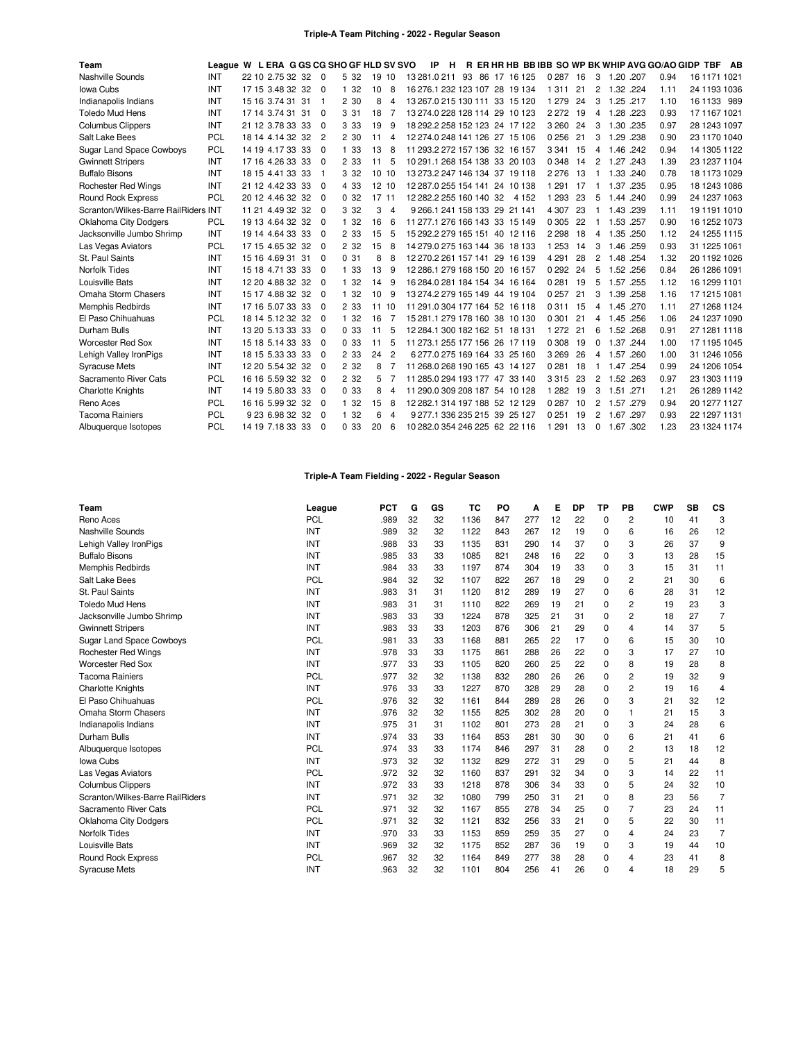## Triple-A Team Pitching - 2022 - Regular Season

| Team | League | W | L | ERA | G | GS | CG | SHO | GF | HLD | SV | SVO | IP | H | R | ER | HR | HB | BB | IBB | SO | WP | BK | WHIP | AVG | GO/AO | GIDP | TBF | AB |
|---|---|---|---|---|---|---|---|---|---|---|---|---|---|---|---|---|---|---|---|---|---|---|---|---|---|---|---|---|---|
| Nashville Sounds | INT | 22 | 10 | 2.75 | 32 | 32 | 0 | 5 | 32 | 19 | 10 | 13 | 281.0 | 211 | 93 | 86 | 17 | 16 | 125 | 0 | 287 | 16 | 3 | 1.20 | .207 | 0.94 | 16 | 1171 | 1021 |
| Iowa Cubs | INT | 17 | 15 | 3.48 | 32 | 32 | 0 | 1 | 32 | 10 | 8 | 16 | 276.1 | 232 | 123 | 107 | 28 | 19 | 134 | 1 | 311 | 21 | 2 | 1.32 | .224 | 1.11 | 24 | 1193 | 1036 |
| Indianapolis Indians | INT | 15 | 16 | 3.74 | 31 | 31 | 1 | 2 | 30 | 8 | 4 | 13 | 267.0 | 215 | 130 | 111 | 33 | 15 | 120 | 1 | 279 | 24 | 3 | 1.25 | .217 | 1.10 | 16 | 1133 | 989 |
| Toledo Mud Hens | INT | 17 | 14 | 3.74 | 31 | 31 | 0 | 3 | 31 | 18 | 7 | 13 | 274.0 | 228 | 128 | 114 | 29 | 10 | 123 | 2 | 272 | 19 | 4 | 1.28 | .223 | 0.93 | 17 | 1167 | 1021 |
| Columbus Clippers | INT | 21 | 12 | 3.78 | 33 | 33 | 0 | 3 | 33 | 19 | 9 | 18 | 292.2 | 258 | 152 | 123 | 24 | 17 | 122 | 3 | 260 | 24 | 3 | 1.30 | .235 | 0.97 | 28 | 1243 | 1097 |
| Salt Lake Bees | PCL | 18 | 14 | 4.14 | 32 | 32 | 2 | 2 | 30 | 11 | 4 | 12 | 274.0 | 248 | 141 | 126 | 27 | 15 | 106 | 0 | 256 | 21 | 3 | 1.29 | .238 | 0.90 | 23 | 1170 | 1040 |
| Sugar Land Space Cowboys | PCL | 14 | 19 | 4.17 | 33 | 33 | 0 | 1 | 33 | 13 | 8 | 11 | 293.2 | 272 | 157 | 136 | 32 | 16 | 157 | 3 | 341 | 15 | 4 | 1.46 | .242 | 0.94 | 14 | 1305 | 1122 |
| Gwinnett Stripers | INT | 17 | 16 | 4.26 | 33 | 33 | 0 | 2 | 33 | 11 | 5 | 10 | 291.1 | 268 | 154 | 138 | 33 | 20 | 103 | 0 | 348 | 14 | 2 | 1.27 | .243 | 1.39 | 23 | 1237 | 1104 |
| Buffalo Bisons | INT | 18 | 15 | 4.41 | 33 | 33 | 1 | 3 | 32 | 10 | 10 | 13 | 273.2 | 247 | 146 | 134 | 37 | 19 | 118 | 2 | 276 | 13 | 1 | 1.33 | .240 | 0.78 | 18 | 1173 | 1029 |
| Rochester Red Wings | INT | 21 | 12 | 4.42 | 33 | 33 | 0 | 4 | 33 | 12 | 10 | 12 | 287.0 | 255 | 154 | 141 | 24 | 10 | 138 | 1 | 291 | 17 | 1 | 1.37 | .235 | 0.95 | 18 | 1243 | 1086 |
| Round Rock Express | PCL | 20 | 12 | 4.46 | 32 | 32 | 0 | 0 | 32 | 17 | 11 | 12 | 282.2 | 255 | 160 | 140 | 32 | 4 | 152 | 1 | 293 | 23 | 5 | 1.44 | .240 | 0.99 | 24 | 1237 | 1063 |
| Scranton/Wilkes-Barre RailRiders | INT | 11 | 21 | 4.49 | 32 | 32 | 0 | 3 | 32 | 3 | 4 | 9 | 266.1 | 241 | 158 | 133 | 29 | 21 | 141 | 4 | 307 | 23 | 1 | 1.43 | .239 | 1.11 | 19 | 1191 | 1010 |
| Oklahoma City Dodgers | PCL | 19 | 13 | 4.64 | 32 | 32 | 0 | 1 | 32 | 16 | 6 | 11 | 277.1 | 276 | 166 | 143 | 33 | 15 | 149 | 0 | 305 | 22 | 1 | 1.53 | .257 | 0.90 | 16 | 1252 | 1073 |
| Jacksonville Jumbo Shrimp | INT | 19 | 14 | 4.64 | 33 | 33 | 0 | 2 | 33 | 15 | 5 | 15 | 292.2 | 279 | 165 | 151 | 40 | 12 | 116 | 2 | 298 | 18 | 4 | 1.35 | .250 | 1.12 | 24 | 1255 | 1115 |
| Las Vegas Aviators | PCL | 17 | 15 | 4.65 | 32 | 32 | 0 | 2 | 32 | 15 | 8 | 14 | 279.0 | 275 | 163 | 144 | 36 | 18 | 133 | 1 | 253 | 14 | 3 | 1.46 | .259 | 0.93 | 31 | 1225 | 1061 |
| St. Paul Saints | INT | 15 | 16 | 4.69 | 31 | 31 | 0 | 0 | 31 | 8 | 8 | 12 | 270.2 | 261 | 157 | 141 | 29 | 16 | 139 | 4 | 291 | 28 | 2 | 1.48 | .254 | 1.32 | 20 | 1192 | 1026 |
| Norfolk Tides | INT | 15 | 18 | 4.71 | 33 | 33 | 0 | 1 | 33 | 13 | 9 | 12 | 286.1 | 279 | 168 | 150 | 20 | 16 | 157 | 0 | 292 | 24 | 5 | 1.52 | .256 | 0.84 | 26 | 1286 | 1091 |
| Louisville Bats | INT | 12 | 20 | 4.88 | 32 | 32 | 0 | 1 | 32 | 14 | 9 | 16 | 284.0 | 281 | 184 | 154 | 34 | 16 | 164 | 0 | 281 | 19 | 5 | 1.57 | .255 | 1.12 | 16 | 1299 | 1101 |
| Omaha Storm Chasers | INT | 15 | 17 | 4.88 | 32 | 32 | 0 | 1 | 32 | 10 | 9 | 13 | 274.2 | 279 | 165 | 149 | 44 | 19 | 104 | 0 | 257 | 21 | 3 | 1.39 | .258 | 1.16 | 17 | 1215 | 1081 |
| Memphis Redbirds | INT | 17 | 16 | 5.07 | 33 | 33 | 0 | 2 | 33 | 11 | 10 | 11 | 291.0 | 304 | 177 | 164 | 52 | 16 | 118 | 0 | 311 | 15 | 4 | 1.45 | .270 | 1.11 | 27 | 1268 | 1124 |
| El Paso Chihuahuas | PCL | 18 | 14 | 5.12 | 32 | 32 | 0 | 1 | 32 | 16 | 7 | 15 | 281.1 | 279 | 178 | 160 | 38 | 10 | 130 | 0 | 301 | 21 | 4 | 1.45 | .256 | 1.06 | 24 | 1237 | 1090 |
| Durham Bulls | INT | 13 | 20 | 5.13 | 33 | 33 | 0 | 0 | 33 | 11 | 5 | 12 | 284.1 | 300 | 182 | 162 | 51 | 18 | 131 | 1 | 272 | 21 | 6 | 1.52 | .268 | 0.91 | 27 | 1281 | 1118 |
| Worcester Red Sox | INT | 15 | 18 | 5.14 | 33 | 33 | 0 | 0 | 33 | 11 | 5 | 11 | 273.1 | 255 | 177 | 156 | 26 | 17 | 119 | 0 | 308 | 19 | 0 | 1.37 | .244 | 1.00 | 17 | 1195 | 1045 |
| Lehigh Valley IronPigs | INT | 18 | 15 | 5.33 | 33 | 33 | 0 | 2 | 33 | 24 | 2 | 6 | 277.0 | 275 | 169 | 164 | 33 | 25 | 160 | 3 | 269 | 26 | 4 | 1.57 | .260 | 1.00 | 31 | 1246 | 1056 |
| Syracuse Mets | INT | 12 | 20 | 5.54 | 32 | 32 | 0 | 2 | 32 | 8 | 7 | 11 | 268.0 | 268 | 190 | 165 | 43 | 14 | 127 | 0 | 281 | 18 | 1 | 1.47 | .254 | 0.99 | 24 | 1206 | 1054 |
| Sacramento River Cats | PCL | 16 | 16 | 5.59 | 32 | 32 | 0 | 2 | 32 | 5 | 7 | 11 | 285.0 | 294 | 193 | 177 | 47 | 33 | 140 | 3 | 315 | 23 | 2 | 1.52 | .263 | 0.97 | 23 | 1303 | 1119 |
| Charlotte Knights | INT | 14 | 19 | 5.80 | 33 | 33 | 0 | 0 | 33 | 8 | 4 | 11 | 290.0 | 309 | 208 | 187 | 54 | 10 | 128 | 1 | 282 | 19 | 3 | 1.51 | .271 | 1.21 | 26 | 1289 | 1142 |
| Reno Aces | PCL | 16 | 16 | 5.99 | 32 | 32 | 0 | 1 | 32 | 15 | 8 | 12 | 282.1 | 314 | 197 | 188 | 52 | 12 | 129 | 0 | 287 | 10 | 2 | 1.57 | .279 | 0.94 | 20 | 1277 | 1127 |
| Tacoma Rainiers | PCL | 9 | 23 | 6.98 | 32 | 32 | 0 | 1 | 32 | 6 | 4 | 9 | 277.1 | 336 | 235 | 215 | 39 | 25 | 127 | 0 | 251 | 19 | 2 | 1.67 | .297 | 0.93 | 22 | 1297 | 1131 |
| Albuquerque Isotopes | PCL | 14 | 19 | 7.18 | 33 | 33 | 0 | 0 | 33 | 20 | 6 | 10 | 282.0 | 354 | 246 | 225 | 62 | 22 | 116 | 1 | 291 | 13 | 0 | 1.67 | .302 | 1.23 | 23 | 1324 | 1174 |

## Triple-A Team Fielding - 2022 - Regular Season

| Team | League | PCT | G | GS | TC | PO | A | E | DP | TP | PB | CWP | SB | CS |
|---|---|---|---|---|---|---|---|---|---|---|---|---|---|---|
| Reno Aces | PCL | .989 | 32 | 32 | 1136 | 847 | 277 | 12 | 22 | 0 | 2 | 10 | 41 | 3 |
| Nashville Sounds | INT | .989 | 32 | 32 | 1122 | 843 | 267 | 12 | 19 | 0 | 6 | 16 | 26 | 12 |
| Lehigh Valley IronPigs | INT | .988 | 33 | 33 | 1135 | 831 | 290 | 14 | 37 | 0 | 3 | 26 | 37 | 9 |
| Buffalo Bisons | INT | .985 | 33 | 33 | 1085 | 821 | 248 | 16 | 22 | 0 | 3 | 13 | 28 | 15 |
| Memphis Redbirds | INT | .984 | 33 | 33 | 1197 | 874 | 304 | 19 | 33 | 0 | 3 | 15 | 31 | 11 |
| Salt Lake Bees | PCL | .984 | 32 | 32 | 1107 | 822 | 267 | 18 | 29 | 0 | 2 | 21 | 30 | 6 |
| St. Paul Saints | INT | .983 | 31 | 31 | 1120 | 812 | 289 | 19 | 27 | 0 | 6 | 28 | 31 | 12 |
| Toledo Mud Hens | INT | .983 | 31 | 31 | 1110 | 822 | 269 | 19 | 21 | 0 | 2 | 19 | 23 | 3 |
| Jacksonville Jumbo Shrimp | INT | .983 | 33 | 33 | 1224 | 878 | 325 | 21 | 31 | 0 | 2 | 18 | 27 | 7 |
| Gwinnett Stripers | INT | .983 | 33 | 33 | 1203 | 876 | 306 | 21 | 29 | 0 | 4 | 14 | 37 | 5 |
| Sugar Land Space Cowboys | PCL | .981 | 33 | 33 | 1168 | 881 | 265 | 22 | 17 | 0 | 6 | 15 | 30 | 10 |
| Rochester Red Wings | INT | .978 | 33 | 33 | 1175 | 861 | 288 | 26 | 22 | 0 | 3 | 17 | 27 | 10 |
| Worcester Red Sox | INT | .977 | 33 | 33 | 1105 | 820 | 260 | 25 | 22 | 0 | 8 | 19 | 28 | 8 |
| Tacoma Rainiers | PCL | .977 | 32 | 32 | 1138 | 832 | 280 | 26 | 26 | 0 | 2 | 19 | 32 | 9 |
| Charlotte Knights | INT | .976 | 33 | 33 | 1227 | 870 | 328 | 29 | 28 | 0 | 2 | 19 | 16 | 4 |
| El Paso Chihuahuas | PCL | .976 | 32 | 32 | 1161 | 844 | 289 | 28 | 26 | 0 | 3 | 21 | 32 | 12 |
| Omaha Storm Chasers | INT | .976 | 32 | 32 | 1155 | 825 | 302 | 28 | 20 | 0 | 1 | 21 | 15 | 3 |
| Indianapolis Indians | INT | .975 | 31 | 31 | 1102 | 801 | 273 | 28 | 21 | 0 | 3 | 24 | 28 | 6 |
| Durham Bulls | INT | .974 | 33 | 33 | 1164 | 853 | 281 | 30 | 30 | 0 | 6 | 21 | 41 | 6 |
| Albuquerque Isotopes | PCL | .974 | 33 | 33 | 1174 | 846 | 297 | 31 | 28 | 0 | 2 | 13 | 18 | 12 |
| Iowa Cubs | INT | .973 | 32 | 32 | 1132 | 829 | 272 | 31 | 29 | 0 | 5 | 21 | 44 | 8 |
| Las Vegas Aviators | PCL | .972 | 32 | 32 | 1160 | 837 | 291 | 32 | 34 | 0 | 3 | 14 | 22 | 11 |
| Columbus Clippers | INT | .972 | 33 | 33 | 1218 | 878 | 306 | 34 | 33 | 0 | 5 | 24 | 32 | 10 |
| Scranton/Wilkes-Barre RailRiders | INT | .971 | 32 | 32 | 1080 | 799 | 250 | 31 | 21 | 0 | 8 | 23 | 56 | 7 |
| Sacramento River Cats | PCL | .971 | 32 | 32 | 1167 | 855 | 278 | 34 | 25 | 0 | 7 | 23 | 24 | 11 |
| Oklahoma City Dodgers | PCL | .971 | 32 | 32 | 1121 | 832 | 256 | 33 | 21 | 0 | 5 | 22 | 30 | 11 |
| Norfolk Tides | INT | .970 | 33 | 33 | 1153 | 859 | 259 | 35 | 27 | 0 | 4 | 24 | 23 | 7 |
| Louisville Bats | INT | .969 | 32 | 32 | 1175 | 852 | 287 | 36 | 19 | 0 | 3 | 19 | 44 | 10 |
| Round Rock Express | PCL | .967 | 32 | 32 | 1164 | 849 | 277 | 38 | 28 | 0 | 4 | 23 | 41 | 8 |
| Syracuse Mets | INT | .963 | 32 | 32 | 1101 | 804 | 256 | 41 | 26 | 0 | 4 | 18 | 29 | 5 |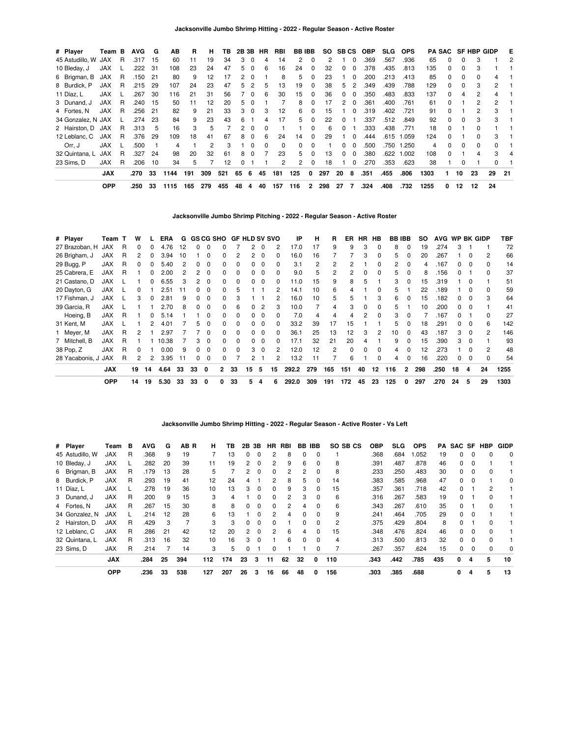## Jacksonville Jumbo Shrimp Hitting - 2022 - Regular Season - Active Roster

| # | Player | Team | B | AVG | G | AB | R | H | TB | 2B | 3B | HR | RBI | BB | IBB | SO | SB | CS | OBP | SLG | OPS | PA | SAC | SF | HBP | GIDP | E |
|---|---|---|---|---|---|---|---|---|---|---|---|---|---|---|---|---|---|---|---|---|---|---|---|---|---|---|---|
| 45 | Astudillo, W | JAX | R | .317 | 15 | 60 | 11 | 19 | 34 | 3 | 0 | 4 | 14 | 2 | 0 | 2 | 1 | 0 | .369 | .567 | .936 | 65 | 0 | 0 | 3 | 1 | 2 |
| 10 | Bleday, J | JAX | L | .222 | 31 | 108 | 23 | 24 | 47 | 5 | 0 | 6 | 16 | 24 | 0 | 32 | 0 | 0 | .378 | .435 | .813 | 135 | 0 | 0 | 3 | 1 | 1 |
| 6 | Brigman, B | JAX | R | .150 | 21 | 80 | 9 | 12 | 17 | 2 | 0 | 1 | 8 | 5 | 0 | 23 | 1 | 0 | .200 | .213 | .413 | 85 | 0 | 0 | 0 | 4 | 1 |
| 8 | Burdick, P | JAX | R | .215 | 29 | 107 | 24 | 23 | 47 | 5 | 2 | 5 | 13 | 19 | 0 | 38 | 5 | 2 | .349 | .439 | .788 | 129 | 0 | 0 | 3 | 2 | 1 |
| 11 | Díaz, L | JAX | L | .267 | 30 | 116 | 21 | 31 | 56 | 7 | 0 | 6 | 30 | 15 | 0 | 36 | 0 | 0 | .350 | .483 | .833 | 137 | 0 | 4 | 2 | 4 | 1 |
| 3 | Dunand, J | JAX | R | .240 | 15 | 50 | 11 | 12 | 20 | 5 | 0 | 1 | 7 | 8 | 0 | 17 | 2 | 0 | .361 | .400 | .761 | 61 | 0 | 1 | 2 | 2 | 1 |
| 4 | Fortes, N | JAX | R | .256 | 21 | 82 | 9 | 21 | 33 | 3 | 0 | 3 | 12 | 6 | 0 | 15 | 1 | 0 | .319 | .402 | .721 | 91 | 0 | 1 | 2 | 3 | 1 |
| 34 | Gonzalez, N | JAX | L | .274 | 23 | 84 | 9 | 23 | 43 | 6 | 1 | 4 | 17 | 5 | 0 | 22 | 0 | 1 | .337 | .512 | .849 | 92 | 0 | 0 | 3 | 3 | 1 |
| 2 | Hairston, D | JAX | R | .313 | 5 | 16 | 3 | 5 | 7 | 2 | 0 | 0 | 1 | 1 | 0 | 6 | 0 | 1 | .333 | .438 | .771 | 18 | 0 | 1 | 0 | 1 | 1 |
| 12 | Leblanc, C | JAX | R | .376 | 29 | 109 | 18 | 41 | 67 | 8 | 0 | 6 | 24 | 14 | 0 | 29 | 1 | 0 | .444 | .615 | 1.059 | 124 | 0 | 1 | 0 | 3 | 1 |
| | Orr, J | JAX | L | .500 | 1 | 4 | 1 | 2 | 3 | 1 | 0 | 0 | 0 | 0 | 0 | 1 | 0 | 0 | .500 | .750 | 1.250 | 4 | 0 | 0 | 0 | 0 | 1 |
| 32 | Quintana, L | JAX | R | .327 | 24 | 98 | 20 | 32 | 61 | 8 | 0 | 7 | 23 | 5 | 0 | 13 | 0 | 0 | .380 | .622 | 1.002 | 108 | 0 | 1 | 4 | 3 | 4 |
| 23 | Sims, D | JAX | R | .206 | 10 | 34 | 5 | 7 | 12 | 0 | 1 | 1 | 2 | 2 | 0 | 18 | 1 | 0 | .270 | .353 | .623 | 38 | 1 | 0 | 1 | 0 | 1 |
| | | **JAX** | | **.270** | **33** | **1144** | **191** | **309** | **521** | **65** | **6** | **45** | **181** | **125** | **0** | **297** | **20** | **8** | **.351** | **.455** | **.806** | **1303** | **1** | **10** | **23** | **29** | **21** |
| | | **OPP** | | **.250** | **33** | **1115** | **165** | **279** | **455** | **48** | **4** | **40** | **157** | **116** | **2** | **298** | **27** | **7** | **.324** | **.408** | **.732** | **1255** | **0** | **12** | **12** | **24** | |

## Jacksonville Jumbo Shrimp Pitching - 2022 - Regular Season - Active Roster

| # | Player | Team | T | W | L | ERA | G | GS | CG | SHO | GF | HLD | SV | SVO | IP | H | R | ER | HR | HB | BB | IBB | SO | AVG | WP | BK | GIDP | TBF |
|---|---|---|---|---|---|---|---|---|---|---|---|---|---|---|---|---|---|---|---|---|---|---|---|---|---|---|---|---|
| 27 | Brazoban, H | JAX | R | 0 | 0 | 4.76 | 12 | 0 | 0 | 0 | 7 | 2 | 0 | 2 | 17.0 | 17 | 9 | 9 | 3 | 0 | 8 | 0 | 19 | .274 | 3 | 1 | 1 | 72 |
| 26 | Brigham, J | JAX | R | 2 | 0 | 3.94 | 10 | 1 | 0 | 0 | 2 | 2 | 0 | 0 | 16.0 | 16 | 7 | 7 | 3 | 0 | 5 | 0 | 20 | .267 | 1 | 0 | 2 | 66 |
| 29 | Bugg, P | JAX | R | 0 | 0 | 5.40 | 2 | 0 | 0 | 0 | 0 | 0 | 0 | 0 | 3.1 | 2 | 2 | 2 | 1 | 0 | 2 | 0 | 4 | .167 | 0 | 0 | 0 | 14 |
| 25 | Cabrera, E | JAX | R | 1 | 0 | 2.00 | 2 | 2 | 0 | 0 | 0 | 0 | 0 | 0 | 9.0 | 5 | 2 | 2 | 0 | 0 | 5 | 0 | 8 | .156 | 0 | 1 | 0 | 37 |
| 21 | Castano, D | JAX | L | 1 | 0 | 6.55 | 3 | 2 | 0 | 0 | 0 | 0 | 0 | 0 | 11.0 | 15 | 9 | 8 | 5 | 1 | 3 | 0 | 15 | .319 | 1 | 0 | 1 | 51 |
| 20 | Dayton, G | JAX | L | 0 | 1 | 2.51 | 11 | 0 | 0 | 0 | 5 | 1 | 1 | 2 | 14.1 | 10 | 6 | 4 | 1 | 0 | 5 | 1 | 22 | .189 | 1 | 0 | 0 | 59 |
| 17 | Fishman, J | JAX | L | 3 | 0 | 2.81 | 9 | 0 | 0 | 0 | 3 | 1 | 1 | 2 | 16.0 | 10 | 5 | 5 | 1 | 3 | 6 | 0 | 15 | .182 | 0 | 0 | 3 | 64 |
| 39 | Garcia, R | JAX | L | 1 | 1 | 2.70 | 8 | 0 | 0 | 0 | 6 | 0 | 2 | 3 | 10.0 | 7 | 4 | 3 | 0 | 0 | 5 | 1 | 10 | .200 | 0 | 0 | 1 | 41 |
| | Hoeing, B | JAX | R | 1 | 0 | 5.14 | 1 | 1 | 0 | 0 | 0 | 0 | 0 | 0 | 7.0 | 4 | 4 | 4 | 2 | 0 | 3 | 0 | 7 | .167 | 0 | 1 | 0 | 27 |
| 31 | Kent, M | JAX | L | 1 | 2 | 4.01 | 7 | 5 | 0 | 0 | 0 | 0 | 0 | 0 | 33.2 | 39 | 17 | 15 | 1 | 1 | 5 | 0 | 18 | .291 | 0 | 0 | 6 | 142 |
| 1 | Meyer, M | JAX | R | 2 | 1 | 2.97 | 7 | 7 | 0 | 0 | 0 | 0 | 0 | 0 | 36.1 | 25 | 13 | 12 | 3 | 2 | 10 | 0 | 43 | .187 | 3 | 0 | 2 | 146 |
| 7 | Mitchell, B | JAX | R | 1 | 1 | 10.38 | 7 | 3 | 0 | 0 | 0 | 0 | 0 | 0 | 17.1 | 32 | 21 | 20 | 4 | 1 | 9 | 0 | 15 | .390 | 3 | 0 | 1 | 93 |
| 38 | Pop, Z | JAX | R | 0 | 1 | 0.00 | 9 | 0 | 0 | 0 | 0 | 3 | 0 | 2 | 12.0 | 12 | 2 | 0 | 0 | 0 | 4 | 0 | 12 | .273 | 1 | 0 | 2 | 48 |
| 28 | Yacabonis, J | JAX | R | 2 | 2 | 3.95 | 11 | 0 | 0 | 0 | 7 | 2 | 1 | 2 | 13.2 | 11 | 7 | 6 | 1 | 0 | 4 | 0 | 16 | .220 | 0 | 0 | 0 | 54 |
| | | **JAX** | | **19** | **14** | **4.64** | **33** | **33** | **0** | **2** | **33** | **15** | **5** | **15** | **292.2** | **279** | **165** | **151** | **40** | **12** | **116** | **2** | **298** | **.250** | **18** | **4** | **24** | **1255** |
| | | **OPP** | | **14** | **19** | **5.30** | **33** | **33** | **0** | **0** | **33** | **5** | **4** | **6** | **292.0** | **309** | **191** | **172** | **45** | **23** | **125** | **0** | **297** | **.270** | **24** | **5** | **29** | **1303** |

## Jacksonville Jumbo Shrimp Hitting - 2022 - Regular Season - Active Roster - Vs Left

| # | Player | Team | B | AVG | G | AB | R | H | TB | 2B | 3B | HR | RBI | BB | IBB | SO | SB | CS | OBP | SLG | OPS | PA | SAC | SF | HBP | GIDP |
|---|---|---|---|---|---|---|---|---|---|---|---|---|---|---|---|---|---|---|---|---|---|---|---|---|---|---|
| 45 | Astudillo, W | JAX | R | .368 | 9 | 19 | | 7 | 13 | 0 | 0 | 2 | 8 | 0 | 0 | 1 | | | .368 | .684 | 1.052 | 19 | 0 | 0 | 0 | 0 |
| 10 | Bleday, J | JAX | L | .282 | 20 | 39 | | 11 | 19 | 2 | 0 | 2 | 9 | 6 | 0 | 8 | | | .391 | .487 | .878 | 46 | 0 | 0 | 1 | 1 |
| 6 | Brigman, B | JAX | R | .179 | 13 | 28 | | 5 | 7 | 2 | 0 | 0 | 2 | 2 | 0 | 8 | | | .233 | .250 | .483 | 30 | 0 | 0 | 0 | 1 |
| 8 | Burdick, P | JAX | R | .293 | 19 | 41 | | 12 | 24 | 4 | 1 | 2 | 8 | 5 | 0 | 14 | | | .383 | .585 | .968 | 47 | 0 | 0 | 1 | 0 |
| 11 | Díaz, L | JAX | L | .278 | 19 | 36 | | 10 | 13 | 3 | 0 | 0 | 9 | 3 | 0 | 15 | | | .357 | .361 | .718 | 42 | 0 | 1 | 2 | 1 |
| 3 | Dunand, J | JAX | R | .200 | 9 | 15 | | 3 | 4 | 1 | 0 | 0 | 2 | 3 | 0 | 6 | | | .316 | .267 | .583 | 19 | 0 | 1 | 0 | 1 |
| 4 | Fortes, N | JAX | R | .267 | 15 | 30 | | 8 | 8 | 0 | 0 | 0 | 2 | 4 | 0 | 6 | | | .343 | .267 | .610 | 35 | 0 | 1 | 0 | 1 |
| 34 | Gonzalez, N | JAX | L | .214 | 12 | 28 | | 6 | 13 | 1 | 0 | 2 | 4 | 0 | 0 | 9 | | | .241 | .464 | .705 | 29 | 0 | 0 | 1 | 1 |
| 2 | Hairston, D | JAX | R | .429 | 3 | 7 | | 3 | 3 | 0 | 0 | 0 | 1 | 0 | 0 | 2 | | | .375 | .429 | .804 | 8 | 0 | 1 | 0 | 1 |
| 12 | Leblanc, C | JAX | R | .286 | 21 | 42 | | 12 | 20 | 2 | 0 | 2 | 6 | 4 | 0 | 15 | | | .348 | .476 | .824 | 46 | 0 | 0 | 0 | 1 |
| 32 | Quintana, L | JAX | R | .313 | 16 | 32 | | 10 | 16 | 3 | 0 | 1 | 6 | 0 | 0 | 4 | | | .313 | .500 | .813 | 32 | 0 | 0 | 0 | 1 |
| 23 | Sims, D | JAX | R | .214 | 7 | 14 | | 3 | 5 | 0 | 1 | 0 | 1 | 1 | 0 | 7 | | | .267 | .357 | .624 | 15 | 0 | 0 | 0 | 0 |
| | | **JAX** | | **.284** | **25** | **394** | | **112** | **174** | **23** | **3** | **11** | **62** | **32** | **0** | **110** | | | **.343** | **.442** | **.785** | **435** | **0** | **4** | **5** | **10** |
| | | **OPP** | | **.236** | **33** | **538** | | **127** | **207** | **26** | **3** | **16** | **66** | **48** | **0** | **156** | | | **.303** | **.385** | **.688** | | **0** | **4** | **5** | **13** |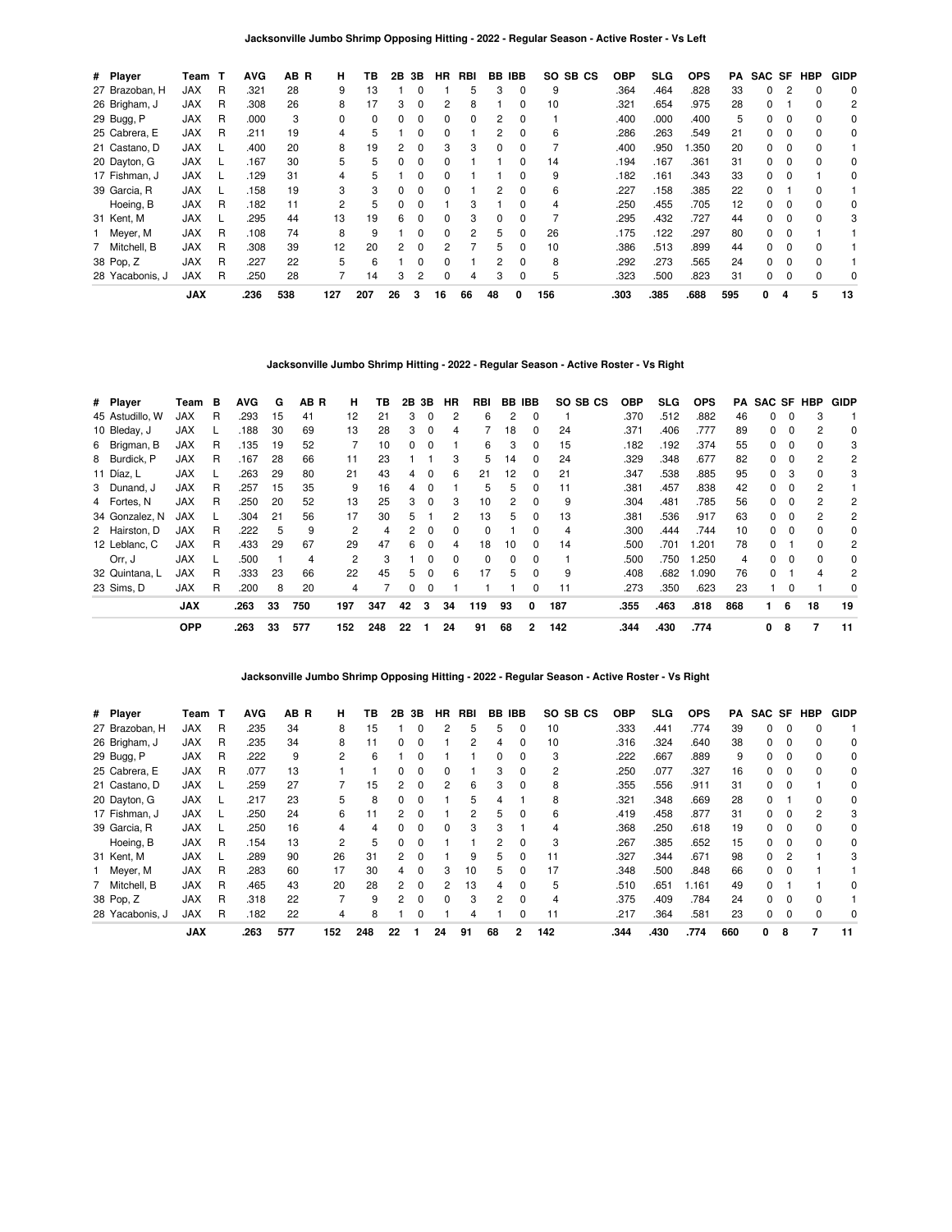### Jacksonville Jumbo Shrimp Opposing Hitting - 2022 - Regular Season - Active Roster - Vs Left

| # | Player | Team | T | AVG | AB | R | H | TB | 2B | 3B | HR | RBI | BB | IBB | SO | SB | CS | OBP | SLG | OPS | PA | SAC | SF | HBP | GIDP |
|---|---|---|---|---|---|---|---|---|---|---|---|---|---|---|---|---|---|---|---|---|---|---|---|---|---|
| 27 | Brazoban, H | JAX | R | .321 | 28 | | 9 | 13 | 1 | 0 | 1 | 5 | 3 | 0 | 9 | | | .364 | .464 | .828 | 33 | 0 | 2 | 0 | 0 |
| 26 | Brigham, J | JAX | R | .308 | 26 | | 8 | 17 | 3 | 0 | 2 | 8 | 1 | 0 | 10 | | | .321 | .654 | .975 | 28 | 0 | 1 | 0 | 2 |
| 29 | Bugg, P | JAX | R | .000 | 3 | | 0 | 0 | 0 | 0 | 0 | 0 | 2 | 0 | 1 | | | .400 | .000 | .400 | 5 | 0 | 0 | 0 | 0 |
| 25 | Cabrera, E | JAX | R | .211 | 19 | | 4 | 5 | 1 | 0 | 0 | 1 | 2 | 0 | 6 | | | .286 | .263 | .549 | 21 | 0 | 0 | 0 | 0 |
| 21 | Castano, D | JAX | L | .400 | 20 | | 8 | 19 | 2 | 0 | 3 | 3 | 0 | 0 | 7 | | | .400 | .950 | 1.350 | 20 | 0 | 0 | 0 | 1 |
| 20 | Dayton, G | JAX | L | .167 | 30 | | 5 | 5 | 0 | 0 | 0 | 1 | 1 | 0 | 14 | | | .194 | .167 | .361 | 31 | 0 | 0 | 0 | 0 |
| 17 | Fishman, J | JAX | L | .129 | 31 | | 4 | 5 | 1 | 0 | 0 | 1 | 1 | 0 | 9 | | | .182 | .161 | .343 | 33 | 0 | 0 | 1 | 0 |
| 39 | Garcia, R | JAX | L | .158 | 19 | | 3 | 3 | 0 | 0 | 0 | 1 | 2 | 0 | 6 | | | .227 | .158 | .385 | 22 | 0 | 1 | 0 | 1 |
| | Hoeing, B | JAX | R | .182 | 11 | | 2 | 5 | 0 | 0 | 1 | 3 | 1 | 0 | 4 | | | .250 | .455 | .705 | 12 | 0 | 0 | 0 | 0 |
| 31 | Kent, M | JAX | L | .295 | 44 | | 13 | 19 | 6 | 0 | 0 | 3 | 0 | 0 | 7 | | | .295 | .432 | .727 | 44 | 0 | 0 | 0 | 3 |
| 1 | Meyer, M | JAX | R | .108 | 74 | | 8 | 9 | 1 | 0 | 0 | 2 | 5 | 0 | 26 | | | .175 | .122 | .297 | 80 | 0 | 0 | 1 | 1 |
| 7 | Mitchell, B | JAX | R | .308 | 39 | | 12 | 20 | 2 | 0 | 2 | 7 | 5 | 0 | 10 | | | .386 | .513 | .899 | 44 | 0 | 0 | 0 | 1 |
| 38 | Pop, Z | JAX | R | .227 | 22 | | 5 | 6 | 1 | 0 | 0 | 1 | 2 | 0 | 8 | | | .292 | .273 | .565 | 24 | 0 | 0 | 0 | 1 |
| 28 | Yacabonis, J | JAX | R | .250 | 28 | | 7 | 14 | 3 | 2 | 0 | 4 | 3 | 0 | 5 | | | .323 | .500 | .823 | 31 | 0 | 0 | 0 | 0 |
| | **JAX** | | | **.236** | **538** | | **127** | **207** | **26** | **3** | **16** | **66** | **48** | **0** | **156** | | | **.303** | **.385** | **.688** | **595** | **0** | **4** | **5** | **13** |

### Jacksonville Jumbo Shrimp Hitting - 2022 - Regular Season - Active Roster - Vs Right

| # | Player | Team | B | AVG | G | AB | R | H | TB | 2B | 3B | HR | RBI | BB | IBB | SO | SB | CS | OBP | SLG | OPS | PA | SAC | SF | HBP | GIDP |
|---|---|---|---|---|---|---|---|---|---|---|---|---|---|---|---|---|---|---|---|---|---|---|---|---|---|---|
| 45 | Astudillo, W | JAX | R | .293 | 15 | 41 | | 12 | 21 | 3 | 0 | 2 | 6 | 2 | 0 | 1 | | | .370 | .512 | .882 | 46 | 0 | 0 | 3 | 1 |
| 10 | Bleday, J | JAX | L | .188 | 30 | 69 | | 13 | 28 | 3 | 0 | 4 | 7 | 18 | 0 | 24 | | | .371 | .406 | .777 | 89 | 0 | 0 | 2 | 0 |
| 6 | Brigman, B | JAX | R | .135 | 19 | 52 | | 7 | 10 | 0 | 0 | 1 | 6 | 3 | 0 | 15 | | | .182 | .192 | .374 | 55 | 0 | 0 | 0 | 3 |
| 8 | Burdick, P | JAX | R | .167 | 28 | 66 | | 11 | 23 | 1 | 1 | 3 | 5 | 14 | 0 | 24 | | | .329 | .348 | .677 | 82 | 0 | 0 | 2 | 2 |
| 11 | Díaz, L | JAX | L | .263 | 29 | 80 | | 21 | 43 | 4 | 0 | 6 | 21 | 12 | 0 | 21 | | | .347 | .538 | .885 | 95 | 0 | 3 | 0 | 3 |
| 3 | Dunand, J | JAX | R | .257 | 15 | 35 | | 9 | 16 | 4 | 0 | 1 | 5 | 5 | 0 | 11 | | | .381 | .457 | .838 | 42 | 0 | 0 | 2 | 1 |
| 4 | Fortes, N | JAX | R | .250 | 20 | 52 | | 13 | 25 | 3 | 0 | 3 | 10 | 2 | 0 | 9 | | | .304 | .481 | .785 | 56 | 0 | 0 | 2 | 2 |
| 34 | Gonzalez, N | JAX | L | .304 | 21 | 56 | | 17 | 30 | 5 | 1 | 2 | 13 | 5 | 0 | 13 | | | .381 | .536 | .917 | 63 | 0 | 0 | 2 | 2 |
| 2 | Hairston, D | JAX | R | .222 | 5 | 9 | | 2 | 4 | 2 | 0 | 0 | 0 | 1 | 0 | 4 | | | .300 | .444 | .744 | 10 | 0 | 0 | 0 | 0 |
| 12 | Leblanc, C | JAX | R | .433 | 29 | 67 | | 29 | 47 | 6 | 0 | 4 | 18 | 10 | 0 | 14 | | | .500 | .701 | 1.201 | 78 | 0 | 1 | 0 | 2 |
| | Orr, J | JAX | L | .500 | 1 | 4 | | 2 | 3 | 1 | 0 | 0 | 0 | 0 | 0 | 1 | | | .500 | .750 | 1.250 | 4 | 0 | 0 | 0 | 0 |
| 32 | Quintana, L | JAX | R | .333 | 23 | 66 | | 22 | 45 | 5 | 0 | 6 | 17 | 5 | 0 | 9 | | | .408 | .682 | 1.090 | 76 | 0 | 1 | 4 | 2 |
| 23 | Sims, D | JAX | R | .200 | 8 | 20 | | 4 | 7 | 0 | 0 | 1 | 1 | 1 | 0 | 11 | | | .273 | .350 | .623 | 23 | 1 | 0 | 1 | 0 |
| | **JAX** | | | **.263** | **33** | **750** | | **197** | **347** | **42** | **3** | **34** | **119** | **93** | **0** | **187** | | | **.355** | **.463** | **.818** | **868** | **1** | **6** | **18** | **19** |
| | **OPP** | | | **.263** | **33** | **577** | | **152** | **248** | **22** | **1** | **24** | **91** | **68** | **2** | **142** | | | **.344** | **.430** | **.774** | | **0** | **8** | **7** | **11** |

### Jacksonville Jumbo Shrimp Opposing Hitting - 2022 - Regular Season - Active Roster - Vs Right

| # | Player | Team | T | AVG | AB | R | H | TB | 2B | 3B | HR | RBI | BB | IBB | SO | SB | CS | OBP | SLG | OPS | PA | SAC | SF | HBP | GIDP |
|---|---|---|---|---|---|---|---|---|---|---|---|---|---|---|---|---|---|---|---|---|---|---|---|---|---|
| 27 | Brazoban, H | JAX | R | .235 | 34 | | 8 | 15 | 1 | 0 | 2 | 5 | 5 | 0 | 10 | | | .333 | .441 | .774 | 39 | 0 | 0 | 0 | 1 |
| 26 | Brigham, J | JAX | R | .235 | 34 | | 8 | 11 | 0 | 0 | 1 | 2 | 4 | 0 | 10 | | | .316 | .324 | .640 | 38 | 0 | 0 | 0 | 0 |
| 29 | Bugg, P | JAX | R | .222 | 9 | | 2 | 6 | 1 | 0 | 1 | 1 | 0 | 0 | 3 | | | .222 | .667 | .889 | 9 | 0 | 0 | 0 | 0 |
| 25 | Cabrera, E | JAX | R | .077 | 13 | | 1 | 1 | 0 | 0 | 0 | 1 | 3 | 0 | 2 | | | .250 | .077 | .327 | 16 | 0 | 0 | 0 | 0 |
| 21 | Castano, D | JAX | L | .259 | 27 | | 7 | 15 | 2 | 0 | 2 | 6 | 3 | 0 | 8 | | | .355 | .556 | .911 | 31 | 0 | 0 | 1 | 0 |
| 20 | Dayton, G | JAX | L | .217 | 23 | | 5 | 8 | 0 | 0 | 1 | 5 | 4 | 1 | 8 | | | .321 | .348 | .669 | 28 | 0 | 1 | 0 | 0 |
| 17 | Fishman, J | JAX | L | .250 | 24 | | 6 | 11 | 2 | 0 | 1 | 2 | 5 | 0 | 6 | | | .419 | .458 | .877 | 31 | 0 | 0 | 2 | 3 |
| 39 | Garcia, R | JAX | L | .250 | 16 | | 4 | 4 | 0 | 0 | 0 | 3 | 3 | 1 | 4 | | | .368 | .250 | .618 | 19 | 0 | 0 | 0 | 0 |
| | Hoeing, B | JAX | R | .154 | 13 | | 2 | 5 | 0 | 0 | 1 | 1 | 2 | 0 | 3 | | | .267 | .385 | .652 | 15 | 0 | 0 | 0 | 0 |
| 31 | Kent, M | JAX | L | .289 | 90 | | 26 | 31 | 2 | 0 | 1 | 9 | 5 | 0 | 11 | | | .327 | .344 | .671 | 98 | 0 | 2 | 1 | 3 |
| 1 | Meyer, M | JAX | R | .283 | 60 | | 17 | 30 | 4 | 0 | 3 | 10 | 5 | 0 | 17 | | | .348 | .500 | .848 | 66 | 0 | 0 | 1 | 1 |
| 7 | Mitchell, B | JAX | R | .465 | 43 | | 20 | 28 | 2 | 0 | 2 | 13 | 4 | 0 | 5 | | | .510 | .651 | 1.161 | 49 | 0 | 1 | 1 | 0 |
| 38 | Pop, Z | JAX | R | .318 | 22 | | 7 | 9 | 2 | 0 | 0 | 3 | 2 | 0 | 4 | | | .375 | .409 | .784 | 24 | 0 | 0 | 0 | 1 |
| 28 | Yacabonis, J | JAX | R | .182 | 22 | | 4 | 8 | 1 | 0 | 1 | 4 | 1 | 0 | 11 | | | .217 | .364 | .581 | 23 | 0 | 0 | 0 | 0 |
| | **JAX** | | | **.263** | **577** | | **152** | **248** | **22** | **1** | **24** | **91** | **68** | **2** | **142** | | | **.344** | **.430** | **.774** | **660** | **0** | **8** | **7** | **11** |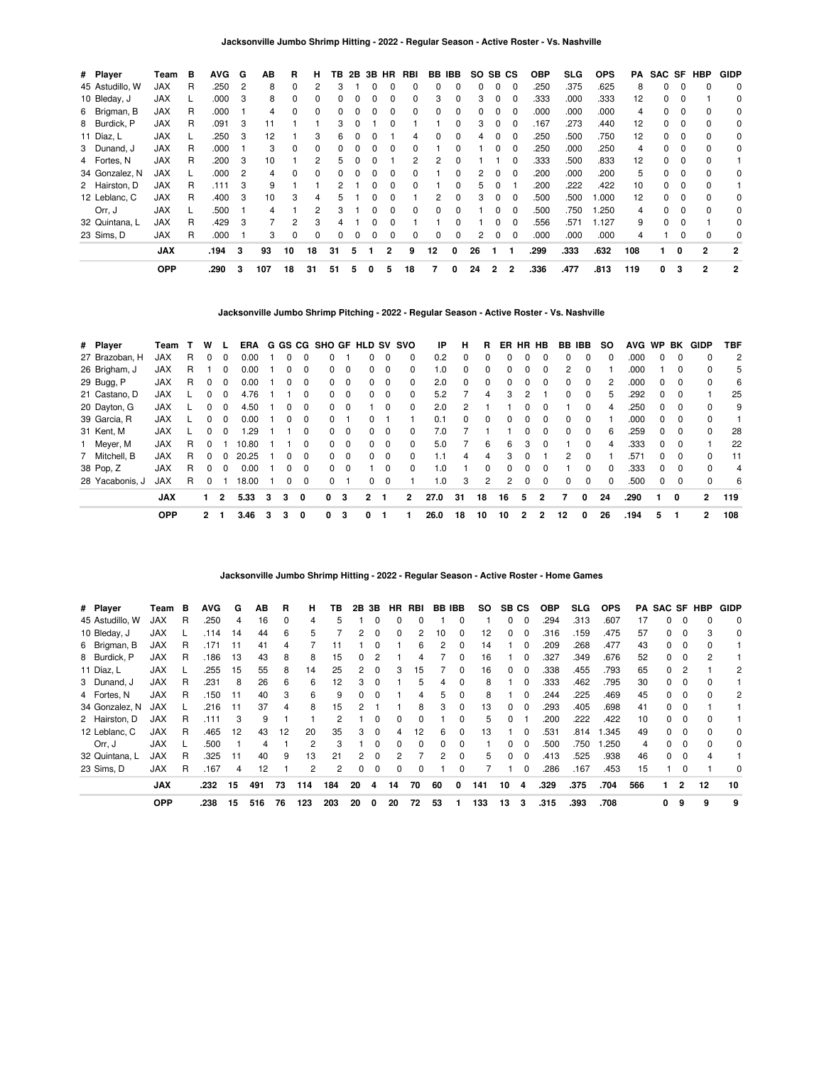### Jacksonville Jumbo Shrimp Hitting - 2022 - Regular Season - Active Roster - Vs. Nashville

| # | Player | Team | B | AVG | G | AB | R | H | TB | 2B | 3B | HR | RBI | BB | IBB | SO | SB | CS | OBP | SLG | OPS | PA | SAC | SF | HBP | GIDP |
|---|---|---|---|---|---|---|---|---|---|---|---|---|---|---|---|---|---|---|---|---|---|---|---|---|---|---|
| 45 | Astudillo, W | JAX | R | .250 | 2 | 8 | 0 | 2 | 3 | 1 | 0 | 0 | 0 | 0 | 0 | 0 | 0 | 0 | .250 | .375 | .625 | 8 | 0 | 0 | 0 | 0 |
| 10 | Bleday, J | JAX | L | .000 | 3 | 8 | 0 | 0 | 0 | 0 | 0 | 0 | 0 | 3 | 0 | 3 | 0 | 0 | .333 | .000 | .333 | 12 | 0 | 0 | 1 | 0 |
| 6 | Brigman, B | JAX | R | .000 | 1 | 4 | 0 | 0 | 0 | 0 | 0 | 0 | 0 | 0 | 0 | 0 | 0 | 0 | .000 | .000 | .000 | 4 | 0 | 0 | 0 | 0 |
| 8 | Burdick, P | JAX | R | .091 | 3 | 11 | 1 | 1 | 3 | 0 | 1 | 0 | 1 | 1 | 0 | 3 | 0 | 0 | .167 | .273 | .440 | 12 | 0 | 0 | 0 | 0 |
| 11 | Díaz, L | JAX | L | .250 | 3 | 12 | 1 | 3 | 6 | 0 | 0 | 1 | 4 | 0 | 0 | 4 | 0 | 0 | .250 | .500 | .750 | 12 | 0 | 0 | 0 | 0 |
| 3 | Dunand, J | JAX | R | .000 | 1 | 3 | 0 | 0 | 0 | 0 | 0 | 0 | 0 | 1 | 0 | 1 | 0 | 0 | .250 | .000 | .250 | 4 | 0 | 0 | 0 | 0 |
| 4 | Fortes, N | JAX | R | .200 | 3 | 10 | 1 | 2 | 5 | 0 | 0 | 1 | 2 | 2 | 0 | 1 | 1 | 0 | .333 | .500 | .833 | 12 | 0 | 0 | 0 | 1 |
| 34 | Gonzalez, N | JAX | L | .000 | 2 | 4 | 0 | 0 | 0 | 0 | 0 | 0 | 0 | 1 | 0 | 2 | 0 | 0 | .200 | .000 | .200 | 5 | 0 | 0 | 0 | 0 |
| 2 | Hairston, D | JAX | R | .111 | 3 | 9 | 1 | 1 | 2 | 1 | 0 | 0 | 0 | 1 | 0 | 5 | 0 | 1 | .200 | .222 | .422 | 10 | 0 | 0 | 0 | 1 |
| 12 | Leblanc, C | JAX | R | .400 | 3 | 10 | 3 | 4 | 5 | 1 | 0 | 0 | 1 | 2 | 0 | 3 | 0 | 0 | .500 | .500 | 1.000 | 12 | 0 | 0 | 0 | 0 |
| | Orr, J | JAX | L | .500 | 1 | 4 | 1 | 2 | 3 | 1 | 0 | 0 | 0 | 0 | 0 | 1 | 0 | 0 | .500 | .750 | 1.250 | 4 | 0 | 0 | 0 | 0 |
| 32 | Quintana, L | JAX | R | .429 | 3 | 7 | 2 | 3 | 4 | 1 | 0 | 0 | 1 | 1 | 0 | 1 | 0 | 0 | .556 | .571 | 1.127 | 9 | 0 | 0 | 1 | 0 |
| 23 | Sims, D | JAX | R | .000 | 1 | 3 | 0 | 0 | 0 | 0 | 0 | 0 | 0 | 0 | 0 | 2 | 0 | 0 | .000 | .000 | .000 | 4 | 1 | 0 | 0 | 0 |
| | **JAX** | | | **.194** | **3** | **93** | **10** | **18** | **31** | **5** | **1** | **2** | **9** | **12** | **0** | **26** | **1** | **1** | **.299** | **.333** | **.632** | **108** | **1** | **0** | **2** | **2** |
| | **OPP** | | | **.290** | **3** | **107** | **18** | **31** | **51** | **5** | **0** | **5** | **18** | **7** | **0** | **24** | **2** | **2** | **.336** | **.477** | **.813** | **119** | **0** | **3** | **2** | **2** |

### Jacksonville Jumbo Shrimp Pitching - 2022 - Regular Season - Active Roster - Vs. Nashville

| # | Player | Team | T | W | L | ERA | G | GS | CG | SHO | GF | HLD | SV | SVO | IP | H | R | ER | HR | HB | BB | IBB | SO | AVG | WP | BK | GIDP | TBF |
|---|---|---|---|---|---|---|---|---|---|---|---|---|---|---|---|---|---|---|---|---|---|---|---|---|---|---|---|---|
| 27 | Brazoban, H | JAX | R | 0 | 0 | 0.00 | 1 | 0 | 0 | 0 | 1 | 0 | 0 | 0 | 0.2 | 0 | 0 | 0 | 0 | 0 | 0 | 0 | 0 | .000 | 0 | 0 | 0 | 2 |
| 26 | Brigham, J | JAX | R | 1 | 0 | 0.00 | 1 | 0 | 0 | 0 | 0 | 0 | 0 | 0 | 1.0 | 0 | 0 | 0 | 0 | 0 | 2 | 0 | 1 | .000 | 1 | 0 | 0 | 5 |
| 29 | Bugg, P | JAX | R | 0 | 0 | 0.00 | 1 | 0 | 0 | 0 | 0 | 0 | 0 | 0 | 2.0 | 0 | 0 | 0 | 0 | 0 | 0 | 0 | 2 | .000 | 0 | 0 | 0 | 6 |
| 21 | Castano, D | JAX | L | 0 | 0 | 4.76 | 1 | 1 | 0 | 0 | 0 | 0 | 0 | 0 | 5.2 | 7 | 4 | 3 | 2 | 1 | 0 | 0 | 5 | .292 | 0 | 0 | 1 | 25 |
| 20 | Dayton, G | JAX | L | 0 | 0 | 4.50 | 1 | 0 | 0 | 0 | 0 | 1 | 0 | 0 | 2.0 | 2 | 1 | 1 | 0 | 0 | 1 | 0 | 4 | .250 | 0 | 0 | 0 | 9 |
| 39 | Garcia, R | JAX | L | 0 | 0 | 0.00 | 1 | 0 | 0 | 0 | 1 | 0 | 1 | 1 | 0.1 | 0 | 0 | 0 | 0 | 0 | 0 | 0 | 1 | .000 | 0 | 0 | 0 | 1 |
| 31 | Kent, M | JAX | L | 0 | 0 | 1.29 | 1 | 1 | 0 | 0 | 0 | 0 | 0 | 0 | 7.0 | 7 | 1 | 1 | 0 | 0 | 0 | 0 | 6 | .259 | 0 | 0 | 0 | 28 |
| 1 | Meyer, M | JAX | R | 0 | 1 | 10.80 | 1 | 1 | 0 | 0 | 0 | 0 | 0 | 0 | 5.0 | 7 | 6 | 6 | 3 | 0 | 1 | 0 | 4 | .333 | 0 | 0 | 1 | 22 |
| 7 | Mitchell, B | JAX | R | 0 | 0 | 20.25 | 1 | 0 | 0 | 0 | 0 | 0 | 0 | 0 | 1.1 | 4 | 4 | 3 | 0 | 1 | 2 | 0 | 1 | .571 | 0 | 0 | 0 | 11 |
| 38 | Pop, Z | JAX | R | 0 | 0 | 0.00 | 1 | 0 | 0 | 0 | 0 | 1 | 0 | 0 | 1.0 | 1 | 0 | 0 | 0 | 0 | 1 | 0 | 0 | .333 | 0 | 0 | 0 | 4 |
| 28 | Yacabonis, J | JAX | R | 0 | 1 | 18.00 | 1 | 0 | 0 | 0 | 1 | 0 | 0 | 1 | 1.0 | 3 | 2 | 2 | 0 | 0 | 0 | 0 | 0 | .500 | 0 | 0 | 0 | 6 |
| | **JAX** | | | **1** | **2** | **5.33** | **3** | **3** | **0** | **0** | **3** | **2** | **1** | **2** | **27.0** | **31** | **18** | **16** | **5** | **2** | **7** | **0** | **24** | **.290** | **1** | **0** | **2** | **119** |
| | **OPP** | | | **2** | **1** | **3.46** | **3** | **3** | **0** | **0** | **3** | **0** | **1** | **1** | **26.0** | **18** | **10** | **10** | **2** | **2** | **12** | **0** | **26** | **.194** | **5** | **1** | **2** | **108** |

### Jacksonville Jumbo Shrimp Hitting - 2022 - Regular Season - Active Roster - Home Games

| # | Player | Team | B | AVG | G | AB | R | H | TB | 2B | 3B | HR | RBI | BB | IBB | SO | SB | CS | OBP | SLG | OPS | PA | SAC | SF | HBP | GIDP |
|---|---|---|---|---|---|---|---|---|---|---|---|---|---|---|---|---|---|---|---|---|---|---|---|---|---|---|
| 45 | Astudillo, W | JAX | R | .250 | 4 | 16 | 0 | 4 | 5 | 1 | 0 | 0 | 0 | 1 | 0 | 1 | 0 | 0 | .294 | .313 | .607 | 17 | 0 | 0 | 0 | 0 |
| 10 | Bleday, J | JAX | L | .114 | 14 | 44 | 6 | 5 | 7 | 2 | 0 | 0 | 2 | 10 | 0 | 12 | 0 | 0 | .316 | .159 | .475 | 57 | 0 | 0 | 3 | 0 |
| 6 | Brigman, B | JAX | R | .171 | 11 | 41 | 4 | 7 | 11 | 1 | 0 | 1 | 6 | 2 | 0 | 14 | 1 | 0 | .209 | .268 | .477 | 43 | 0 | 0 | 0 | 1 |
| 8 | Burdick, P | JAX | R | .186 | 13 | 43 | 8 | 8 | 15 | 0 | 2 | 1 | 4 | 7 | 0 | 16 | 1 | 0 | .327 | .349 | .676 | 52 | 0 | 0 | 2 | 1 |
| 11 | Díaz, L | JAX | L | .255 | 15 | 55 | 8 | 14 | 25 | 2 | 0 | 3 | 15 | 7 | 0 | 16 | 0 | 0 | .338 | .455 | .793 | 65 | 0 | 2 | 1 | 2 |
| 3 | Dunand, J | JAX | R | .231 | 8 | 26 | 6 | 6 | 12 | 3 | 0 | 1 | 5 | 4 | 0 | 8 | 1 | 0 | .333 | .462 | .795 | 30 | 0 | 0 | 0 | 1 |
| 4 | Fortes, N | JAX | R | .150 | 11 | 40 | 3 | 6 | 9 | 0 | 0 | 1 | 4 | 5 | 0 | 8 | 1 | 0 | .244 | .225 | .469 | 45 | 0 | 0 | 0 | 2 |
| 34 | Gonzalez, N | JAX | L | .216 | 11 | 37 | 4 | 8 | 15 | 2 | 1 | 1 | 8 | 3 | 0 | 13 | 0 | 0 | .293 | .405 | .698 | 41 | 0 | 0 | 1 | 1 |
| 2 | Hairston, D | JAX | R | .111 | 3 | 9 | 1 | 1 | 2 | 1 | 0 | 0 | 0 | 1 | 0 | 5 | 0 | 1 | .200 | .222 | .422 | 10 | 0 | 0 | 0 | 1 |
| 12 | Leblanc, C | JAX | R | .465 | 12 | 43 | 12 | 20 | 35 | 3 | 0 | 4 | 12 | 6 | 0 | 13 | 1 | 0 | .531 | .814 | 1.345 | 49 | 0 | 0 | 0 | 0 |
| | Orr, J | JAX | L | .500 | 1 | 4 | 1 | 2 | 3 | 1 | 0 | 0 | 0 | 0 | 0 | 1 | 0 | 0 | .500 | .750 | 1.250 | 4 | 0 | 0 | 0 | 0 |
| 32 | Quintana, L | JAX | R | .325 | 11 | 40 | 9 | 13 | 21 | 2 | 0 | 2 | 7 | 2 | 0 | 5 | 0 | 0 | .413 | .525 | .938 | 46 | 0 | 0 | 4 | 1 |
| 23 | Sims, D | JAX | R | .167 | 4 | 12 | 1 | 2 | 2 | 0 | 0 | 0 | 0 | 1 | 0 | 7 | 1 | 0 | .286 | .167 | .453 | 15 | 1 | 0 | 1 | 0 |
| | **JAX** | | | **.232** | **15** | **491** | **73** | **114** | **184** | **20** | **4** | **14** | **70** | **60** | **0** | **141** | **10** | **4** | **.329** | **.375** | **.704** | **566** | **1** | **2** | **12** | **10** |
| | **OPP** | | | **.238** | **15** | **516** | **76** | **123** | **203** | **20** | **0** | **20** | **72** | **53** | **1** | **133** | **13** | **3** | **.315** | **.393** | **.708** | | **0** | **9** | **9** | **9** |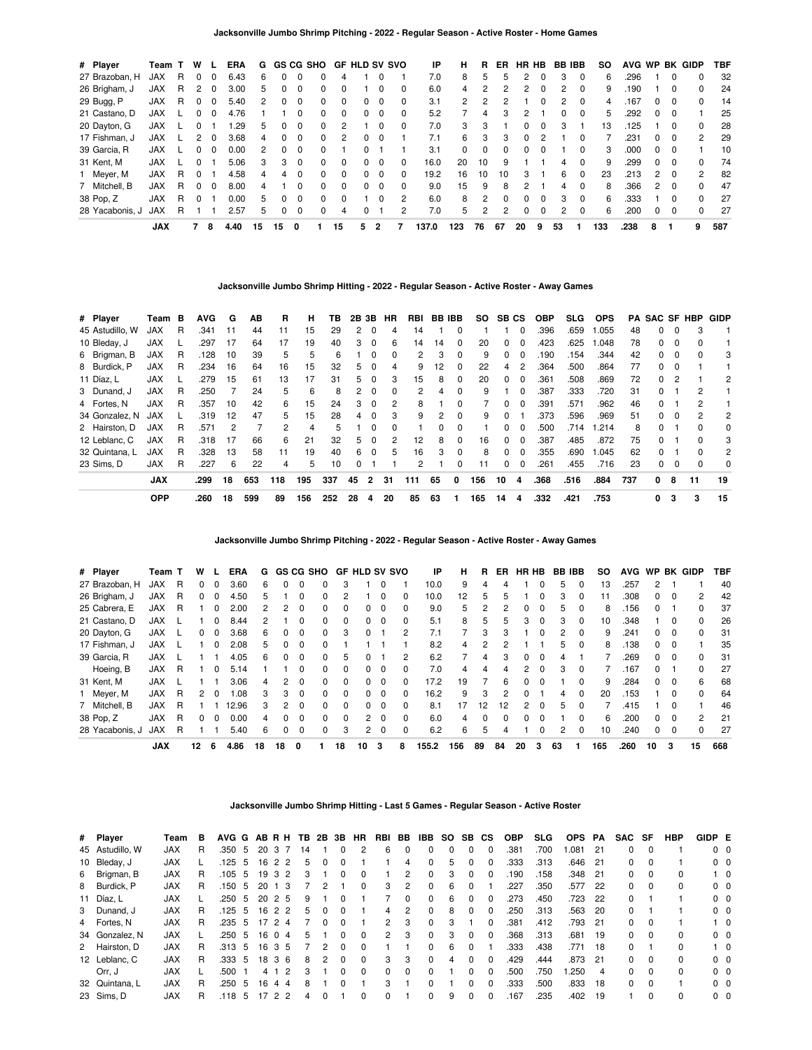### Jacksonville Jumbo Shrimp Pitching - 2022 - Regular Season - Active Roster - Home Games

| # | Player | Team | T | W | L | ERA | G | GS | CG | SHO | GF | HLD | SV | SVO | IP | H | R | ER | HR | HB | BB | IBB | SO | AVG | WP | BK | GIDP | TBF |
|---|---|---|---|---|---|---|---|---|---|---|---|---|---|---|---|---|---|---|---|---|---|---|---|---|---|---|---|---|
| 27 | Brazoban, H | JAX | R | 0 | 0 | 6.43 | 6 | 0 | 0 | 0 | 4 | 1 | 0 | 1 | 7.0 | 8 | 5 | 5 | 2 | 0 | 3 | 0 | 6 | .296 | 1 | 0 | 0 | 32 |
| 26 | Brigham, J | JAX | R | 2 | 0 | 3.00 | 5 | 0 | 0 | 0 | 0 | 1 | 0 | 0 | 6.0 | 4 | 2 | 2 | 2 | 0 | 2 | 0 | 9 | .190 | 1 | 0 | 0 | 24 |
| 29 | Bugg, P | JAX | R | 0 | 0 | 5.40 | 2 | 0 | 0 | 0 | 0 | 0 | 0 | 0 | 3.1 | 2 | 2 | 2 | 1 | 0 | 2 | 0 | 4 | .167 | 0 | 0 | 0 | 14 |
| 21 | Castano, D | JAX | L | 0 | 0 | 4.76 | 1 | 1 | 0 | 0 | 0 | 0 | 0 | 0 | 5.2 | 7 | 4 | 3 | 2 | 1 | 0 | 0 | 5 | .292 | 0 | 0 | 1 | 25 |
| 20 | Dayton, G | JAX | L | 0 | 1 | 1.29 | 5 | 0 | 0 | 0 | 2 | 1 | 0 | 0 | 7.0 | 3 | 3 | 1 | 0 | 0 | 3 | 1 | 13 | .125 | 1 | 0 | 0 | 28 |
| 17 | Fishman, J | JAX | L | 2 | 0 | 3.68 | 4 | 0 | 0 | 0 | 2 | 0 | 0 | 1 | 7.1 | 6 | 3 | 3 | 0 | 2 | 1 | 0 | 7 | .231 | 0 | 0 | 2 | 29 |
| 39 | Garcia, R | JAX | L | 0 | 0 | 0.00 | 2 | 0 | 0 | 0 | 1 | 0 | 1 | 1 | 3.1 | 0 | 0 | 0 | 0 | 0 | 1 | 0 | 3 | .000 | 0 | 0 | 1 | 10 |
| 31 | Kent, M | JAX | L | 0 | 1 | 5.06 | 3 | 3 | 0 | 0 | 0 | 0 | 0 | 0 | 16.0 | 20 | 10 | 9 | 1 | 1 | 4 | 0 | 9 | .299 | 0 | 0 | 0 | 74 |
| 1 | Meyer, M | JAX | R | 0 | 1 | 4.58 | 4 | 4 | 0 | 0 | 0 | 0 | 0 | 0 | 19.2 | 16 | 10 | 10 | 3 | 1 | 6 | 0 | 23 | .213 | 2 | 0 | 2 | 82 |
| 7 | Mitchell, B | JAX | R | 0 | 0 | 8.00 | 4 | 1 | 0 | 0 | 0 | 0 | 0 | 0 | 9.0 | 15 | 9 | 8 | 2 | 1 | 4 | 0 | 8 | .366 | 2 | 0 | 0 | 47 |
| 38 | Pop, Z | JAX | R | 0 | 1 | 0.00 | 5 | 0 | 0 | 0 | 0 | 1 | 0 | 2 | 6.0 | 8 | 2 | 0 | 0 | 0 | 3 | 0 | 6 | .333 | 1 | 0 | 0 | 27 |
| 28 | Yacabonis, J | JAX | R | 1 | 1 | 2.57 | 5 | 0 | 0 | 0 | 4 | 0 | 1 | 2 | 7.0 | 5 | 2 | 2 | 0 | 0 | 2 | 0 | 6 | .200 | 0 | 0 | 0 | 27 |
| | | **JAX** | | **7** | **8** | **4.40** | **15** | **15** | **0** | **1** | **15** | **5** | **2** | **7** | **137.0** | **123** | **76** | **67** | **20** | **9** | **53** | **1** | **133** | **.238** | **8** | **1** | **9** | **587** |

### Jacksonville Jumbo Shrimp Hitting - 2022 - Regular Season - Active Roster - Away Games

| # | Player | Team | B | AVG | G | AB | R | H | TB | 2B | 3B | HR | RBI | BB | IBB | SO | SB | CS | OBP | SLG | OPS | PA | SAC | SF | HBP | GIDP |
|---|---|---|---|---|---|---|---|---|---|---|---|---|---|---|---|---|---|---|---|---|---|---|---|---|---|---|
| 45 | Astudillo, W | JAX | R | .341 | 11 | 44 | 11 | 15 | 29 | 2 | 0 | 4 | 14 | 1 | 0 | 1 | 1 | 0 | .396 | .659 | 1.055 | 48 | 0 | 0 | 3 | 1 |
| 10 | Bleday, J | JAX | L | .297 | 17 | 64 | 17 | 19 | 40 | 3 | 0 | 6 | 14 | 14 | 0 | 20 | 0 | 0 | .423 | .625 | 1.048 | 78 | 0 | 0 | 0 | 1 |
| 6 | Brigman, B | JAX | R | .128 | 10 | 39 | 5 | 5 | 6 | 1 | 0 | 0 | 2 | 3 | 0 | 9 | 0 | 0 | .190 | .154 | .344 | 42 | 0 | 0 | 0 | 3 |
| 8 | Burdick, P | JAX | R | .234 | 16 | 64 | 16 | 15 | 32 | 5 | 0 | 4 | 9 | 12 | 0 | 22 | 4 | 2 | .364 | .500 | .864 | 77 | 0 | 0 | 1 | 1 |
| 11 | Diaz, L | JAX | L | .279 | 15 | 61 | 13 | 17 | 31 | 5 | 0 | 3 | 15 | 8 | 0 | 20 | 0 | 0 | .361 | .508 | .869 | 72 | 0 | 2 | 1 | 2 |
| 3 | Dunand, J | JAX | R | .250 | 7 | 24 | 5 | 6 | 8 | 2 | 0 | 0 | 2 | 4 | 0 | 9 | 1 | 0 | .387 | .333 | .720 | 31 | 0 | 1 | 2 | 1 |
| 4 | Fortes, N | JAX | R | .357 | 10 | 42 | 6 | 15 | 24 | 3 | 0 | 2 | 8 | 1 | 0 | 7 | 0 | 0 | .391 | .571 | .962 | 46 | 0 | 1 | 2 | 1 |
| 34 | Gonzalez, N | JAX | L | .319 | 12 | 47 | 5 | 15 | 28 | 4 | 0 | 3 | 9 | 2 | 0 | 9 | 0 | 1 | .373 | .596 | .969 | 51 | 0 | 0 | 2 | 2 |
| 2 | Hairston, D | JAX | R | .571 | 2 | 7 | 2 | 4 | 5 | 1 | 0 | 0 | 1 | 0 | 0 | 1 | 0 | 0 | .500 | .714 | 1.214 | 8 | 0 | 1 | 0 | 0 |
| 12 | Leblanc, C | JAX | R | .318 | 17 | 66 | 6 | 21 | 32 | 5 | 0 | 2 | 12 | 8 | 0 | 16 | 0 | 0 | .387 | .485 | .872 | 75 | 0 | 1 | 0 | 3 |
| 32 | Quintana, L | JAX | R | .328 | 13 | 58 | 11 | 19 | 40 | 6 | 0 | 5 | 16 | 3 | 0 | 8 | 0 | 0 | .355 | .690 | 1.045 | 62 | 0 | 1 | 0 | 2 |
| 23 | Sims, D | JAX | R | .227 | 6 | 22 | 4 | 5 | 10 | 0 | 1 | 1 | 2 | 1 | 0 | 11 | 0 | 0 | .261 | .455 | .716 | 23 | 0 | 0 | 0 | 0 |
| | | **JAX** | | **.299** | **18** | **653** | **118** | **195** | **337** | **45** | **2** | **31** | **111** | **65** | **0** | **156** | **10** | **4** | **.368** | **.516** | **.884** | **737** | **0** | **8** | **11** | **19** |
| | | **OPP** | | **.260** | **18** | **599** | **89** | **156** | **252** | **28** | **4** | **20** | **85** | **63** | **1** | **165** | **14** | **4** | **.332** | **.421** | **.753** | | **0** | **3** | **3** | **15** |

### Jacksonville Jumbo Shrimp Pitching - 2022 - Regular Season - Active Roster - Away Games

| # | Player | Team | T | W | L | ERA | G | GS | CG | SHO | GF | HLD | SV | SVO | IP | H | R | ER | HR | HB | BB | IBB | SO | AVG | WP | BK | GIDP | TBF |
|---|---|---|---|---|---|---|---|---|---|---|---|---|---|---|---|---|---|---|---|---|---|---|---|---|---|---|---|---|
| 27 | Brazoban, H | JAX | R | 0 | 0 | 3.60 | 6 | 0 | 0 | 0 | 3 | 1 | 0 | 1 | 10.0 | 9 | 4 | 4 | 1 | 0 | 5 | 0 | 13 | .257 | 2 | 1 | 1 | 40 |
| 26 | Brigham, J | JAX | R | 0 | 0 | 4.50 | 5 | 1 | 0 | 0 | 2 | 1 | 0 | 0 | 10.0 | 12 | 5 | 5 | 1 | 0 | 3 | 0 | 11 | .308 | 0 | 0 | 2 | 42 |
| 25 | Cabrera, E | JAX | R | 1 | 0 | 2.00 | 2 | 2 | 0 | 0 | 0 | 0 | 0 | 0 | 9.0 | 5 | 2 | 2 | 0 | 0 | 5 | 0 | 8 | .156 | 0 | 1 | 0 | 37 |
| 21 | Castano, D | JAX | L | 1 | 0 | 8.44 | 2 | 1 | 0 | 0 | 0 | 0 | 0 | 0 | 5.1 | 8 | 5 | 5 | 3 | 0 | 3 | 0 | 10 | .348 | 1 | 0 | 0 | 26 |
| 20 | Dayton, G | JAX | L | 0 | 0 | 3.68 | 6 | 0 | 0 | 0 | 3 | 0 | 1 | 2 | 7.1 | 7 | 3 | 3 | 1 | 0 | 2 | 0 | 9 | .241 | 0 | 0 | 0 | 31 |
| 17 | Fishman, J | JAX | L | 1 | 0 | 2.08 | 5 | 0 | 0 | 0 | 1 | 1 | 1 | 1 | 8.2 | 4 | 2 | 2 | 1 | 1 | 5 | 0 | 8 | .138 | 0 | 0 | 1 | 35 |
| 39 | Garcia, R | JAX | L | 1 | 1 | 4.05 | 6 | 0 | 0 | 0 | 5 | 0 | 1 | 2 | 6.2 | 7 | 4 | 3 | 0 | 0 | 4 | 1 | 7 | .269 | 0 | 0 | 0 | 31 |
| | Hoeing, B | JAX | R | 1 | 0 | 5.14 | 1 | 1 | 0 | 0 | 0 | 0 | 0 | 0 | 7.0 | 4 | 4 | 4 | 2 | 0 | 3 | 0 | 7 | .167 | 0 | 1 | 0 | 27 |
| 31 | Kent, M | JAX | L | 1 | 1 | 3.06 | 4 | 2 | 0 | 0 | 0 | 0 | 0 | 0 | 17.2 | 19 | 7 | 6 | 0 | 0 | 1 | 0 | 9 | .284 | 0 | 0 | 6 | 68 |
| 1 | Meyer, M | JAX | R | 2 | 0 | 1.08 | 3 | 3 | 0 | 0 | 0 | 0 | 0 | 0 | 16.2 | 9 | 3 | 2 | 0 | 1 | 4 | 0 | 20 | .153 | 1 | 0 | 0 | 64 |
| 7 | Mitchell, B | JAX | R | 1 | 1 | 12.96 | 3 | 2 | 0 | 0 | 0 | 0 | 0 | 0 | 8.1 | 17 | 12 | 12 | 2 | 0 | 5 | 0 | 7 | .415 | 1 | 0 | 1 | 46 |
| 38 | Pop, Z | JAX | R | 0 | 0 | 0.00 | 4 | 0 | 0 | 0 | 0 | 2 | 0 | 0 | 6.0 | 4 | 0 | 0 | 0 | 0 | 1 | 0 | 6 | .200 | 0 | 0 | 2 | 21 |
| 28 | Yacabonis, J | JAX | R | 1 | 1 | 5.40 | 6 | 0 | 0 | 0 | 3 | 2 | 0 | 0 | 6.2 | 6 | 5 | 4 | 1 | 0 | 2 | 0 | 10 | .240 | 0 | 0 | 0 | 27 |
| | | **JAX** | | **12** | **6** | **4.86** | **18** | **18** | **0** | **1** | **18** | **10** | **3** | **8** | **155.2** | **156** | **89** | **84** | **20** | **3** | **63** | **1** | **165** | **.260** | **10** | **3** | **15** | **668** |

### Jacksonville Jumbo Shrimp Hitting - Last 5 Games - Regular Season - Active Roster

| # | Player | Team | B | AVG | G | AB | R | H | TB | 2B | 3B | HR | RBI | BB | IBB | SO | SB | CS | OBP | SLG | OPS | PA | SAC | SF | HBP | GIDP | E |
|---|---|---|---|---|---|---|---|---|---|---|---|---|---|---|---|---|---|---|---|---|---|---|---|---|---|---|---|
| 45 | Astudillo, W | JAX | R | .350 | 5 | 20 | 3 | 7 | 14 | 1 | 0 | 2 | 6 | 0 | 0 | 0 | 0 | 0 | .381 | .700 | 1.081 | 21 | 0 | 0 | 1 | 0 | 0 |
| 10 | Bleday, J | JAX | L | .125 | 5 | 16 | 2 | 2 | 5 | 0 | 0 | 1 | 1 | 4 | 0 | 5 | 0 | 0 | .333 | .313 | .646 | 21 | 0 | 0 | 1 | 0 | 0 |
| 6 | Brigman, B | JAX | R | .105 | 5 | 19 | 3 | 2 | 3 | 1 | 0 | 0 | 1 | 2 | 0 | 3 | 0 | 0 | .190 | .158 | .348 | 21 | 0 | 0 | 0 | 1 | 0 |
| 8 | Burdick, P | JAX | R | .150 | 5 | 20 | 1 | 3 | 7 | 2 | 1 | 0 | 3 | 2 | 0 | 6 | 0 | 1 | .227 | .350 | .577 | 22 | 0 | 0 | 0 | 0 | 0 |
| 11 | Diaz, L | JAX | L | .250 | 5 | 20 | 2 | 5 | 9 | 1 | 0 | 1 | 7 | 0 | 0 | 6 | 0 | 0 | .273 | .450 | .723 | 22 | 0 | 1 | 1 | 0 | 0 |
| 3 | Dunand, J | JAX | R | .125 | 5 | 16 | 2 | 2 | 5 | 0 | 0 | 1 | 4 | 2 | 0 | 8 | 0 | 0 | .250 | .313 | .563 | 20 | 0 | 1 | 1 | 0 | 0 |
| 4 | Fortes, N | JAX | R | .235 | 5 | 17 | 2 | 4 | 7 | 0 | 0 | 1 | 2 | 3 | 0 | 3 | 1 | 0 | .381 | .412 | .793 | 21 | 0 | 0 | 1 | 1 | 0 |
| 34 | Gonzalez, N | JAX | L | .250 | 5 | 16 | 0 | 4 | 5 | 1 | 0 | 0 | 2 | 3 | 0 | 3 | 0 | 0 | .368 | .313 | .681 | 19 | 0 | 0 | 0 | 0 | 0 |
| 2 | Hairston, D | JAX | R | .313 | 5 | 16 | 3 | 5 | 7 | 2 | 0 | 0 | 1 | 1 | 0 | 6 | 0 | 1 | .333 | .438 | .771 | 18 | 0 | 1 | 0 | 1 | 0 |
| 12 | Leblanc, C | JAX | R | .333 | 5 | 18 | 3 | 6 | 8 | 2 | 0 | 0 | 3 | 3 | 0 | 4 | 0 | 0 | .429 | .444 | .873 | 21 | 0 | 0 | 0 | 0 | 0 |
| | Orr, J | JAX | L | .500 | 1 | 4 | 1 | 2 | 3 | 1 | 0 | 0 | 0 | 0 | 0 | 1 | 0 | 0 | .500 | .750 | 1.250 | 4 | 0 | 0 | 0 | 0 | 0 |
| 32 | Quintana, L | JAX | R | .250 | 5 | 16 | 4 | 4 | 8 | 1 | 0 | 1 | 3 | 1 | 0 | 1 | 0 | 0 | .333 | .500 | .833 | 18 | 0 | 0 | 1 | 0 | 0 |
| 23 | Sims, D | JAX | R | .118 | 5 | 17 | 2 | 2 | 4 | 0 | 1 | 0 | 0 | 1 | 0 | 9 | 0 | 0 | .167 | .235 | .402 | 19 | 1 | 0 | 0 | 0 | 0 |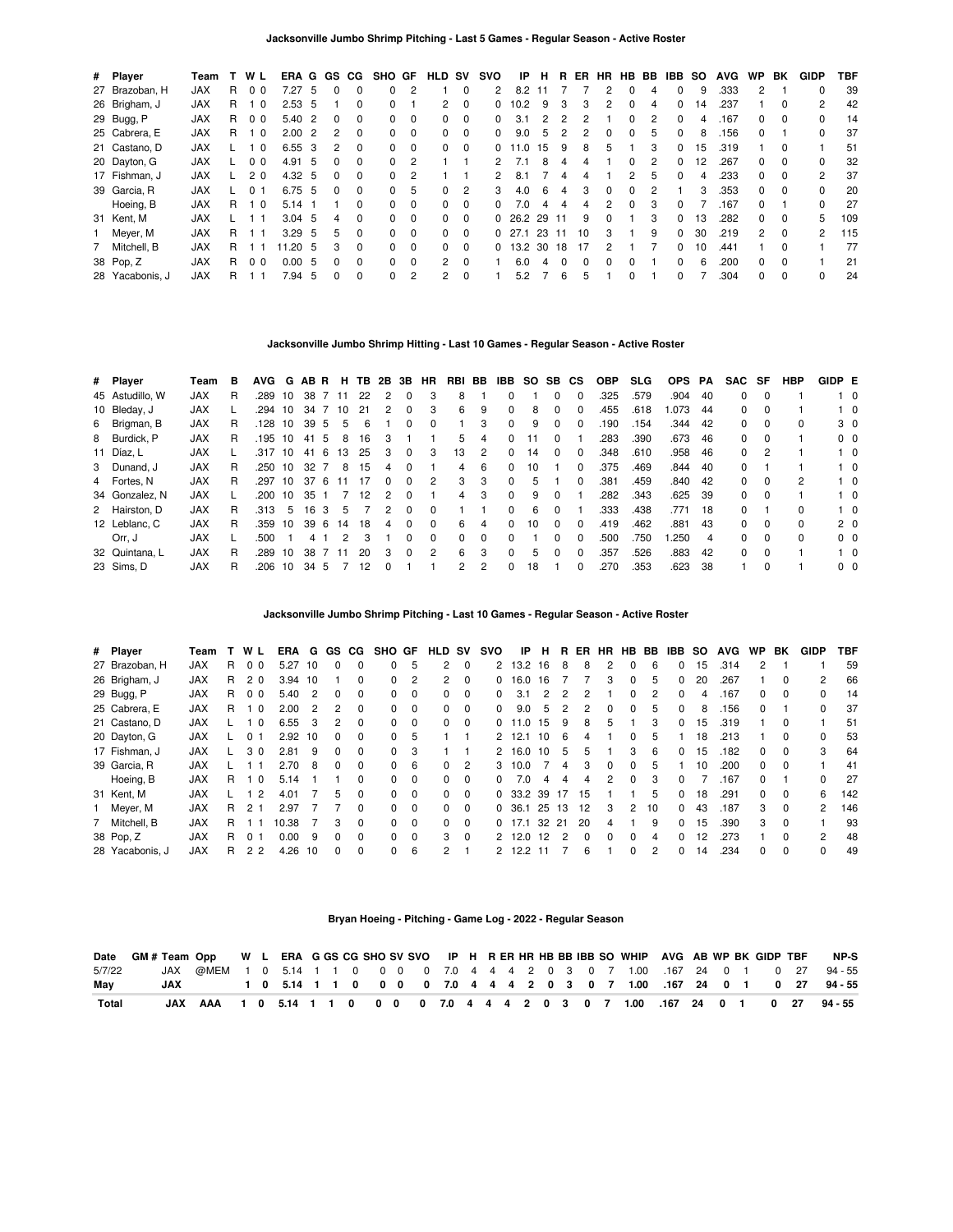## Jacksonville Jumbo Shrimp Pitching - Last 5 Games - Regular Season - Active Roster

| # | Player | Team | T | W | L | ERA | G | GS | CG | SHO | GF | HLD | SV | SVO | IP | H | R | ER | HR | HB | BB | IBB | SO | AVG | WP | BK | GIDP | TBF |
|---|---|---|---|---|---|---|---|---|---|---|---|---|---|---|---|---|---|---|---|---|---|---|---|---|---|---|---|---|
| 27 | Brazoban, H | JAX | R | 0 | 0 | 7.27 | 5 | 0 | 0 | 0 | 2 | 1 | 0 | 2 | 8.2 | 11 | 7 | 7 | 2 | 0 | 4 | 0 | 9 | .333 | 2 | 1 | 0 | 39 |
| 26 | Brigham, J | JAX | R | 1 | 0 | 2.53 | 5 | 1 | 0 | 0 | 1 | 2 | 0 | 0 | 10.2 | 9 | 3 | 3 | 2 | 0 | 4 | 0 | 14 | .237 | 1 | 0 | 2 | 42 |
| 29 | Bugg, P | JAX | R | 0 | 0 | 5.40 | 2 | 0 | 0 | 0 | 0 | 0 | 0 | 0 | 3.1 | 2 | 2 | 2 | 1 | 0 | 2 | 0 | 4 | .167 | 0 | 0 | 0 | 14 |
| 25 | Cabrera, E | JAX | R | 1 | 0 | 2.00 | 2 | 2 | 0 | 0 | 0 | 0 | 0 | 0 | 9.0 | 5 | 2 | 2 | 0 | 0 | 5 | 0 | 8 | .156 | 0 | 1 | 0 | 37 |
| 21 | Castano, D | JAX | L | 1 | 0 | 6.55 | 3 | 2 | 0 | 0 | 0 | 0 | 0 | 0 | 11.0 | 15 | 9 | 8 | 5 | 1 | 3 | 0 | 15 | .319 | 1 | 0 | 1 | 51 |
| 20 | Dayton, G | JAX | L | 0 | 0 | 4.91 | 5 | 0 | 0 | 0 | 2 | 1 | 1 | 2 | 7.1 | 8 | 4 | 4 | 1 | 0 | 2 | 0 | 12 | .267 | 0 | 0 | 0 | 32 |
| 17 | Fishman, J | JAX | L | 2 | 0 | 4.32 | 5 | 0 | 0 | 0 | 2 | 1 | 1 | 2 | 8.1 | 7 | 4 | 4 | 1 | 2 | 5 | 0 | 4 | .233 | 0 | 0 | 2 | 37 |
| 39 | Garcia, R | JAX | L | 0 | 1 | 6.75 | 5 | 0 | 0 | 0 | 5 | 0 | 2 | 3 | 4.0 | 6 | 4 | 3 | 0 | 0 | 2 | 1 | 3 | .353 | 0 | 0 | 0 | 20 |
| | Hoeing, B | JAX | R | 1 | 0 | 5.14 | 1 | 1 | 0 | 0 | 0 | 0 | 0 | 0 | 7.0 | 4 | 4 | 4 | 2 | 0 | 3 | 0 | 7 | .167 | 0 | 1 | 0 | 27 |
| 31 | Kent, M | JAX | L | 1 | 1 | 3.04 | 5 | 4 | 0 | 0 | 0 | 0 | 0 | 0 | 26.2 | 29 | 11 | 9 | 0 | 1 | 3 | 0 | 13 | .282 | 0 | 0 | 5 | 109 |
| 1 | Meyer, M | JAX | R | 1 | 1 | 3.29 | 5 | 5 | 0 | 0 | 0 | 0 | 0 | 0 | 27.1 | 23 | 11 | 10 | 3 | 1 | 9 | 0 | 30 | .219 | 2 | 0 | 2 | 115 |
| 7 | Mitchell, B | JAX | R | 1 | 1 | 11.20 | 5 | 3 | 0 | 0 | 0 | 0 | 0 | 0 | 13.2 | 30 | 18 | 17 | 2 | 1 | 7 | 0 | 10 | .441 | 1 | 0 | 1 | 77 |
| 38 | Pop, Z | JAX | R | 0 | 0 | 0.00 | 5 | 0 | 0 | 0 | 0 | 2 | 0 | 1 | 6.0 | 4 | 0 | 0 | 0 | 0 | 1 | 0 | 6 | .200 | 0 | 0 | 1 | 21 |
| 28 | Yacabonis, J | JAX | R | 1 | 1 | 7.94 | 5 | 0 | 0 | 0 | 2 | 2 | 0 | 1 | 5.2 | 7 | 6 | 5 | 1 | 0 | 1 | 0 | 7 | .304 | 0 | 0 | 0 | 24 |

## Jacksonville Jumbo Shrimp Hitting - Last 10 Games - Regular Season - Active Roster

| # | Player | Team | B | AVG | G | AB | R | H | TB | 2B | 3B | HR | RBI | BB | IBB | SO | SB | CS | OBP | SLG | OPS | PA | SAC | SF | HBP | GIDP | E |
|---|---|---|---|---|---|---|---|---|---|---|---|---|---|---|---|---|---|---|---|---|---|---|---|---|---|---|---|
| 45 | Astudillo, W | JAX | R | .289 | 10 | 38 | 7 | 11 | 22 | 2 | 0 | 3 | 8 | 1 | 0 | 1 | 0 | 0 | .325 | .579 | .904 | 40 | 0 | 0 | 1 | 1 | 0 |
| 10 | Bleday, J | JAX | L | .294 | 10 | 34 | 7 | 10 | 21 | 2 | 0 | 3 | 6 | 9 | 0 | 8 | 0 | 0 | .455 | .618 | 1.073 | 44 | 0 | 0 | 1 | 1 | 0 |
| 6 | Brigman, B | JAX | R | .128 | 10 | 39 | 5 | 5 | 6 | 1 | 0 | 0 | 1 | 3 | 0 | 9 | 0 | 0 | .190 | .154 | .344 | 42 | 0 | 0 | 0 | 3 | 0 |
| 8 | Burdick, P | JAX | R | .195 | 10 | 41 | 5 | 8 | 16 | 3 | 1 | 1 | 5 | 4 | 0 | 11 | 0 | 1 | .283 | .390 | .673 | 46 | 0 | 0 | 1 | 0 | 0 |
| 11 | Diaz, L | JAX | L | .317 | 10 | 41 | 6 | 13 | 25 | 3 | 0 | 3 | 13 | 2 | 0 | 14 | 0 | 0 | .348 | .610 | .958 | 46 | 0 | 2 | 1 | 1 | 0 |
| 3 | Dunand, J | JAX | R | .250 | 10 | 32 | 7 | 8 | 15 | 4 | 0 | 1 | 4 | 6 | 0 | 10 | 1 | 0 | .375 | .469 | .844 | 40 | 0 | 1 | 1 | 1 | 0 |
| 4 | Fortes, N | JAX | R | .297 | 10 | 37 | 6 | 11 | 17 | 0 | 0 | 2 | 3 | 3 | 0 | 5 | 1 | 0 | .381 | .459 | .840 | 42 | 0 | 0 | 2 | 1 | 0 |
| 34 | Gonzalez, N | JAX | L | .200 | 10 | 35 | 1 | 7 | 12 | 2 | 0 | 1 | 4 | 3 | 0 | 9 | 0 | 1 | .282 | .343 | .625 | 39 | 0 | 0 | 1 | 1 | 0 |
| 2 | Hairston, D | JAX | R | .313 | 5 | 16 | 3 | 5 | 7 | 2 | 0 | 0 | 1 | 1 | 0 | 6 | 0 | 1 | .333 | .438 | .771 | 18 | 0 | 1 | 0 | 1 | 0 |
| 12 | Leblanc, C | JAX | R | .359 | 10 | 39 | 6 | 14 | 18 | 4 | 0 | 0 | 6 | 4 | 0 | 10 | 0 | 0 | .419 | .462 | .881 | 43 | 0 | 0 | 0 | 2 | 0 |
| | Orr, J | JAX | L | .500 | 1 | 4 | 1 | 2 | 3 | 1 | 0 | 0 | 0 | 0 | 0 | 1 | 0 | 0 | .500 | .750 | 1.250 | 4 | 0 | 0 | 0 | 0 | 0 |
| 32 | Quintana, L | JAX | R | .289 | 10 | 38 | 7 | 11 | 20 | 3 | 0 | 2 | 6 | 3 | 0 | 5 | 0 | 0 | .357 | .526 | .883 | 42 | 0 | 0 | 1 | 1 | 0 |
| 23 | Sims, D | JAX | R | .206 | 10 | 34 | 5 | 7 | 12 | 0 | 1 | 1 | 2 | 2 | 0 | 18 | 1 | 0 | .270 | .353 | .623 | 38 | 1 | 0 | 1 | 0 | 0 |

## Jacksonville Jumbo Shrimp Pitching - Last 10 Games - Regular Season - Active Roster

| # | Player | Team | T | W | L | ERA | G | GS | CG | SHO | GF | HLD | SV | SVO | IP | H | R | ER | HR | HB | BB | IBB | SO | AVG | WP | BK | GIDP | TBF |
|---|---|---|---|---|---|---|---|---|---|---|---|---|---|---|---|---|---|---|---|---|---|---|---|---|---|---|---|---|
| 27 | Brazoban, H | JAX | R | 0 | 0 | 5.27 | 10 | 0 | 0 | 0 | 5 | 2 | 0 | 2 | 13.2 | 16 | 8 | 8 | 2 | 0 | 6 | 0 | 15 | .314 | 2 | 1 | 1 | 59 |
| 26 | Brigham, J | JAX | R | 2 | 0 | 3.94 | 10 | 1 | 0 | 0 | 2 | 2 | 0 | 0 | 16.0 | 16 | 7 | 7 | 3 | 0 | 5 | 0 | 20 | .267 | 1 | 0 | 2 | 66 |
| 29 | Bugg, P | JAX | R | 0 | 0 | 5.40 | 2 | 0 | 0 | 0 | 0 | 0 | 0 | 0 | 3.1 | 2 | 2 | 2 | 1 | 0 | 2 | 0 | 4 | .167 | 0 | 0 | 0 | 14 |
| 25 | Cabrera, E | JAX | R | 1 | 0 | 2.00 | 2 | 2 | 0 | 0 | 0 | 0 | 0 | 0 | 9.0 | 5 | 2 | 2 | 0 | 0 | 5 | 0 | 8 | .156 | 0 | 1 | 0 | 37 |
| 21 | Castano, D | JAX | L | 1 | 0 | 6.55 | 3 | 2 | 0 | 0 | 0 | 0 | 0 | 0 | 11.0 | 15 | 9 | 8 | 5 | 1 | 3 | 0 | 15 | .319 | 1 | 0 | 1 | 51 |
| 20 | Dayton, G | JAX | L | 0 | 1 | 2.92 | 10 | 0 | 0 | 0 | 5 | 1 | 1 | 2 | 12.1 | 10 | 6 | 4 | 1 | 0 | 5 | 1 | 18 | .213 | 1 | 0 | 0 | 53 |
| 17 | Fishman, J | JAX | L | 3 | 0 | 2.81 | 9 | 0 | 0 | 0 | 3 | 1 | 1 | 2 | 16.0 | 10 | 5 | 5 | 1 | 3 | 6 | 0 | 15 | .182 | 0 | 0 | 3 | 64 |
| 39 | Garcia, R | JAX | L | 1 | 1 | 2.70 | 8 | 0 | 0 | 0 | 6 | 0 | 2 | 3 | 10.0 | 7 | 4 | 3 | 0 | 0 | 5 | 1 | 10 | .200 | 0 | 0 | 1 | 41 |
| | Hoeing, B | JAX | R | 1 | 0 | 5.14 | 1 | 1 | 0 | 0 | 0 | 0 | 0 | 0 | 7.0 | 4 | 4 | 4 | 2 | 0 | 3 | 0 | 7 | .167 | 0 | 1 | 0 | 27 |
| 31 | Kent, M | JAX | L | 1 | 2 | 4.01 | 7 | 5 | 0 | 0 | 0 | 0 | 0 | 0 | 33.2 | 39 | 17 | 15 | 1 | 1 | 5 | 0 | 18 | .291 | 0 | 0 | 6 | 142 |
| 1 | Meyer, M | JAX | R | 2 | 1 | 2.97 | 7 | 7 | 0 | 0 | 0 | 0 | 0 | 0 | 36.1 | 25 | 13 | 12 | 3 | 2 | 10 | 0 | 43 | .187 | 3 | 0 | 2 | 146 |
| 7 | Mitchell, B | JAX | R | 1 | 1 | 10.38 | 7 | 3 | 0 | 0 | 0 | 0 | 0 | 0 | 17.1 | 32 | 21 | 20 | 4 | 1 | 9 | 0 | 15 | .390 | 3 | 0 | 1 | 93 |
| 38 | Pop, Z | JAX | R | 0 | 1 | 0.00 | 9 | 0 | 0 | 0 | 0 | 3 | 0 | 2 | 12.0 | 12 | 2 | 0 | 0 | 0 | 4 | 0 | 12 | .273 | 1 | 0 | 2 | 48 |
| 28 | Yacabonis, J | JAX | R | 2 | 2 | 4.26 | 10 | 0 | 0 | 0 | 6 | 2 | 1 | 2 | 12.2 | 11 | 7 | 6 | 1 | 0 | 2 | 0 | 14 | .234 | 0 | 0 | 0 | 49 |

## Bryan Hoeing - Pitching - Game Log - 2022 - Regular Season

| Date | GM # | Team | Opp | W | L | ERA | G | GS | CG | SHO | SV | SVO | IP | H | R | ER | HR | HB | BB | IBB | SO | WHIP | AVG | AB | WP | BK | GIDP | TBF | NP-S |
|---|---|---|---|---|---|---|---|---|---|---|---|---|---|---|---|---|---|---|---|---|---|---|---|---|---|---|---|---|---|
| 5/7/22 | | JAX | @MEM | 1 | 0 | 5.14 | 1 | 1 | 0 | 0 | 0 | 0 | 7.0 | 4 | 4 | 4 | 2 | 0 | 3 | 0 | 7 | 1.00 | .167 | 24 | 0 | 1 | 0 | 27 | 94 - 55 |
| **May** | | **JAX** | | **1** | **0** | **5.14** | **1** | **1** | **0** | **0** | **0** | **0** | **7.0** | **4** | **4** | **4** | **2** | **0** | **3** | **0** | **7** | **1.00** | **.167** | **24** | **0** | **1** | **0** | **27** | **94 - 55** |
| **Total** | | **JAX** | **AAA** | **1** | **0** | **5.14** | **1** | **1** | **0** | **0** | **0** | **0** | **7.0** | **4** | **4** | **4** | **2** | **0** | **3** | **0** | **7** | **1.00** | **.167** | **24** | **0** | **1** | **0** | **27** | **94 - 55** |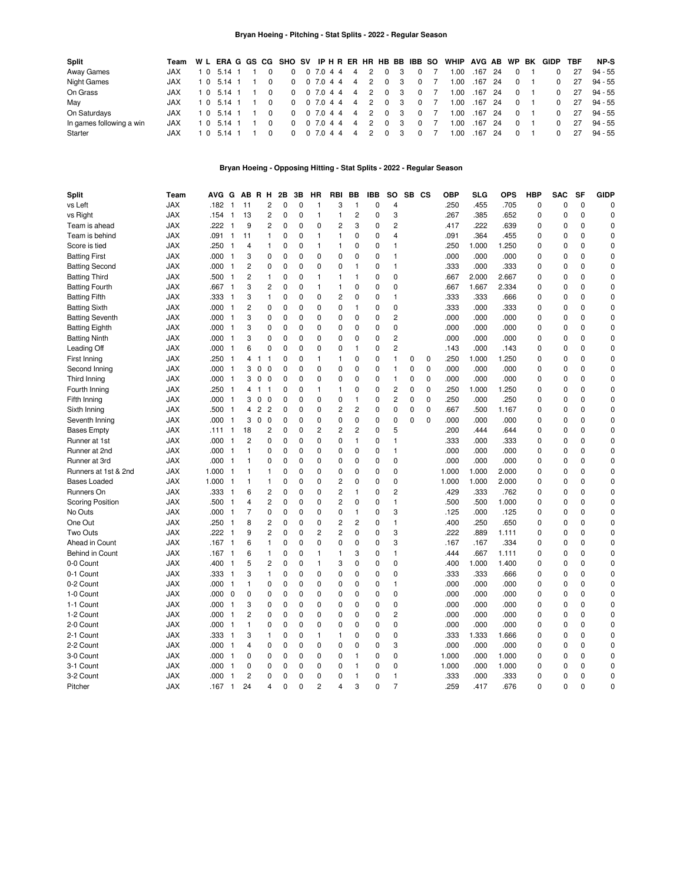# Bryan Hoeing - Pitching - Stat Splits - 2022 - Regular Season

| Split | Team | W | L | ERA | G | GS | CG | SHO | SV | IP | H | R | ER | HR | HB | BB | IBB | SO | WHIP | AVG | AB | WP | BK | GIDP | TBF | NP-S |
|---|---|---|---|---|---|---|---|---|---|---|---|---|---|---|---|---|---|---|---|---|---|---|---|---|---|---|
| Away Games | JAX | 1 | 0 | 5.14 | 1 | 1 | 0 | 0 | 0 | 7.0 | 4 | 4 | 4 | 2 | 0 | 3 | 0 | 7 | 1.00 | .167 | 24 | 0 | 1 | 0 | 27 | 94 - 55 |
| Night Games | JAX | 1 | 0 | 5.14 | 1 | 1 | 0 | 0 | 0 | 7.0 | 4 | 4 | 4 | 2 | 0 | 3 | 0 | 7 | 1.00 | .167 | 24 | 0 | 1 | 0 | 27 | 94 - 55 |
| On Grass | JAX | 1 | 0 | 5.14 | 1 | 1 | 0 | 0 | 0 | 7.0 | 4 | 4 | 4 | 2 | 0 | 3 | 0 | 7 | 1.00 | .167 | 24 | 0 | 1 | 0 | 27 | 94 - 55 |
| May | JAX | 1 | 0 | 5.14 | 1 | 1 | 0 | 0 | 0 | 7.0 | 4 | 4 | 4 | 2 | 0 | 3 | 0 | 7 | 1.00 | .167 | 24 | 0 | 1 | 0 | 27 | 94 - 55 |
| On Saturdays | JAX | 1 | 0 | 5.14 | 1 | 1 | 0 | 0 | 0 | 7.0 | 4 | 4 | 4 | 2 | 0 | 3 | 0 | 7 | 1.00 | .167 | 24 | 0 | 1 | 0 | 27 | 94 - 55 |
| In games following a win | JAX | 1 | 0 | 5.14 | 1 | 1 | 0 | 0 | 0 | 7.0 | 4 | 4 | 4 | 2 | 0 | 3 | 0 | 7 | 1.00 | .167 | 24 | 0 | 1 | 0 | 27 | 94 - 55 |
| Starter | JAX | 1 | 0 | 5.14 | 1 | 1 | 0 | 0 | 0 | 7.0 | 4 | 4 | 4 | 2 | 0 | 3 | 0 | 7 | 1.00 | .167 | 24 | 0 | 1 | 0 | 27 | 94 - 55 |

# Bryan Hoeing - Opposing Hitting - Stat Splits - 2022 - Regular Season

| Split | Team | AVG | G | AB | R | H | 2B | 3B | HR | RBI | BB | IBB | SO | SB | CS | OBP | SLG | OPS | HBP | SAC | SF | GIDP |
|---|---|---|---|---|---|---|---|---|---|---|---|---|---|---|---|---|---|---|---|---|---|---|
| vs Left | JAX | .182 | 1 | 11 | | 2 | 0 | 0 | 1 | 3 | 1 | 0 | 4 | | | .250 | .455 | .705 | 0 | 0 | 0 | 0 |
| vs Right | JAX | .154 | 1 | 13 | | 2 | 0 | 0 | 1 | 1 | 2 | 0 | 3 | | | .267 | .385 | .652 | 0 | 0 | 0 | 0 |
| Team is ahead | JAX | .222 | 1 | 9 | | 2 | 0 | 0 | 0 | 2 | 3 | 0 | 2 | | | .417 | .222 | .639 | 0 | 0 | 0 | 0 |
| Team is behind | JAX | .091 | 1 | 11 | | 1 | 0 | 0 | 1 | 1 | 0 | 0 | 4 | | | .091 | .364 | .455 | 0 | 0 | 0 | 0 |
| Score is tied | JAX | .250 | 1 | 4 | | 1 | 0 | 0 | 1 | 1 | 0 | 0 | 1 | | | .250 | 1.000 | 1.250 | 0 | 0 | 0 | 0 |
| Batting First | JAX | .000 | 1 | 3 | | 0 | 0 | 0 | 0 | 0 | 0 | 0 | 1 | | | .000 | .000 | .000 | 0 | 0 | 0 | 0 |
| Batting Second | JAX | .000 | 1 | 2 | | 0 | 0 | 0 | 0 | 0 | 1 | 0 | 1 | | | .333 | .000 | .333 | 0 | 0 | 0 | 0 |
| Batting Third | JAX | .500 | 1 | 2 | | 1 | 0 | 0 | 1 | 1 | 1 | 0 | 0 | | | .667 | 2.000 | 2.667 | 0 | 0 | 0 | 0 |
| Batting Fourth | JAX | .667 | 1 | 3 | | 2 | 0 | 0 | 1 | 1 | 0 | 0 | 0 | | | .667 | 1.667 | 2.334 | 0 | 0 | 0 | 0 |
| Batting Fifth | JAX | .333 | 1 | 3 | | 1 | 0 | 0 | 0 | 2 | 0 | 0 | 1 | | | .333 | .333 | .666 | 0 | 0 | 0 | 0 |
| Batting Sixth | JAX | .000 | 1 | 2 | | 0 | 0 | 0 | 0 | 0 | 1 | 0 | 0 | | | .333 | .000 | .333 | 0 | 0 | 0 | 0 |
| Batting Seventh | JAX | .000 | 1 | 3 | | 0 | 0 | 0 | 0 | 0 | 0 | 0 | 2 | | | .000 | .000 | .000 | 0 | 0 | 0 | 0 |
| Batting Eighth | JAX | .000 | 1 | 3 | | 0 | 0 | 0 | 0 | 0 | 0 | 0 | 0 | | | .000 | .000 | .000 | 0 | 0 | 0 | 0 |
| Batting Ninth | JAX | .000 | 1 | 3 | | 0 | 0 | 0 | 0 | 0 | 0 | 0 | 2 | | | .000 | .000 | .000 | 0 | 0 | 0 | 0 |
| Leading Off | JAX | .000 | 1 | 6 | | 0 | 0 | 0 | 0 | 0 | 1 | 0 | 2 | | | .143 | .000 | .143 | 0 | 0 | 0 | 0 |
| First Inning | JAX | .250 | 1 | 4 | 1 | 1 | 0 | 0 | 1 | 1 | 0 | 0 | 1 | 0 | 0 | .250 | 1.000 | 1.250 | 0 | 0 | 0 | 0 |
| Second Inning | JAX | .000 | 1 | 3 | 0 | 0 | 0 | 0 | 0 | 0 | 0 | 0 | 1 | 0 | 0 | .000 | .000 | .000 | 0 | 0 | 0 | 0 |
| Third Inning | JAX | .000 | 1 | 3 | 0 | 0 | 0 | 0 | 0 | 0 | 0 | 0 | 1 | 0 | 0 | .000 | .000 | .000 | 0 | 0 | 0 | 0 |
| Fourth Inning | JAX | .250 | 1 | 4 | 1 | 1 | 0 | 0 | 1 | 1 | 0 | 0 | 2 | 0 | 0 | .250 | 1.000 | 1.250 | 0 | 0 | 0 | 0 |
| Fifth Inning | JAX | .000 | 1 | 3 | 0 | 0 | 0 | 0 | 0 | 0 | 1 | 0 | 2 | 0 | 0 | .250 | .000 | .250 | 0 | 0 | 0 | 0 |
| Sixth Inning | JAX | .500 | 1 | 4 | 2 | 2 | 0 | 0 | 0 | 2 | 2 | 0 | 0 | 0 | 0 | .667 | .500 | 1.167 | 0 | 0 | 0 | 0 |
| Seventh Inning | JAX | .000 | 1 | 3 | 0 | 0 | 0 | 0 | 0 | 0 | 0 | 0 | 0 | 0 | 0 | .000 | .000 | .000 | 0 | 0 | 0 | 0 |
| Bases Empty | JAX | .111 | 1 | 18 | | 2 | 0 | 0 | 2 | 2 | 2 | 0 | 5 | | | .200 | .444 | .644 | 0 | 0 | 0 | 0 |
| Runner at 1st | JAX | .000 | 1 | 2 | | 0 | 0 | 0 | 0 | 0 | 1 | 0 | 1 | | | .333 | .000 | .333 | 0 | 0 | 0 | 0 |
| Runner at 2nd | JAX | .000 | 1 | 1 | | 0 | 0 | 0 | 0 | 0 | 0 | 0 | 1 | | | .000 | .000 | .000 | 0 | 0 | 0 | 0 |
| Runner at 3rd | JAX | .000 | 1 | 1 | | 0 | 0 | 0 | 0 | 0 | 0 | 0 | 0 | | | .000 | .000 | .000 | 0 | 0 | 0 | 0 |
| Runners at 1st & 2nd | JAX | 1.000 | 1 | 1 | | 1 | 0 | 0 | 0 | 0 | 0 | 0 | 0 | | | 1.000 | 1.000 | 2.000 | 0 | 0 | 0 | 0 |
| Bases Loaded | JAX | 1.000 | 1 | 1 | | 1 | 0 | 0 | 0 | 2 | 0 | 0 | 0 | | | 1.000 | 1.000 | 2.000 | 0 | 0 | 0 | 0 |
| Runners On | JAX | .333 | 1 | 6 | | 2 | 0 | 0 | 0 | 2 | 1 | 0 | 2 | | | .429 | .333 | .762 | 0 | 0 | 0 | 0 |
| Scoring Position | JAX | .500 | 1 | 4 | | 2 | 0 | 0 | 0 | 2 | 0 | 0 | 1 | | | .500 | .500 | 1.000 | 0 | 0 | 0 | 0 |
| No Outs | JAX | .000 | 1 | 7 | | 0 | 0 | 0 | 0 | 0 | 1 | 0 | 3 | | | .125 | .000 | .125 | 0 | 0 | 0 | 0 |
| One Out | JAX | .250 | 1 | 8 | | 2 | 0 | 0 | 0 | 2 | 2 | 0 | 1 | | | .400 | .250 | .650 | 0 | 0 | 0 | 0 |
| Two Outs | JAX | .222 | 1 | 9 | | 2 | 0 | 0 | 2 | 2 | 0 | 0 | 3 | | | .222 | .889 | 1.111 | 0 | 0 | 0 | 0 |
| Ahead in Count | JAX | .167 | 1 | 6 | | 1 | 0 | 0 | 0 | 0 | 0 | 0 | 3 | | | .167 | .167 | .334 | 0 | 0 | 0 | 0 |
| Behind in Count | JAX | .167 | 1 | 6 | | 1 | 0 | 0 | 1 | 1 | 3 | 0 | 1 | | | .444 | .667 | 1.111 | 0 | 0 | 0 | 0 |
| 0-0 Count | JAX | .400 | 1 | 5 | | 2 | 0 | 0 | 1 | 3 | 0 | 0 | 0 | | | .400 | 1.000 | 1.400 | 0 | 0 | 0 | 0 |
| 0-1 Count | JAX | .333 | 1 | 3 | | 1 | 0 | 0 | 0 | 0 | 0 | 0 | 0 | | | .333 | .333 | .666 | 0 | 0 | 0 | 0 |
| 0-2 Count | JAX | .000 | 1 | 1 | | 0 | 0 | 0 | 0 | 0 | 0 | 0 | 1 | | | .000 | .000 | .000 | 0 | 0 | 0 | 0 |
| 1-0 Count | JAX | .000 | 0 | 0 | | 0 | 0 | 0 | 0 | 0 | 0 | 0 | 0 | | | .000 | .000 | .000 | 0 | 0 | 0 | 0 |
| 1-1 Count | JAX | .000 | 1 | 3 | | 0 | 0 | 0 | 0 | 0 | 0 | 0 | 0 | | | .000 | .000 | .000 | 0 | 0 | 0 | 0 |
| 1-2 Count | JAX | .000 | 1 | 2 | | 0 | 0 | 0 | 0 | 0 | 0 | 0 | 2 | | | .000 | .000 | .000 | 0 | 0 | 0 | 0 |
| 2-0 Count | JAX | .000 | 1 | 1 | | 0 | 0 | 0 | 0 | 0 | 0 | 0 | 0 | | | .000 | .000 | .000 | 0 | 0 | 0 | 0 |
| 2-1 Count | JAX | .333 | 1 | 3 | | 1 | 0 | 0 | 1 | 1 | 0 | 0 | 0 | | | .333 | 1.333 | 1.666 | 0 | 0 | 0 | 0 |
| 2-2 Count | JAX | .000 | 1 | 4 | | 0 | 0 | 0 | 0 | 0 | 0 | 0 | 3 | | | .000 | .000 | .000 | 0 | 0 | 0 | 0 |
| 3-0 Count | JAX | .000 | 1 | 0 | | 0 | 0 | 0 | 0 | 0 | 1 | 0 | 0 | | | 1.000 | .000 | 1.000 | 0 | 0 | 0 | 0 |
| 3-1 Count | JAX | .000 | 1 | 0 | | 0 | 0 | 0 | 0 | 0 | 1 | 0 | 0 | | | 1.000 | .000 | 1.000 | 0 | 0 | 0 | 0 |
| 3-2 Count | JAX | .000 | 1 | 2 | | 0 | 0 | 0 | 0 | 0 | 1 | 0 | 1 | | | .333 | .000 | .333 | 0 | 0 | 0 | 0 |
| Pitcher | JAX | .167 | 1 | 24 | | 4 | 0 | 0 | 2 | 4 | 3 | 0 | 7 | | | .259 | .417 | .676 | 0 | 0 | 0 | 0 |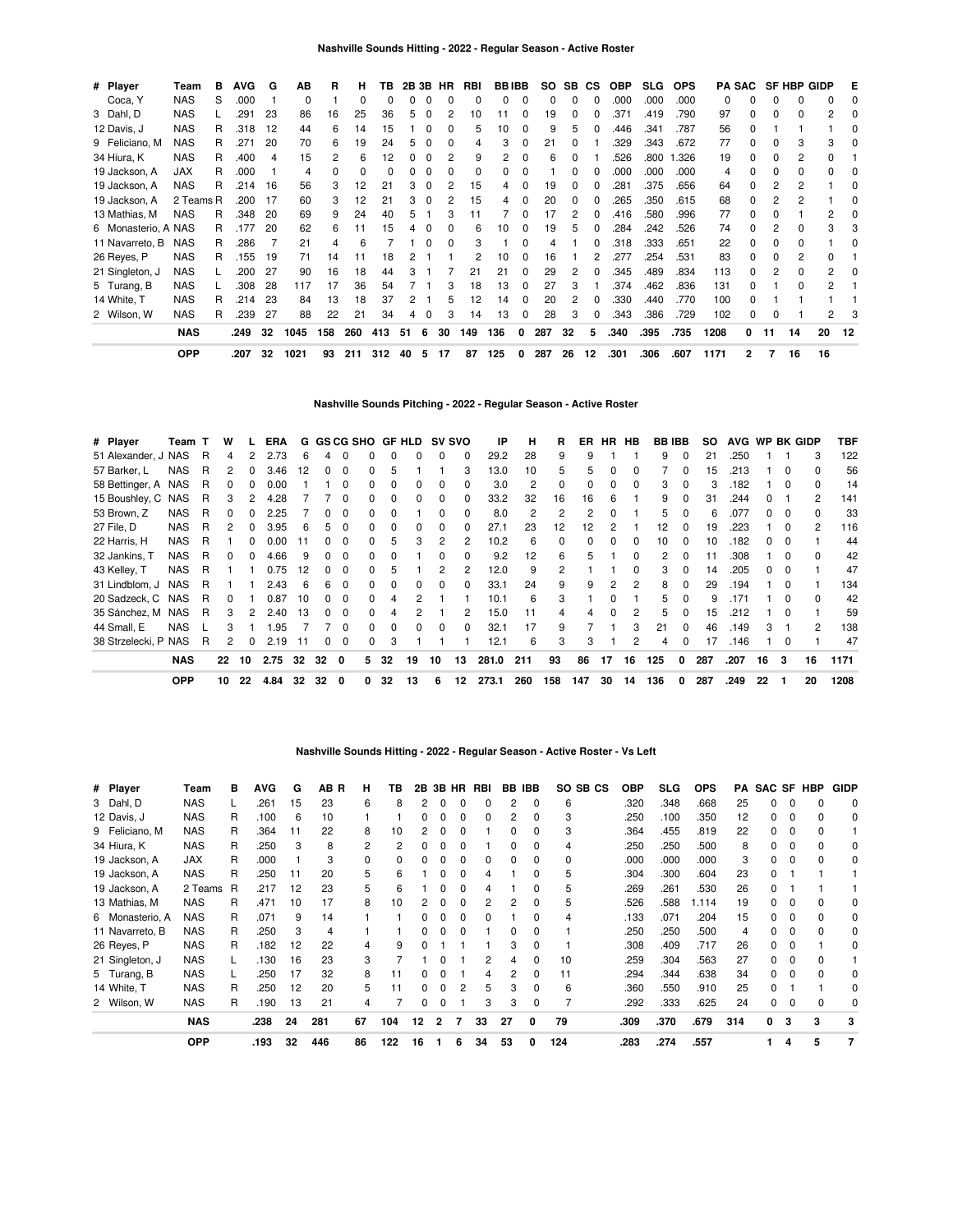### Nashville Sounds Hitting - 2022 - Regular Season - Active Roster

| # | Player | Team | B | AVG | G | AB | R | H | TB | 2B | 3B | HR | RBI | BB | IBB | SO | SB | CS | OBP | SLG | OPS | PA | SAC | SF | HBP | GIDP | E |
|---|---|---|---|---|---|---|---|---|---|---|---|---|---|---|---|---|---|---|---|---|---|---|---|---|---|---|---|
| | Coca, Y | NAS | S | .000 | 1 | 0 | 1 | 0 | 0 | 0 | 0 | 0 | 0 | 0 | 0 | 0 | 0 | 0 | .000 | .000 | .000 | 0 | 0 | 0 | 0 | 0 | 0 |
| 3 | Dahl, D | NAS | L | .291 | 23 | 86 | 16 | 25 | 36 | 5 | 0 | 2 | 10 | 11 | 0 | 19 | 0 | 0 | .371 | .419 | .790 | 97 | 0 | 0 | 0 | 2 | 0 |
| 12 | Davis, J | NAS | R | .318 | 12 | 44 | 6 | 14 | 15 | 1 | 0 | 0 | 5 | 10 | 0 | 9 | 5 | 0 | .446 | .341 | .787 | 56 | 0 | 1 | 1 | 1 | 0 |
| 9 | Feliciano, M | NAS | R | .271 | 20 | 70 | 6 | 19 | 24 | 5 | 0 | 0 | 4 | 3 | 0 | 21 | 0 | 1 | .329 | .343 | .672 | 77 | 0 | 0 | 3 | 3 | 0 |
| 34 | Hiura, K | NAS | R | .400 | 4 | 15 | 2 | 6 | 12 | 0 | 0 | 2 | 9 | 2 | 0 | 6 | 0 | 1 | .526 | .800 | 1.326 | 19 | 0 | 0 | 2 | 0 | 1 |
| 19 | Jackson, A | JAX | R | .000 | 1 | 4 | 0 | 0 | 0 | 0 | 0 | 0 | 0 | 0 | 0 | 1 | 0 | 0 | .000 | .000 | .000 | 4 | 0 | 0 | 0 | 0 | 0 |
| 19 | Jackson, A | NAS | R | .214 | 16 | 56 | 3 | 12 | 21 | 3 | 0 | 2 | 15 | 4 | 0 | 19 | 0 | 0 | .281 | .375 | .656 | 64 | 0 | 2 | 2 | 1 | 0 |
| 19 | Jackson, A | 2 Teams | R | .200 | 17 | 60 | 3 | 12 | 21 | 3 | 0 | 2 | 15 | 4 | 0 | 20 | 0 | 0 | .265 | .350 | .615 | 68 | 0 | 2 | 2 | 1 | 0 |
| 13 | Mathias, M | NAS | R | .348 | 20 | 69 | 9 | 24 | 40 | 5 | 1 | 3 | 11 | 7 | 0 | 17 | 2 | 0 | .416 | .580 | .996 | 77 | 0 | 0 | 1 | 2 | 0 |
| 6 | Monasterio, A | NAS | R | .177 | 20 | 62 | 6 | 11 | 15 | 4 | 0 | 0 | 6 | 10 | 0 | 19 | 5 | 0 | .284 | .242 | .526 | 74 | 0 | 2 | 0 | 3 | 3 |
| 11 | Navarreto, B | NAS | R | .286 | 7 | 21 | 4 | 6 | 7 | 1 | 0 | 0 | 3 | 1 | 0 | 4 | 1 | 0 | .318 | .333 | .651 | 22 | 0 | 0 | 0 | 1 | 0 |
| 26 | Reyes, P | NAS | R | .155 | 19 | 71 | 14 | 11 | 18 | 2 | 1 | 1 | 2 | 10 | 0 | 16 | 1 | 2 | .277 | .254 | .531 | 83 | 0 | 0 | 2 | 0 | 1 |
| 21 | Singleton, J | NAS | L | .200 | 27 | 90 | 16 | 18 | 44 | 3 | 1 | 7 | 21 | 21 | 0 | 29 | 2 | 0 | .345 | .489 | .834 | 113 | 0 | 2 | 0 | 2 | 0 |
| 5 | Turang, B | NAS | L | .308 | 28 | 117 | 17 | 36 | 54 | 7 | 1 | 3 | 18 | 13 | 0 | 27 | 3 | 1 | .374 | .462 | .836 | 131 | 0 | 1 | 0 | 2 | 1 |
| 14 | White, T | NAS | R | .214 | 23 | 84 | 13 | 18 | 37 | 2 | 1 | 5 | 12 | 14 | 0 | 20 | 2 | 0 | .330 | .440 | .770 | 100 | 0 | 1 | 1 | 1 | 1 |
| 2 | Wilson, W | NAS | R | .239 | 27 | 88 | 22 | 21 | 34 | 4 | 0 | 3 | 14 | 13 | 0 | 28 | 3 | 0 | .343 | .386 | .729 | 102 | 0 | 0 | 1 | 2 | 3 |
| | **NAS** | | | **.249** | **32** | **1045** | **158** | **260** | **413** | **51** | **6** | **30** | **149** | **136** | **0** | **287** | **32** | **5** | **.340** | **.395** | **.735** | **1208** | **0** | **11** | **14** | **20** | **12** |
| | **OPP** | | | **.207** | **32** | **1021** | **93** | **211** | **312** | **40** | **5** | **17** | **87** | **125** | **0** | **287** | **26** | **12** | **.301** | **.306** | **.607** | **1171** | **2** | **7** | **16** | **16** | |

### Nashville Sounds Pitching - 2022 - Regular Season - Active Roster

| # | Player | Team | T | W | L | ERA | G | GS | CG | SHO | GF | HLD | SV | SVO | IP | H | R | ER | HR | HB | BB | IBB | SO | AVG | WP | BK | GIDP | TBF |
|---|---|---|---|---|---|---|---|---|---|---|---|---|---|---|---|---|---|---|---|---|---|---|---|---|---|---|---|---|
| 51 | Alexander, J | NAS | R | 4 | 2 | 2.73 | 6 | 4 | 0 | 0 | 0 | 0 | 0 | 0 | 29.2 | 28 | 9 | 9 | 1 | 1 | 9 | 0 | 21 | .250 | 1 | 1 | 3 | 122 |
| 57 | Barker, L | NAS | R | 2 | 0 | 3.46 | 12 | 0 | 0 | 0 | 5 | 1 | 1 | 3 | 13.0 | 10 | 5 | 5 | 0 | 0 | 7 | 0 | 15 | .213 | 1 | 0 | 0 | 56 |
| 58 | Bettinger, A | NAS | R | 0 | 0 | 0.00 | 1 | 1 | 0 | 0 | 0 | 0 | 0 | 0 | 3.0 | 2 | 0 | 0 | 0 | 0 | 3 | 0 | 3 | .182 | 1 | 0 | 0 | 14 |
| 15 | Boushley, C | NAS | R | 3 | 2 | 4.28 | 7 | 7 | 0 | 0 | 0 | 0 | 0 | 0 | 33.2 | 32 | 16 | 16 | 6 | 1 | 9 | 0 | 31 | .244 | 0 | 1 | 2 | 141 |
| 53 | Brown, Z | NAS | R | 0 | 0 | 2.25 | 7 | 0 | 0 | 0 | 0 | 1 | 0 | 0 | 8.0 | 2 | 2 | 2 | 0 | 1 | 5 | 0 | 6 | .077 | 0 | 0 | 0 | 33 |
| 27 | File, D | NAS | R | 2 | 0 | 3.95 | 6 | 5 | 0 | 0 | 0 | 0 | 0 | 0 | 27.1 | 23 | 12 | 12 | 2 | 1 | 12 | 0 | 19 | .223 | 1 | 0 | 2 | 116 |
| 22 | Harris, H | NAS | R | 1 | 0 | 0.00 | 11 | 0 | 0 | 0 | 5 | 3 | 2 | 2 | 10.2 | 6 | 0 | 0 | 0 | 0 | 10 | 0 | 10 | .182 | 0 | 0 | 1 | 44 |
| 32 | Jankins, T | NAS | R | 0 | 0 | 4.66 | 9 | 0 | 0 | 0 | 0 | 1 | 0 | 0 | 9.2 | 12 | 6 | 5 | 1 | 0 | 2 | 0 | 11 | .308 | 1 | 0 | 0 | 42 |
| 43 | Kelley, T | NAS | R | 1 | 1 | 0.75 | 12 | 0 | 0 | 0 | 5 | 1 | 2 | 2 | 12.0 | 9 | 2 | 1 | 1 | 0 | 3 | 0 | 14 | .205 | 0 | 0 | 1 | 47 |
| 31 | Lindblom, J | NAS | R | 1 | 1 | 2.43 | 6 | 6 | 0 | 0 | 0 | 0 | 0 | 0 | 33.1 | 24 | 9 | 9 | 2 | 2 | 8 | 0 | 29 | .194 | 1 | 0 | 1 | 134 |
| 20 | Sadzeck, C | NAS | R | 0 | 1 | 0.87 | 10 | 0 | 0 | 0 | 4 | 2 | 1 | 1 | 10.1 | 6 | 3 | 1 | 0 | 1 | 5 | 0 | 9 | .171 | 1 | 0 | 0 | 42 |
| 35 | Sánchez, M | NAS | R | 3 | 2 | 2.40 | 13 | 0 | 0 | 0 | 4 | 2 | 1 | 2 | 15.0 | 11 | 4 | 4 | 0 | 2 | 5 | 0 | 15 | .212 | 1 | 0 | 1 | 59 |
| 44 | Small, E | NAS | L | 3 | 1 | 1.95 | 7 | 7 | 0 | 0 | 0 | 0 | 0 | 0 | 32.1 | 17 | 9 | 7 | 1 | 3 | 21 | 0 | 46 | .149 | 3 | 1 | 2 | 138 |
| 38 | Strzelecki, P | NAS | R | 2 | 0 | 2.19 | 11 | 0 | 0 | 0 | 3 | 1 | 1 | 1 | 12.1 | 6 | 3 | 3 | 1 | 2 | 4 | 0 | 17 | .146 | 1 | 0 | 1 | 47 |
| | **NAS** | | | **22** | **10** | **2.75** | **32** | **32** | **0** | **5** | **32** | **19** | **10** | **13** | **281.0** | **211** | **93** | **86** | **17** | **16** | **125** | **0** | **287** | **.207** | **16** | **3** | **16** | **1171** |
| | **OPP** | | | **10** | **22** | **4.84** | **32** | **32** | **0** | **0** | **32** | **13** | **6** | **12** | **273.1** | **260** | **158** | **147** | **30** | **14** | **136** | **0** | **287** | **.249** | **22** | **1** | **20** | **1208** |

### Nashville Sounds Hitting - 2022 - Regular Season - Active Roster - Vs Left

| # | Player | Team | B | AVG | G | AB | R | H | TB | 2B | 3B | HR | RBI | BB | IBB | SO | SB | CS | OBP | SLG | OPS | PA | SAC | SF | HBP | GIDP |
|---|---|---|---|---|---|---|---|---|---|---|---|---|---|---|---|---|---|---|---|---|---|---|---|---|---|---|
| 3 | Dahl, D | NAS | L | .261 | 15 | 23 | | 6 | 8 | 2 | 0 | 0 | 0 | 2 | 0 | 6 | | | .320 | .348 | .668 | 25 | 0 | 0 | 0 | 0 |
| 12 | Davis, J | NAS | R | .100 | 6 | 10 | | 1 | 1 | 0 | 0 | 0 | 0 | 2 | 0 | 3 | | | .250 | .100 | .350 | 12 | 0 | 0 | 0 | 0 |
| 9 | Feliciano, M | NAS | R | .364 | 11 | 22 | | 8 | 10 | 2 | 0 | 0 | 1 | 0 | 0 | 3 | | | .364 | .455 | .819 | 22 | 0 | 0 | 0 | 1 |
| 34 | Hiura, K | NAS | R | .250 | 3 | 8 | | 2 | 2 | 0 | 0 | 0 | 1 | 0 | 0 | 4 | | | .250 | .250 | .500 | 8 | 0 | 0 | 0 | 0 |
| 19 | Jackson, A | JAX | R | .000 | 1 | 3 | | 0 | 0 | 0 | 0 | 0 | 0 | 0 | 0 | 0 | | | .000 | .000 | .000 | 3 | 0 | 0 | 0 | 0 |
| 19 | Jackson, A | NAS | R | .250 | 11 | 20 | | 5 | 6 | 1 | 0 | 0 | 4 | 1 | 0 | 5 | | | .304 | .300 | .604 | 23 | 0 | 1 | 1 | 1 |
| 19 | Jackson, A | 2 Teams | R | .217 | 12 | 23 | | 5 | 6 | 1 | 0 | 0 | 4 | 1 | 0 | 5 | | | .269 | .261 | .530 | 26 | 0 | 1 | 1 | 1 |
| 13 | Mathias, M | NAS | R | .471 | 10 | 17 | | 8 | 10 | 2 | 0 | 0 | 2 | 2 | 0 | 5 | | | .526 | .588 | 1.114 | 19 | 0 | 0 | 0 | 0 |
| 6 | Monasterio, A | NAS | R | .071 | 9 | 14 | | 1 | 1 | 0 | 0 | 0 | 0 | 1 | 0 | 4 | | | .133 | .071 | .204 | 15 | 0 | 0 | 0 | 0 |
| 11 | Navarreto, B | NAS | R | .250 | 3 | 4 | | 1 | 1 | 0 | 0 | 0 | 1 | 0 | 0 | 1 | | | .250 | .250 | .500 | 4 | 0 | 0 | 0 | 0 |
| 26 | Reyes, P | NAS | R | .182 | 12 | 22 | | 4 | 9 | 0 | 1 | 1 | 1 | 3 | 0 | 1 | | | .308 | .409 | .717 | 26 | 0 | 0 | 1 | 0 |
| 21 | Singleton, J | NAS | L | .130 | 16 | 23 | | 3 | 7 | 1 | 0 | 1 | 2 | 4 | 0 | 10 | | | .259 | .304 | .563 | 27 | 0 | 0 | 0 | 1 |
| 5 | Turang, B | NAS | L | .250 | 17 | 32 | | 8 | 11 | 0 | 0 | 1 | 4 | 2 | 0 | 11 | | | .294 | .344 | .638 | 34 | 0 | 0 | 0 | 0 |
| 14 | White, T | NAS | R | .250 | 12 | 20 | | 5 | 11 | 0 | 0 | 2 | 5 | 3 | 0 | 6 | | | .360 | .550 | .910 | 25 | 0 | 1 | 1 | 0 |
| 2 | Wilson, W | NAS | R | .190 | 13 | 21 | | 4 | 7 | 0 | 0 | 1 | 3 | 3 | 0 | 7 | | | .292 | .333 | .625 | 24 | 0 | 0 | 0 | 0 |
| | **NAS** | | | **.238** | **24** | **281** | | **67** | **104** | **12** | **2** | **7** | **33** | **27** | **0** | **79** | | | **.309** | **.370** | **.679** | **314** | **0** | **3** | **3** | **3** |
| | **OPP** | | | **.193** | **32** | **446** | | **86** | **122** | **16** | **1** | **6** | **34** | **53** | **0** | **124** | | | **.283** | **.274** | **.557** | | **1** | **4** | **5** | **7** |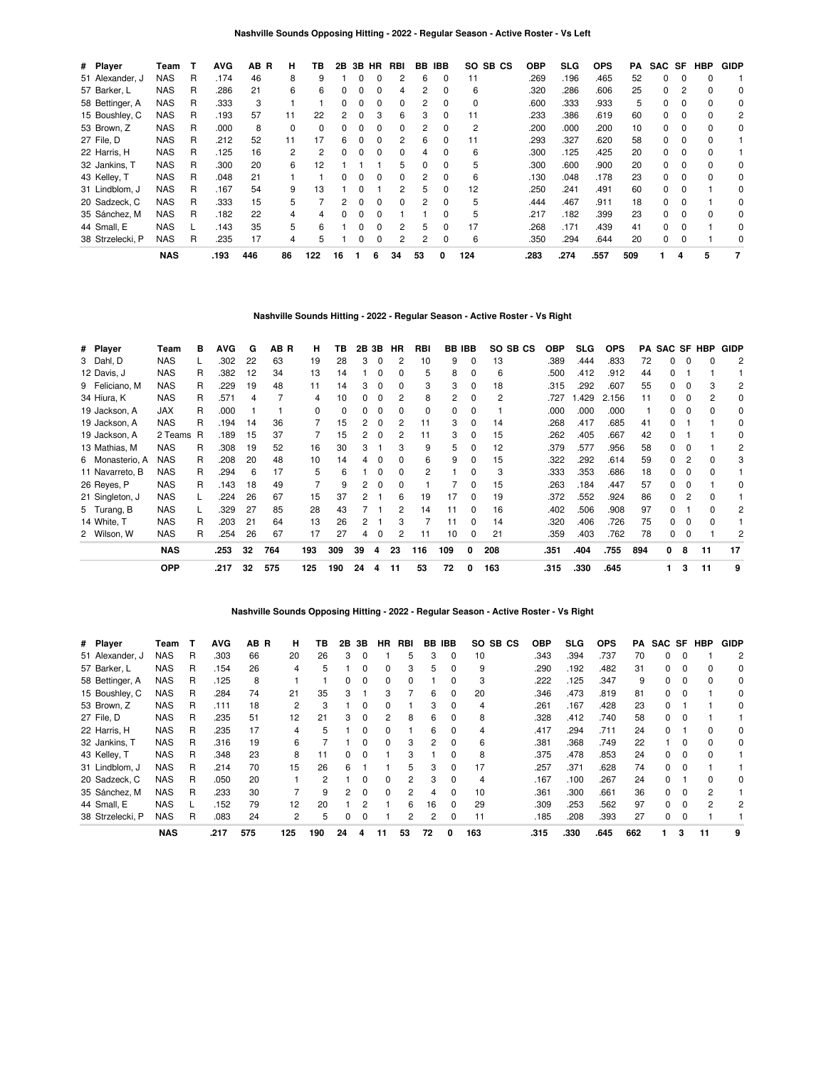### Nashville Sounds Opposing Hitting - 2022 - Regular Season - Active Roster - Vs Left

| # | Player | Team | T | AVG | AB | R | H | TB | 2B | 3B | HR | RBI | BB | IBB | SO | SB | CS | OBP | SLG | OPS | PA | SAC | SF | HBP | GIDP |
|---|---|---|---|---|---|---|---|---|---|---|---|---|---|---|---|---|---|---|---|---|---|---|---|---|---|
| 51 | Alexander, J | NAS | R | .174 | 46 | | 8 | 9 | 1 | 0 | 0 | 2 | 6 | 0 | 11 | | | .269 | .196 | .465 | 52 | 0 | 0 | 0 | 1 |
| 57 | Barker, L | NAS | R | .286 | 21 | | 6 | 6 | 0 | 0 | 0 | 4 | 2 | 0 | 6 | | | .320 | .286 | .606 | 25 | 0 | 2 | 0 | 0 |
| 58 | Bettinger, A | NAS | R | .333 | 3 | | 1 | 1 | 0 | 0 | 0 | 0 | 2 | 0 | 0 | | | .600 | .333 | .933 | 5 | 0 | 0 | 0 | 0 |
| 15 | Boushley, C | NAS | R | .193 | 57 | | 11 | 22 | 2 | 0 | 3 | 6 | 3 | 0 | 11 | | | .233 | .386 | .619 | 60 | 0 | 0 | 0 | 2 |
| 53 | Brown, Z | NAS | R | .000 | 8 | | 0 | 0 | 0 | 0 | 0 | 0 | 2 | 0 | 2 | | | .200 | .000 | .200 | 10 | 0 | 0 | 0 | 0 |
| 27 | File, D | NAS | R | .212 | 52 | | 11 | 17 | 6 | 0 | 0 | 2 | 6 | 0 | 11 | | | .293 | .327 | .620 | 58 | 0 | 0 | 0 | 1 |
| 22 | Harris, H | NAS | R | .125 | 16 | | 2 | 2 | 0 | 0 | 0 | 0 | 4 | 0 | 6 | | | .300 | .125 | .425 | 20 | 0 | 0 | 0 | 1 |
| 32 | Jankins, T | NAS | R | .300 | 20 | | 6 | 12 | 1 | 1 | 1 | 5 | 0 | 0 | 5 | | | .300 | .600 | .900 | 20 | 0 | 0 | 0 | 0 |
| 43 | Kelley, T | NAS | R | .048 | 21 | | 1 | 1 | 0 | 0 | 0 | 0 | 2 | 0 | 6 | | | .130 | .048 | .178 | 23 | 0 | 0 | 0 | 0 |
| 31 | Lindblom, J | NAS | R | .167 | 54 | | 9 | 13 | 1 | 0 | 1 | 2 | 5 | 0 | 12 | | | .250 | .241 | .491 | 60 | 0 | 0 | 1 | 0 |
| 20 | Sadzeck, C | NAS | R | .333 | 15 | | 5 | 7 | 2 | 0 | 0 | 0 | 2 | 0 | 5 | | | .444 | .467 | .911 | 18 | 0 | 0 | 1 | 0 |
| 35 | Sánchez, M | NAS | R | .182 | 22 | | 4 | 4 | 0 | 0 | 0 | 1 | 1 | 0 | 5 | | | .217 | .182 | .399 | 23 | 0 | 0 | 0 | 0 |
| 44 | Small, E | NAS | L | .143 | 35 | | 5 | 6 | 1 | 0 | 0 | 2 | 5 | 0 | 17 | | | .268 | .171 | .439 | 41 | 0 | 0 | 1 | 0 |
| 38 | Strzelecki, P | NAS | R | .235 | 17 | | 4 | 5 | 1 | 0 | 0 | 2 | 2 | 0 | 6 | | | .350 | .294 | .644 | 20 | 0 | 0 | 1 | 0 |
| | | **NAS** | | **.193** | **446** | | **86** | **122** | **16** | **1** | **6** | **34** | **53** | **0** | **124** | | | **.283** | **.274** | **.557** | **509** | **1** | **4** | **5** | **7** |

### Nashville Sounds Hitting - 2022 - Regular Season - Active Roster - Vs Right

| # | Player | Team | B | AVG | G | AB | R | H | TB | 2B | 3B | HR | RBI | BB | IBB | SO | SB | CS | OBP | SLG | OPS | PA | SAC | SF | HBP | GIDP |
|---|---|---|---|---|---|---|---|---|---|---|---|---|---|---|---|---|---|---|---|---|---|---|---|---|---|---|
| 3 | Dahl, D | NAS | L | .302 | 22 | 63 | | 19 | 28 | 3 | 0 | 2 | 10 | 9 | 0 | 13 | | | .389 | .444 | .833 | 72 | 0 | 0 | 0 | 2 |
| 12 | Davis, J | NAS | R | .382 | 12 | 34 | | 13 | 14 | 1 | 0 | 0 | 5 | 8 | 0 | 6 | | | .500 | .412 | .912 | 44 | 0 | 1 | 1 | 1 |
| 9 | Feliciano, M | NAS | R | .229 | 19 | 48 | | 11 | 14 | 3 | 0 | 0 | 3 | 3 | 0 | 18 | | | .315 | .292 | .607 | 55 | 0 | 0 | 3 | 2 |
| 34 | Hiura, K | NAS | R | .571 | 4 | 7 | | 4 | 10 | 0 | 0 | 2 | 8 | 2 | 0 | 2 | | | .727 | 1.429 | 2.156 | 11 | 0 | 0 | 2 | 0 |
| 19 | Jackson, A | JAX | R | .000 | 1 | 1 | | 0 | 0 | 0 | 0 | 0 | 0 | 0 | 0 | 1 | | | .000 | .000 | .000 | 1 | 0 | 0 | 0 | 0 |
| 19 | Jackson, A | NAS | R | .194 | 14 | 36 | | 7 | 15 | 2 | 0 | 2 | 11 | 3 | 0 | 14 | | | .268 | .417 | .685 | 41 | 0 | 1 | 1 | 0 |
| 19 | Jackson, A | 2 Teams | R | .189 | 15 | 37 | | 7 | 15 | 2 | 0 | 2 | 11 | 3 | 0 | 15 | | | .262 | .405 | .667 | 42 | 0 | 1 | 1 | 0 |
| 13 | Mathias, M | NAS | R | .308 | 19 | 52 | | 16 | 30 | 3 | 1 | 3 | 9 | 5 | 0 | 12 | | | .379 | .577 | .956 | 58 | 0 | 0 | 1 | 2 |
| 6 | Monasterio, A | NAS | R | .208 | 20 | 48 | | 10 | 14 | 4 | 0 | 0 | 6 | 9 | 0 | 15 | | | .322 | .292 | .614 | 59 | 0 | 2 | 0 | 3 |
| 11 | Navarreto, B | NAS | R | .294 | 6 | 17 | | 5 | 6 | 1 | 0 | 0 | 2 | 1 | 0 | 3 | | | .333 | .353 | .686 | 18 | 0 | 0 | 0 | 1 |
| 26 | Reyes, P | NAS | R | .143 | 18 | 49 | | 7 | 9 | 2 | 0 | 0 | 1 | 7 | 0 | 15 | | | .263 | .184 | .447 | 57 | 0 | 0 | 1 | 0 |
| 21 | Singleton, J | NAS | L | .224 | 26 | 67 | | 15 | 37 | 2 | 1 | 6 | 19 | 17 | 0 | 19 | | | .372 | .552 | .924 | 86 | 0 | 2 | 0 | 1 |
| 5 | Turang, B | NAS | L | .329 | 27 | 85 | | 28 | 43 | 7 | 1 | 2 | 14 | 11 | 0 | 16 | | | .402 | .506 | .908 | 97 | 0 | 1 | 0 | 2 |
| 14 | White, T | NAS | R | .203 | 21 | 64 | | 13 | 26 | 2 | 1 | 3 | 7 | 11 | 0 | 14 | | | .320 | .406 | .726 | 75 | 0 | 0 | 0 | 1 |
| 2 | Wilson, W | NAS | R | .254 | 26 | 67 | | 17 | 27 | 4 | 0 | 2 | 11 | 10 | 0 | 21 | | | .359 | .403 | .762 | 78 | 0 | 0 | 1 | 2 |
| | | **NAS** | | **.253** | **32** | **764** | | **193** | **309** | **39** | **4** | **23** | **116** | **109** | **0** | **208** | | | **.351** | **.404** | **.755** | **894** | **0** | **8** | **11** | **17** |
| | | **OPP** | | **.217** | **32** | **575** | | **125** | **190** | **24** | **4** | **11** | **53** | **72** | **0** | **163** | | | **.315** | **.330** | **.645** | | **1** | **3** | **11** | **9** |

### Nashville Sounds Opposing Hitting - 2022 - Regular Season - Active Roster - Vs Right

| # | Player | Team | T | AVG | AB | R | H | TB | 2B | 3B | HR | RBI | BB | IBB | SO | SB | CS | OBP | SLG | OPS | PA | SAC | SF | HBP | GIDP |
|---|---|---|---|---|---|---|---|---|---|---|---|---|---|---|---|---|---|---|---|---|---|---|---|---|---|
| 51 | Alexander, J | NAS | R | .303 | 66 | | 20 | 26 | 3 | 0 | 1 | 5 | 3 | 0 | 10 | | | .343 | .394 | .737 | 70 | 0 | 0 | 1 | 2 |
| 57 | Barker, L | NAS | R | .154 | 26 | | 4 | 5 | 1 | 0 | 0 | 3 | 5 | 0 | 9 | | | .290 | .192 | .482 | 31 | 0 | 0 | 0 | 0 |
| 58 | Bettinger, A | NAS | R | .125 | 8 | | 1 | 1 | 0 | 0 | 0 | 0 | 1 | 0 | 3 | | | .222 | .125 | .347 | 9 | 0 | 0 | 0 | 0 |
| 15 | Boushley, C | NAS | R | .284 | 74 | | 21 | 35 | 3 | 1 | 3 | 7 | 6 | 0 | 20 | | | .346 | .473 | .819 | 81 | 0 | 0 | 1 | 0 |
| 53 | Brown, Z | NAS | R | .111 | 18 | | 2 | 3 | 1 | 0 | 0 | 1 | 3 | 0 | 4 | | | .261 | .167 | .428 | 23 | 0 | 1 | 1 | 0 |
| 27 | File, D | NAS | R | .235 | 51 | | 12 | 21 | 3 | 0 | 2 | 8 | 6 | 0 | 8 | | | .328 | .412 | .740 | 58 | 0 | 0 | 1 | 1 |
| 22 | Harris, H | NAS | R | .235 | 17 | | 4 | 5 | 1 | 0 | 0 | 1 | 6 | 0 | 4 | | | .417 | .294 | .711 | 24 | 0 | 1 | 0 | 0 |
| 32 | Jankins, T | NAS | R | .316 | 19 | | 6 | 7 | 1 | 0 | 0 | 3 | 2 | 0 | 6 | | | .381 | .368 | .749 | 22 | 1 | 0 | 0 | 0 |
| 43 | Kelley, T | NAS | R | .348 | 23 | | 8 | 11 | 0 | 0 | 1 | 3 | 1 | 0 | 8 | | | .375 | .478 | .853 | 24 | 0 | 0 | 0 | 1 |
| 31 | Lindblom, J | NAS | R | .214 | 70 | | 15 | 26 | 6 | 1 | 1 | 5 | 3 | 0 | 17 | | | .257 | .371 | .628 | 74 | 0 | 0 | 1 | 1 |
| 20 | Sadzeck, C | NAS | R | .050 | 20 | | 1 | 2 | 1 | 0 | 0 | 2 | 3 | 0 | 4 | | | .167 | .100 | .267 | 24 | 0 | 1 | 0 | 0 |
| 35 | Sánchez, M | NAS | R | .233 | 30 | | 7 | 9 | 2 | 0 | 0 | 2 | 4 | 0 | 10 | | | .361 | .300 | .661 | 36 | 0 | 0 | 2 | 1 |
| 44 | Small, E | NAS | L | .152 | 79 | | 12 | 20 | 1 | 2 | 1 | 6 | 16 | 0 | 29 | | | .309 | .253 | .562 | 97 | 0 | 0 | 2 | 2 |
| 38 | Strzelecki, P | NAS | R | .083 | 24 | | 2 | 5 | 0 | 0 | 1 | 2 | 2 | 0 | 11 | | | .185 | .208 | .393 | 27 | 0 | 0 | 1 | 1 |
| | | **NAS** | | **.217** | **575** | | **125** | **190** | **24** | **4** | **11** | **53** | **72** | **0** | **163** | | | **.315** | **.330** | **.645** | **662** | **1** | **3** | **11** | **9** |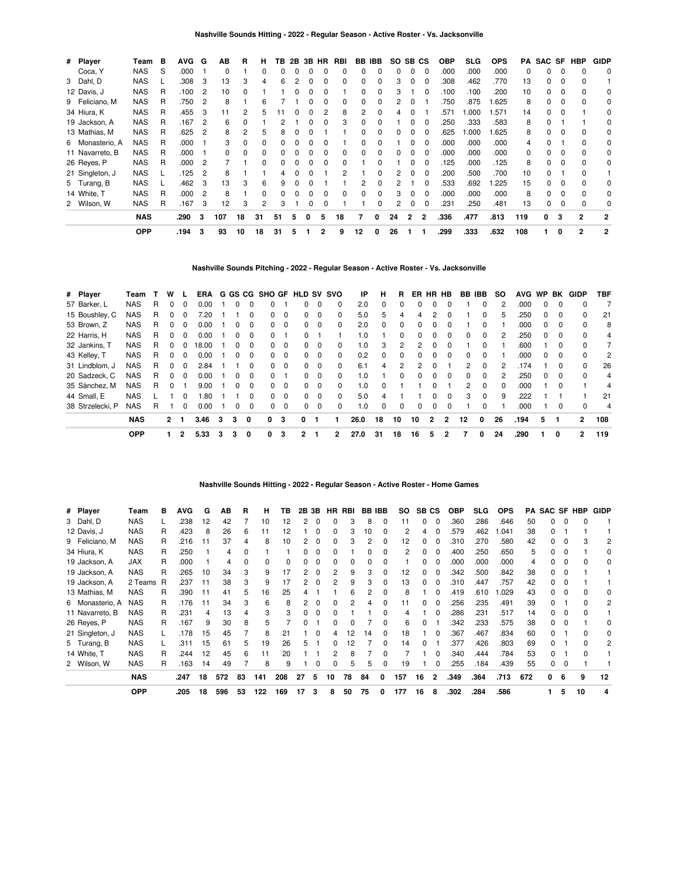## Nashville Sounds Hitting - 2022 - Regular Season - Active Roster - Vs. Jacksonville

| # | Player | Team | B | AVG | G | AB | R | H | TB | 2B | 3B | HR | RBI | BB | IBB | SO | SB | CS | OBP | SLG | OPS | PA | SAC | SF | HBP | GIDP |
|---|---|---|---|---|---|---|---|---|---|---|---|---|---|---|---|---|---|---|---|---|---|---|---|---|---|---|
| | Coca, Y | NAS | S | .000 | 1 | 0 | 1 | 0 | 0 | 0 | 0 | 0 | 0 | 0 | 0 | 0 | 0 | 0 | .000 | .000 | .000 | 0 | 0 | 0 | 0 | 0 |
| 3 | Dahl, D | NAS | L | .308 | 3 | 13 | 3 | 4 | 6 | 2 | 0 | 0 | 0 | 0 | 0 | 3 | 0 | 0 | .308 | .462 | .770 | 13 | 0 | 0 | 0 | 1 |
| 12 | Davis, J | NAS | R | .100 | 2 | 10 | 0 | 1 | 1 | 0 | 0 | 0 | 1 | 0 | 0 | 3 | 1 | 0 | .100 | .100 | .200 | 10 | 0 | 0 | 0 | 0 |
| 9 | Feliciano, M | NAS | R | .750 | 2 | 8 | 1 | 6 | 7 | 1 | 0 | 0 | 0 | 0 | 0 | 2 | 0 | 1 | .750 | .875 | 1.625 | 8 | 0 | 0 | 0 | 0 |
| 34 | Hiura, K | NAS | R | .455 | 3 | 11 | 2 | 5 | 11 | 0 | 0 | 2 | 8 | 2 | 0 | 4 | 0 | 1 | .571 | 1.000 | 1.571 | 14 | 0 | 0 | 1 | 0 |
| 19 | Jackson, A | NAS | R | .167 | 2 | 6 | 0 | 1 | 2 | 1 | 0 | 0 | 3 | 0 | 0 | 1 | 0 | 0 | .250 | .333 | .583 | 8 | 0 | 1 | 1 | 0 |
| 13 | Mathias, M | NAS | R | .625 | 2 | 8 | 2 | 5 | 8 | 0 | 0 | 1 | 1 | 0 | 0 | 0 | 0 | 0 | .625 | 1.000 | 1.625 | 8 | 0 | 0 | 0 | 0 |
| 6 | Monasterio, A | NAS | R | .000 | 1 | 3 | 0 | 0 | 0 | 0 | 0 | 0 | 1 | 0 | 0 | 1 | 0 | 0 | .000 | .000 | .000 | 4 | 0 | 1 | 0 | 0 |
| 11 | Navarreto, B | NAS | R | .000 | 1 | 0 | 0 | 0 | 0 | 0 | 0 | 0 | 0 | 0 | 0 | 0 | 0 | 0 | .000 | .000 | .000 | 0 | 0 | 0 | 0 | 0 |
| 26 | Reyes, P | NAS | R | .000 | 2 | 7 | 1 | 0 | 0 | 0 | 0 | 0 | 0 | 1 | 0 | 1 | 0 | 0 | .125 | .000 | .125 | 8 | 0 | 0 | 0 | 0 |
| 21 | Singleton, J | NAS | L | .125 | 2 | 8 | 1 | 1 | 4 | 0 | 0 | 1 | 2 | 1 | 0 | 2 | 0 | 0 | .200 | .500 | .700 | 10 | 0 | 1 | 0 | 1 |
| 5 | Turang, B | NAS | L | .462 | 3 | 13 | 3 | 6 | 9 | 0 | 0 | 1 | 1 | 2 | 0 | 2 | 1 | 0 | .533 | .692 | 1.225 | 15 | 0 | 0 | 0 | 0 |
| 14 | White, T | NAS | R | .000 | 2 | 8 | 1 | 0 | 0 | 0 | 0 | 0 | 0 | 0 | 0 | 3 | 0 | 0 | .000 | .000 | .000 | 8 | 0 | 0 | 0 | 0 |
| 2 | Wilson, W | NAS | R | .167 | 3 | 12 | 3 | 2 | 3 | 1 | 0 | 0 | 1 | 1 | 0 | 2 | 0 | 0 | .231 | .250 | .481 | 13 | 0 | 0 | 0 | 0 |
| | | **NAS** | | **.290** | **3** | **107** | **18** | **31** | **51** | **5** | **0** | **5** | **18** | **7** | **0** | **24** | **2** | **2** | **.336** | **.477** | **.813** | **119** | **0** | **3** | **2** | **2** |
| | | **OPP** | | **.194** | **3** | **93** | **10** | **18** | **31** | **5** | **1** | **2** | **9** | **12** | **0** | **26** | **1** | **1** | **.299** | **.333** | **.632** | **108** | **1** | **0** | **2** | **2** |

## Nashville Sounds Pitching - 2022 - Regular Season - Active Roster - Vs. Jacksonville

| # | Player | Team | T | W | L | ERA | G | GS | CG | SHO | GF | HLD | SV | SVO | IP | H | R | ER | HR | HB | BB | IBB | SO | AVG | WP | BK | GIDP | TBF |
|---|---|---|---|---|---|---|---|---|---|---|---|---|---|---|---|---|---|---|---|---|---|---|---|---|---|---|---|---|
| 57 | Barker, L | NAS | R | 0 | 0 | 0.00 | 1 | 0 | 0 | 0 | 1 | 0 | 0 | 0 | 2.0 | 0 | 0 | 0 | 0 | 0 | 1 | 0 | 2 | .000 | 0 | 0 | 0 | 7 |
| 15 | Boushley, C | NAS | R | 0 | 0 | 7.20 | 1 | 1 | 0 | 0 | 0 | 0 | 0 | 0 | 5.0 | 5 | 4 | 4 | 2 | 0 | 1 | 0 | 5 | .250 | 0 | 0 | 0 | 21 |
| 53 | Brown, Z | NAS | R | 0 | 0 | 0.00 | 1 | 0 | 0 | 0 | 0 | 0 | 0 | 0 | 2.0 | 0 | 0 | 0 | 0 | 0 | 1 | 0 | 1 | .000 | 0 | 0 | 0 | 8 |
| 22 | Harris, H | NAS | R | 0 | 0 | 0.00 | 1 | 0 | 0 | 0 | 1 | 0 | 1 | 1 | 1.0 | 1 | 0 | 0 | 0 | 0 | 0 | 0 | 2 | .250 | 0 | 0 | 0 | 4 |
| 32 | Jankins, T | NAS | R | 0 | 0 | 18.00 | 1 | 0 | 0 | 0 | 0 | 0 | 0 | 0 | 1.0 | 3 | 2 | 2 | 0 | 0 | 1 | 0 | 1 | .600 | 1 | 0 | 0 | 7 |
| 43 | Kelley, T | NAS | R | 0 | 0 | 0.00 | 1 | 0 | 0 | 0 | 0 | 0 | 0 | 0 | 0.2 | 0 | 0 | 0 | 0 | 0 | 0 | 0 | 1 | .000 | 0 | 0 | 0 | 2 |
| 31 | Lindblom, J | NAS | R | 0 | 0 | 2.84 | 1 | 1 | 0 | 0 | 0 | 0 | 0 | 0 | 6.1 | 4 | 2 | 2 | 0 | 1 | 2 | 0 | 2 | .174 | 1 | 0 | 0 | 26 |
| 20 | Sadzeck, C | NAS | R | 0 | 0 | 0.00 | 1 | 0 | 0 | 0 | 1 | 0 | 0 | 0 | 1.0 | 1 | 0 | 0 | 0 | 0 | 0 | 0 | 2 | .250 | 0 | 0 | 0 | 4 |
| 35 | Sánchez, M | NAS | R | 0 | 1 | 9.00 | 1 | 0 | 0 | 0 | 0 | 0 | 0 | 0 | 1.0 | 0 | 1 | 1 | 0 | 1 | 2 | 0 | 0 | .000 | 1 | 0 | 1 | 4 |
| 44 | Small, E | NAS | L | 1 | 0 | 1.80 | 1 | 1 | 0 | 0 | 0 | 0 | 0 | 0 | 5.0 | 4 | 1 | 1 | 0 | 0 | 3 | 0 | 9 | .222 | 1 | 1 | 1 | 21 |
| 38 | Strzelecki, P | NAS | R | 1 | 0 | 0.00 | 1 | 0 | 0 | 0 | 0 | 0 | 0 | 0 | 1.0 | 0 | 0 | 0 | 0 | 0 | 1 | 0 | 1 | .000 | 1 | 0 | 0 | 4 |
| | | **NAS** | | **2** | **1** | **3.46** | **3** | **3** | **0** | **0** | **3** | **0** | **1** | **1** | **26.0** | **18** | **10** | **10** | **2** | **2** | **12** | **0** | **26** | **.194** | **5** | **1** | **2** | **108** |
| | | **OPP** | | **1** | **2** | **5.33** | **3** | **3** | **0** | **0** | **3** | **2** | **1** | **2** | **27.0** | **31** | **18** | **16** | **5** | **2** | **7** | **0** | **24** | **.290** | **1** | **0** | **2** | **119** |

## Nashville Sounds Hitting - 2022 - Regular Season - Active Roster - Home Games

| # | Player | Team | B | AVG | G | AB | R | H | TB | 2B | 3B | HR | RBI | BB | IBB | SO | SB | CS | OBP | SLG | OPS | PA | SAC | SF | HBP | GIDP |
|---|---|---|---|---|---|---|---|---|---|---|---|---|---|---|---|---|---|---|---|---|---|---|---|---|---|---|
| 3 | Dahl, D | NAS | L | .238 | 12 | 42 | 7 | 10 | 12 | 2 | 0 | 0 | 3 | 8 | 0 | 11 | 0 | 0 | .360 | .286 | .646 | 50 | 0 | 0 | 0 | 1 |
| 12 | Davis, J | NAS | R | .423 | 8 | 26 | 6 | 11 | 12 | 1 | 0 | 0 | 3 | 10 | 0 | 2 | 4 | 0 | .579 | .462 | 1.041 | 38 | 0 | 1 | 1 | 1 |
| 9 | Feliciano, M | NAS | R | .216 | 11 | 37 | 4 | 8 | 10 | 2 | 0 | 0 | 3 | 2 | 0 | 12 | 0 | 0 | .310 | .270 | .580 | 42 | 0 | 0 | 3 | 2 |
| 34 | Hiura, K | NAS | R | .250 | 1 | 4 | 0 | 1 | 1 | 0 | 0 | 0 | 1 | 0 | 0 | 2 | 0 | 0 | .400 | .250 | .650 | 5 | 0 | 0 | 1 | 0 |
| 19 | Jackson, A | JAX | R | .000 | 1 | 4 | 0 | 0 | 0 | 0 | 0 | 0 | 0 | 0 | 0 | 1 | 0 | 0 | .000 | .000 | .000 | 4 | 0 | 0 | 0 | 0 |
| 19 | Jackson, A | NAS | R | .265 | 10 | 34 | 3 | 9 | 17 | 2 | 0 | 2 | 9 | 3 | 0 | 12 | 0 | 0 | .342 | .500 | .842 | 38 | 0 | 0 | 1 | 1 |
| 19 | Jackson, A | 2 Teams | R | .237 | 11 | 38 | 3 | 9 | 17 | 2 | 0 | 2 | 9 | 3 | 0 | 13 | 0 | 0 | .310 | .447 | .757 | 42 | 0 | 0 | 1 | 1 |
| 13 | Mathias, M | NAS | R | .390 | 11 | 41 | 5 | 16 | 25 | 4 | 1 | 1 | 6 | 2 | 0 | 8 | 1 | 0 | .419 | .610 | 1.029 | 43 | 0 | 0 | 0 | 0 |
| 6 | Monasterio, A | NAS | R | .176 | 11 | 34 | 3 | 6 | 8 | 2 | 0 | 0 | 2 | 4 | 0 | 11 | 0 | 0 | .256 | .235 | .491 | 39 | 0 | 1 | 0 | 2 |
| 11 | Navarreto, B | NAS | R | .231 | 4 | 13 | 4 | 3 | 3 | 0 | 0 | 0 | 1 | 1 | 0 | 4 | 1 | 0 | .286 | .231 | .517 | 14 | 0 | 0 | 0 | 1 |
| 26 | Reyes, P | NAS | R | .167 | 9 | 30 | 8 | 5 | 7 | 0 | 1 | 0 | 0 | 7 | 0 | 6 | 0 | 1 | .342 | .233 | .575 | 38 | 0 | 0 | 1 | 0 |
| 21 | Singleton, J | NAS | L | .178 | 15 | 45 | 7 | 8 | 21 | 1 | 0 | 4 | 12 | 14 | 0 | 18 | 1 | 0 | .367 | .467 | .834 | 60 | 0 | 1 | 0 | 0 |
| 5 | Turang, B | NAS | L | .311 | 15 | 61 | 5 | 19 | 26 | 5 | 1 | 0 | 12 | 7 | 0 | 14 | 0 | 1 | .377 | .426 | .803 | 69 | 0 | 1 | 0 | 2 |
| 14 | White, T | NAS | R | .244 | 12 | 45 | 6 | 11 | 20 | 1 | 1 | 2 | 8 | 7 | 0 | 7 | 1 | 0 | .340 | .444 | .784 | 53 | 0 | 1 | 0 | 1 |
| 2 | Wilson, W | NAS | R | .163 | 14 | 49 | 7 | 8 | 9 | 1 | 0 | 0 | 5 | 5 | 0 | 19 | 1 | 0 | .255 | .184 | .439 | 55 | 0 | 0 | 1 | 1 |
| | | **NAS** | | **.247** | **18** | **572** | **83** | **141** | **208** | **27** | **5** | **10** | **78** | **84** | **0** | **157** | **16** | **2** | **.349** | **.364** | **.713** | **672** | **0** | **6** | **9** | **12** |
| | | **OPP** | | **.205** | **18** | **596** | **53** | **122** | **169** | **17** | **3** | **8** | **50** | **75** | **0** | **177** | **16** | **8** | **.302** | **.284** | **.586** | | **1** | **5** | **10** | **4** |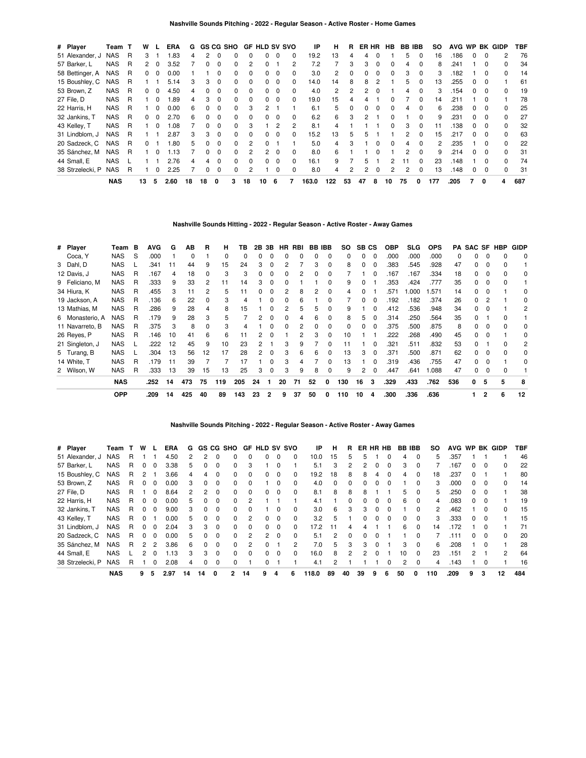## Nashville Sounds Pitching - 2022 - Regular Season - Active Roster - Home Games

| # | Player | Team | T | W | L | ERA | G | GS | CG | SHO | GF | HLD | SV | SVO | IP | H | R | ER | HR | HB | BB | IBB | SO | AVG | WP | BK | GIDP | TBF |
|---|---|---|---|---|---|---|---|---|---|---|---|---|---|---|---|---|---|---|---|---|---|---|---|---|---|---|---|---|
| 51 | Alexander, J | NAS | R | 3 | 1 | 1.83 | 4 | 2 | 0 | 0 | 0 | 0 | 0 | 0 | 19.2 | 13 | 4 | 4 | 0 | 1 | 5 | 0 | 16 | .186 | 0 | 0 | 2 | 76 |
| 57 | Barker, L | NAS | R | 2 | 0 | 3.52 | 7 | 0 | 0 | 0 | 2 | 0 | 1 | 2 | 7.2 | 7 | 3 | 3 | 0 | 0 | 4 | 0 | 8 | .241 | 1 | 0 | 0 | 34 |
| 58 | Bettinger, A | NAS | R | 0 | 0 | 0.00 | 1 | 1 | 0 | 0 | 0 | 0 | 0 | 0 | 3.0 | 2 | 0 | 0 | 0 | 0 | 3 | 0 | 3 | .182 | 1 | 0 | 0 | 14 |
| 15 | Boushley, C | NAS | R | 1 | 1 | 5.14 | 3 | 3 | 0 | 0 | 0 | 0 | 0 | 0 | 14.0 | 14 | 8 | 8 | 2 | 1 | 5 | 0 | 13 | .255 | 0 | 0 | 1 | 61 |
| 53 | Brown, Z | NAS | R | 0 | 0 | 4.50 | 4 | 0 | 0 | 0 | 0 | 0 | 0 | 0 | 4.0 | 2 | 2 | 2 | 0 | 1 | 4 | 0 | 3 | .154 | 0 | 0 | 0 | 19 |
| 27 | File, D | NAS | R | 1 | 0 | 1.89 | 4 | 3 | 0 | 0 | 0 | 0 | 0 | 0 | 19.0 | 15 | 4 | 4 | 1 | 0 | 7 | 0 | 14 | .211 | 1 | 0 | 1 | 78 |
| 22 | Harris, H | NAS | R | 1 | 0 | 0.00 | 6 | 0 | 0 | 0 | 3 | 2 | 1 | 1 | 6.1 | 5 | 0 | 0 | 0 | 0 | 4 | 0 | 6 | .238 | 0 | 0 | 0 | 25 |
| 32 | Jankins, T | NAS | R | 0 | 0 | 2.70 | 6 | 0 | 0 | 0 | 0 | 0 | 0 | 0 | 6.2 | 6 | 3 | 2 | 1 | 0 | 1 | 0 | 9 | .231 | 0 | 0 | 0 | 27 |
| 43 | Kelley, T | NAS | R | 1 | 0 | 1.08 | 7 | 0 | 0 | 0 | 3 | 1 | 2 | 2 | 8.1 | 4 | 1 | 1 | 1 | 0 | 3 | 0 | 11 | .138 | 0 | 0 | 0 | 32 |
| 31 | Lindblom, J | NAS | R | 1 | 1 | 2.87 | 3 | 3 | 0 | 0 | 0 | 0 | 0 | 0 | 15.2 | 13 | 5 | 5 | 1 | 1 | 2 | 0 | 15 | .217 | 0 | 0 | 0 | 63 |
| 20 | Sadzeck, C | NAS | R | 0 | 1 | 1.80 | 5 | 0 | 0 | 0 | 2 | 0 | 1 | 1 | 5.0 | 4 | 3 | 1 | 0 | 0 | 4 | 0 | 2 | .235 | 1 | 0 | 0 | 22 |
| 35 | Sánchez, M | NAS | R | 1 | 0 | 1.13 | 7 | 0 | 0 | 0 | 2 | 2 | 0 | 0 | 8.0 | 6 | 1 | 1 | 0 | 1 | 2 | 0 | 9 | .214 | 0 | 0 | 0 | 31 |
| 44 | Small, E | NAS | L | 1 | 1 | 2.76 | 4 | 4 | 0 | 0 | 0 | 0 | 0 | 0 | 16.1 | 9 | 7 | 5 | 1 | 2 | 11 | 0 | 23 | .148 | 1 | 0 | 0 | 74 |
| 38 | Strzelecki, P | NAS | R | 1 | 0 | 2.25 | 7 | 0 | 0 | 0 | 2 | 1 | 0 | 0 | 8.0 | 4 | 2 | 2 | 0 | 2 | 2 | 0 | 13 | .148 | 0 | 0 | 0 | 31 |
| | | **NAS** | | **13** | **5** | **2.60** | **18** | **18** | **0** | **3** | **18** | **10** | **6** | **7** | **163.0** | **122** | **53** | **47** | **8** | **10** | **75** | **0** | **177** | **.205** | **7** | **0** | **4** | **687** |

## Nashville Sounds Hitting - 2022 - Regular Season - Active Roster - Away Games

| # | Player | Team | B | AVG | G | AB | R | H | TB | 2B | 3B | HR | RBI | BB | IBB | SO | SB | CS | OBP | SLG | OPS | PA | SAC | SF | HBP | GIDP |
|---|---|---|---|---|---|---|---|---|---|---|---|---|---|---|---|---|---|---|---|---|---|---|---|---|---|---|
| | Coca, Y | NAS | S | .000 | 1 | 0 | 1 | 0 | 0 | 0 | 0 | 0 | 0 | 0 | 0 | 0 | 0 | 0 | .000 | .000 | .000 | 0 | 0 | 0 | 0 | 0 |
| 3 | Dahl, D | NAS | L | .341 | 11 | 44 | 9 | 15 | 24 | 3 | 0 | 2 | 7 | 3 | 0 | 8 | 0 | 0 | .383 | .545 | .928 | 47 | 0 | 0 | 0 | 1 |
| 12 | Davis, J | NAS | R | .167 | 4 | 18 | 0 | 3 | 3 | 0 | 0 | 0 | 2 | 0 | 0 | 7 | 1 | 0 | .167 | .167 | .334 | 18 | 0 | 0 | 0 | 0 |
| 9 | Feliciano, M | NAS | R | .333 | 9 | 33 | 2 | 11 | 14 | 3 | 0 | 0 | 1 | 1 | 0 | 9 | 0 | 1 | .353 | .424 | .777 | 35 | 0 | 0 | 0 | 1 |
| 34 | Hiura, K | NAS | R | .455 | 3 | 11 | 2 | 5 | 11 | 0 | 0 | 2 | 8 | 2 | 0 | 4 | 0 | 1 | .571 | 1.000 | 1.571 | 14 | 0 | 0 | 1 | 0 |
| 19 | Jackson, A | NAS | R | .136 | 6 | 22 | 0 | 3 | 4 | 1 | 0 | 0 | 6 | 1 | 0 | 7 | 0 | 0 | .192 | .182 | .374 | 26 | 0 | 2 | 1 | 0 |
| 13 | Mathias, M | NAS | R | .286 | 9 | 28 | 4 | 8 | 15 | 1 | 0 | 2 | 5 | 5 | 0 | 9 | 1 | 0 | .412 | .536 | .948 | 34 | 0 | 0 | 1 | 2 |
| 6 | Monasterio, A | NAS | R | .179 | 9 | 28 | 3 | 5 | 7 | 2 | 0 | 0 | 4 | 6 | 0 | 8 | 5 | 0 | .314 | .250 | .564 | 35 | 0 | 1 | 0 | 1 |
| 11 | Navarreto, B | NAS | R | .375 | 3 | 8 | 0 | 3 | 4 | 1 | 0 | 0 | 2 | 0 | 0 | 0 | 0 | 0 | .375 | .500 | .875 | 8 | 0 | 0 | 0 | 0 |
| 26 | Reyes, P | NAS | R | .146 | 10 | 41 | 6 | 6 | 11 | 2 | 0 | 1 | 2 | 3 | 0 | 10 | 1 | 1 | .222 | .268 | .490 | 45 | 0 | 0 | 1 | 0 |
| 21 | Singleton, J | NAS | L | .222 | 12 | 45 | 9 | 10 | 23 | 2 | 1 | 3 | 9 | 7 | 0 | 11 | 1 | 0 | .321 | .511 | .832 | 53 | 0 | 1 | 0 | 2 |
| 5 | Turang, B | NAS | L | .304 | 13 | 56 | 12 | 17 | 28 | 2 | 0 | 3 | 6 | 6 | 0 | 13 | 3 | 0 | .371 | .500 | .871 | 62 | 0 | 0 | 0 | 0 |
| 14 | White, T | NAS | R | .179 | 11 | 39 | 7 | 7 | 17 | 1 | 0 | 3 | 4 | 7 | 0 | 13 | 1 | 0 | .319 | .436 | .755 | 47 | 0 | 0 | 1 | 0 |
| 2 | Wilson, W | NAS | R | .333 | 13 | 39 | 15 | 13 | 25 | 3 | 0 | 3 | 9 | 8 | 0 | 9 | 2 | 0 | .447 | .641 | 1.088 | 47 | 0 | 0 | 0 | 1 |
| | | **NAS** | | **.252** | **14** | **473** | **75** | **119** | **205** | **24** | **1** | **20** | **71** | **52** | **0** | **130** | **16** | **3** | **.329** | **.433** | **.762** | **536** | **0** | **5** | **5** | **8** |
| | | **OPP** | | **.209** | **14** | **425** | **40** | **89** | **143** | **23** | **2** | **9** | **37** | **50** | **0** | **110** | **10** | **4** | **.300** | **.336** | **.636** | | **1** | **2** | **6** | **12** |

## Nashville Sounds Pitching - 2022 - Regular Season - Active Roster - Away Games

| # | Player | Team | T | W | L | ERA | G | GS | CG | SHO | GF | HLD | SV | SVO | IP | H | R | ER | HR | HB | BB | IBB | SO | AVG | WP | BK | GIDP | TBF |
|---|---|---|---|---|---|---|---|---|---|---|---|---|---|---|---|---|---|---|---|---|---|---|---|---|---|---|---|---|
| 51 | Alexander, J | NAS | R | 1 | 1 | 4.50 | 2 | 2 | 0 | 0 | 0 | 0 | 0 | 0 | 10.0 | 15 | 5 | 5 | 1 | 0 | 4 | 0 | 5 | .357 | 1 | 1 | 1 | 46 |
| 57 | Barker, L | NAS | R | 0 | 0 | 3.38 | 5 | 0 | 0 | 0 | 3 | 1 | 0 | 1 | 5.1 | 3 | 2 | 2 | 0 | 0 | 3 | 0 | 7 | .167 | 0 | 0 | 0 | 22 |
| 15 | Boushley, C | NAS | R | 2 | 1 | 3.66 | 4 | 4 | 0 | 0 | 0 | 0 | 0 | 0 | 19.2 | 18 | 8 | 8 | 4 | 0 | 4 | 0 | 18 | .237 | 0 | 1 | 1 | 80 |
| 53 | Brown, Z | NAS | R | 0 | 0 | 0.00 | 3 | 0 | 0 | 0 | 0 | 1 | 0 | 0 | 4.0 | 0 | 0 | 0 | 0 | 0 | 1 | 0 | 3 | .000 | 0 | 0 | 0 | 14 |
| 27 | File, D | NAS | R | 1 | 0 | 8.64 | 2 | 2 | 0 | 0 | 0 | 0 | 0 | 0 | 8.1 | 8 | 8 | 8 | 1 | 1 | 5 | 0 | 5 | .250 | 0 | 0 | 1 | 38 |
| 22 | Harris, H | NAS | R | 0 | 0 | 0.00 | 5 | 0 | 0 | 0 | 2 | 1 | 1 | 1 | 4.1 | 1 | 0 | 0 | 0 | 0 | 6 | 0 | 4 | .083 | 0 | 0 | 1 | 19 |
| 32 | Jankins, T | NAS | R | 0 | 0 | 9.00 | 3 | 0 | 0 | 0 | 0 | 1 | 0 | 0 | 3.0 | 6 | 3 | 3 | 0 | 0 | 1 | 0 | 2 | .462 | 1 | 0 | 0 | 15 |
| 43 | Kelley, T | NAS | R | 0 | 1 | 0.00 | 5 | 0 | 0 | 0 | 2 | 0 | 0 | 0 | 3.2 | 5 | 1 | 0 | 0 | 0 | 0 | 0 | 3 | .333 | 0 | 0 | 1 | 15 |
| 31 | Lindblom, J | NAS | R | 0 | 0 | 2.04 | 3 | 3 | 0 | 0 | 0 | 0 | 0 | 0 | 17.2 | 11 | 4 | 4 | 1 | 1 | 6 | 0 | 14 | .172 | 1 | 0 | 1 | 71 |
| 20 | Sadzeck, C | NAS | R | 0 | 0 | 0.00 | 5 | 0 | 0 | 0 | 2 | 2 | 0 | 0 | 5.1 | 2 | 0 | 0 | 0 | 1 | 1 | 0 | 7 | .111 | 0 | 0 | 0 | 20 |
| 35 | Sánchez, M | NAS | R | 2 | 2 | 3.86 | 6 | 0 | 0 | 0 | 2 | 0 | 1 | 2 | 7.0 | 5 | 3 | 3 | 0 | 1 | 3 | 0 | 6 | .208 | 1 | 0 | 1 | 28 |
| 44 | Small, E | NAS | L | 2 | 0 | 1.13 | 3 | 3 | 0 | 0 | 0 | 0 | 0 | 0 | 16.0 | 8 | 2 | 2 | 0 | 1 | 10 | 0 | 23 | .151 | 2 | 1 | 2 | 64 |
| 38 | Strzelecki, P | NAS | R | 1 | 0 | 2.08 | 4 | 0 | 0 | 0 | 1 | 0 | 1 | 1 | 4.1 | 2 | 1 | 1 | 1 | 0 | 2 | 0 | 4 | .143 | 1 | 0 | 1 | 16 |
| | | **NAS** | | **9** | **5** | **2.97** | **14** | **14** | **0** | **2** | **14** | **9** | **4** | **6** | **118.0** | **89** | **40** | **39** | **9** | **6** | **50** | **0** | **110** | **.209** | **9** | **3** | **12** | **484** |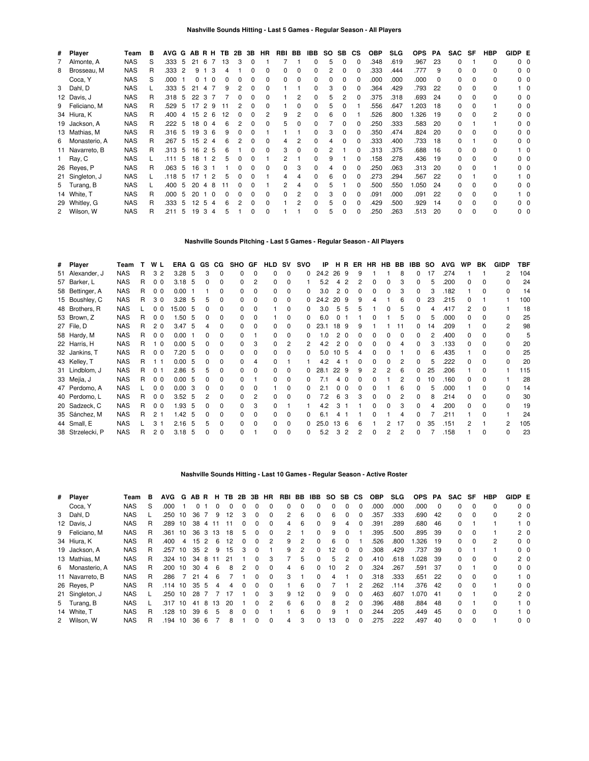### Nashville Sounds Hitting - Last 5 Games - Regular Season - All Players

| # | Player | Team | B | AVG | G | AB | R | H | TB | 2B | 3B | HR | RBI | BB | IBB | SO | SB | CS | OBP | SLG | OPS | PA | SAC | SF | HBP | GIDP | E |
|---|---|---|---|---|---|---|---|---|---|---|---|---|---|---|---|---|---|---|---|---|---|---|---|---|---|---|---|
| 7 | Almonte, A | NAS | S | .333 | 5 | 21 | 6 | 7 | 13 | 3 | 0 | 1 | 7 | 1 | 0 | 5 | 0 | 0 | .348 | .619 | .967 | 23 | 0 | 1 | 0 | 0 | 0 |
| 8 | Brosseau, M | NAS | R | .333 | 2 | 9 | 1 | 3 | 4 | 1 | 0 | 0 | 0 | 0 | 0 | 2 | 0 | 0 | .333 | .444 | .777 | 9 | 0 | 0 | 0 | 0 | 0 |
| | Coca, Y | NAS | S | .000 | 1 | 0 | 1 | 0 | 0 | 0 | 0 | 0 | 0 | 0 | 0 | 0 | 0 | 0 | .000 | .000 | .000 | 0 | 0 | 0 | 0 | 0 | 0 |
| 3 | Dahl, D | NAS | L | .333 | 5 | 21 | 4 | 7 | 9 | 2 | 0 | 0 | 1 | 1 | 0 | 3 | 0 | 0 | .364 | .429 | .793 | 22 | 0 | 0 | 0 | 1 | 0 |
| 12 | Davis, J | NAS | R | .318 | 5 | 22 | 3 | 7 | 7 | 0 | 0 | 0 | 1 | 2 | 0 | 5 | 2 | 0 | .375 | .318 | .693 | 24 | 0 | 0 | 0 | 0 | 0 |
| 9 | Feliciano, M | NAS | R | .529 | 5 | 17 | 2 | 9 | 11 | 2 | 0 | 0 | 1 | 0 | 0 | 5 | 0 | 1 | .556 | .647 | 1.203 | 18 | 0 | 0 | 1 | 0 | 0 |
| 34 | Hiura, K | NAS | R | .400 | 4 | 15 | 2 | 6 | 12 | 0 | 0 | 2 | 9 | 2 | 0 | 6 | 0 | 1 | .526 | .800 | 1.326 | 19 | 0 | 0 | 2 | 0 | 0 |
| 19 | Jackson, A | NAS | R | .222 | 5 | 18 | 0 | 4 | 6 | 2 | 0 | 0 | 5 | 0 | 0 | 7 | 0 | 0 | .250 | .333 | .583 | 20 | 0 | 1 | 1 | 0 | 0 |
| 13 | Mathias, M | NAS | R | .316 | 5 | 19 | 3 | 6 | 9 | 0 | 0 | 1 | 1 | 1 | 0 | 3 | 0 | 0 | .350 | .474 | .824 | 20 | 0 | 0 | 0 | 0 | 0 |
| 6 | Monasterio, A | NAS | R | .267 | 5 | 15 | 2 | 4 | 6 | 2 | 0 | 0 | 4 | 2 | 0 | 4 | 0 | 0 | .333 | .400 | .733 | 18 | 0 | 1 | 0 | 0 | 0 |
| 11 | Navarreto, B | NAS | R | .313 | 5 | 16 | 2 | 5 | 6 | 1 | 0 | 0 | 3 | 0 | 0 | 2 | 1 | 0 | .313 | .375 | .688 | 16 | 0 | 0 | 0 | 1 | 0 |
| 1 | Ray, C | NAS | L | .111 | 5 | 18 | 1 | 2 | 5 | 0 | 0 | 1 | 2 | 1 | 0 | 9 | 1 | 0 | .158 | .278 | .436 | 19 | 0 | 0 | 0 | 0 | 0 |
| 26 | Reyes, P | NAS | R | .063 | 5 | 16 | 3 | 1 | 1 | 0 | 0 | 0 | 0 | 3 | 0 | 4 | 0 | 0 | .250 | .063 | .313 | 20 | 0 | 0 | 1 | 0 | 0 |
| 21 | Singleton, J | NAS | L | .118 | 5 | 17 | 1 | 2 | 5 | 0 | 0 | 1 | 4 | 4 | 0 | 6 | 0 | 0 | .273 | .294 | .567 | 22 | 0 | 1 | 0 | 1 | 0 |
| 5 | Turang, B | NAS | L | .400 | 5 | 20 | 4 | 8 | 11 | 0 | 0 | 1 | 2 | 4 | 0 | 5 | 1 | 0 | .500 | .550 | 1.050 | 24 | 0 | 0 | 0 | 0 | 0 |
| 14 | White, T | NAS | R | .000 | 5 | 20 | 1 | 0 | 0 | 0 | 0 | 0 | 0 | 2 | 0 | 3 | 0 | 0 | .091 | .000 | .091 | 22 | 0 | 0 | 0 | 1 | 0 |
| 29 | Whitley, G | NAS | R | .333 | 5 | 12 | 5 | 4 | 6 | 2 | 0 | 0 | 1 | 2 | 0 | 5 | 0 | 0 | .429 | .500 | .929 | 14 | 0 | 0 | 0 | 0 | 0 |
| 2 | Wilson, W | NAS | R | .211 | 5 | 19 | 3 | 4 | 5 | 1 | 0 | 0 | 1 | 1 | 0 | 5 | 0 | 0 | .250 | .263 | .513 | 20 | 0 | 0 | 0 | 0 | 0 |

### Nashville Sounds Pitching - Last 5 Games - Regular Season - All Players

| # | Player | Team | T | W | L | ERA | G | GS | CG | SHO | GF | HLD | SV | SVO | IP | H | R | ER | HR | HB | BB | IBB | SO | AVG | WP | BK | GIDP | TBF |
|---|---|---|---|---|---|---|---|---|---|---|---|---|---|---|---|---|---|---|---|---|---|---|---|---|---|---|---|---|
| 51 | Alexander, J | NAS | R | 3 | 2 | 3.28 | 5 | 3 | 0 | 0 | 0 | 0 | 0 | 0 | 24.2 | 26 | 9 | 9 | 1 | 1 | 8 | 0 | 17 | .274 | 1 | 1 | 2 | 104 |
| 57 | Barker, L | NAS | R | 0 | 0 | 3.18 | 5 | 0 | 0 | 0 | 2 | 0 | 0 | 1 | 5.2 | 4 | 2 | 2 | 0 | 0 | 3 | 0 | 5 | .200 | 0 | 0 | 0 | 24 |
| 58 | Bettinger, A | NAS | R | 0 | 0 | 0.00 | 1 | 1 | 0 | 0 | 0 | 0 | 0 | 0 | 3.0 | 2 | 0 | 0 | 0 | 0 | 3 | 0 | 3 | .182 | 1 | 0 | 0 | 14 |
| 15 | Boushley, C | NAS | R | 3 | 0 | 3.28 | 5 | 5 | 0 | 0 | 0 | 0 | 0 | 0 | 24.2 | 20 | 9 | 9 | 4 | 1 | 6 | 0 | 23 | .215 | 0 | 1 | 1 | 100 |
| 48 | Brothers, R | NAS | L | 0 | 0 | 15.00 | 5 | 0 | 0 | 0 | 0 | 1 | 0 | 0 | 3.0 | 5 | 5 | 5 | 1 | 0 | 5 | 0 | 4 | .417 | 2 | 0 | 1 | 18 |
| 53 | Brown, Z | NAS | R | 0 | 0 | 1.50 | 5 | 0 | 0 | 0 | 0 | 1 | 0 | 0 | 6.0 | 0 | 1 | 1 | 0 | 1 | 5 | 0 | 5 | .000 | 0 | 0 | 0 | 25 |
| 27 | File, D | NAS | R | 2 | 0 | 3.47 | 5 | 4 | 0 | 0 | 0 | 0 | 0 | 0 | 23.1 | 18 | 9 | 9 | 1 | 1 | 11 | 0 | 14 | .209 | 1 | 0 | 2 | 98 |
| 58 | Hardy, M | NAS | R | 0 | 0 | 0.00 | 1 | 0 | 0 | 0 | 1 | 0 | 0 | 0 | 1.0 | 2 | 0 | 0 | 0 | 0 | 0 | 0 | 2 | .400 | 0 | 0 | 0 | 5 |
| 22 | Harris, H | NAS | R | 1 | 0 | 0.00 | 5 | 0 | 0 | 0 | 3 | 0 | 2 | 2 | 4.2 | 2 | 0 | 0 | 0 | 0 | 4 | 0 | 3 | .133 | 0 | 0 | 0 | 20 |
| 32 | Jankins, T | NAS | R | 0 | 0 | 7.20 | 5 | 0 | 0 | 0 | 0 | 0 | 0 | 0 | 5.0 | 10 | 5 | 4 | 0 | 0 | 1 | 0 | 6 | .435 | 1 | 0 | 0 | 25 |
| 43 | Kelley, T | NAS | R | 1 | 1 | 0.00 | 5 | 0 | 0 | 0 | 4 | 0 | 1 | 1 | 4.2 | 4 | 1 | 0 | 0 | 0 | 2 | 0 | 5 | .222 | 0 | 0 | 0 | 20 |
| 31 | Lindblom, J | NAS | R | 0 | 1 | 2.86 | 5 | 5 | 0 | 0 | 0 | 0 | 0 | 0 | 28.1 | 22 | 9 | 9 | 2 | 2 | 6 | 0 | 25 | .206 | 1 | 0 | 1 | 115 |
| 33 | Mejía, J | NAS | R | 0 | 0 | 0.00 | 5 | 0 | 0 | 0 | 1 | 0 | 0 | 0 | 7.1 | 4 | 0 | 0 | 0 | 1 | 2 | 0 | 10 | .160 | 0 | 0 | 1 | 28 |
| 47 | Perdomo, A | NAS | L | 0 | 0 | 0.00 | 3 | 0 | 0 | 0 | 0 | 1 | 0 | 0 | 2.1 | 0 | 0 | 0 | 0 | 1 | 6 | 0 | 5 | .000 | 1 | 0 | 0 | 14 |
| 40 | Perdomo, L | NAS | R | 0 | 0 | 3.52 | 5 | 2 | 0 | 0 | 2 | 0 | 0 | 0 | 7.2 | 6 | 3 | 3 | 0 | 0 | 2 | 0 | 8 | .214 | 0 | 0 | 0 | 30 |
| 20 | Sadzeck, C | NAS | R | 0 | 0 | 1.93 | 5 | 0 | 0 | 0 | 3 | 0 | 1 | 1 | 4.2 | 3 | 1 | 1 | 0 | 0 | 3 | 0 | 4 | .200 | 0 | 0 | 0 | 19 |
| 35 | Sánchez, M | NAS | R | 2 | 1 | 1.42 | 5 | 0 | 0 | 0 | 0 | 0 | 0 | 0 | 6.1 | 4 | 1 | 1 | 0 | 1 | 4 | 0 | 7 | .211 | 1 | 0 | 1 | 24 |
| 44 | Small, E | NAS | L | 3 | 1 | 2.16 | 5 | 5 | 0 | 0 | 0 | 0 | 0 | 0 | 25.0 | 13 | 6 | 6 | 1 | 2 | 17 | 0 | 35 | .151 | 2 | 1 | 2 | 105 |
| 38 | Strzelecki, P | NAS | R | 2 | 0 | 3.18 | 5 | 0 | 0 | 0 | 1 | 0 | 0 | 0 | 5.2 | 3 | 2 | 2 | 0 | 2 | 2 | 0 | 7 | .158 | 1 | 0 | 0 | 23 |

### Nashville Sounds Hitting - Last 10 Games - Regular Season - Active Roster

| # | Player | Team | B | AVG | G | AB | R | H | TB | 2B | 3B | HR | RBI | BB | IBB | SO | SB | CS | OBP | SLG | OPS | PA | SAC | SF | HBP | GIDP | E |
|---|---|---|---|---|---|---|---|---|---|---|---|---|---|---|---|---|---|---|---|---|---|---|---|---|---|---|---|
| | Coca, Y | NAS | S | .000 | 1 | 0 | 1 | 0 | 0 | 0 | 0 | 0 | 0 | 0 | 0 | 0 | 0 | 0 | .000 | .000 | .000 | 0 | 0 | 0 | 0 | 0 | 0 |
| 3 | Dahl, D | NAS | L | .250 | 10 | 36 | 7 | 9 | 12 | 3 | 0 | 0 | 2 | 6 | 0 | 6 | 0 | 0 | .357 | .333 | .690 | 42 | 0 | 0 | 0 | 2 | 0 |
| 12 | Davis, J | NAS | R | .289 | 10 | 38 | 4 | 11 | 11 | 0 | 0 | 0 | 4 | 6 | 0 | 9 | 4 | 0 | .391 | .289 | .680 | 46 | 0 | 1 | 1 | 1 | 0 |
| 9 | Feliciano, M | NAS | R | .361 | 10 | 36 | 3 | 13 | 18 | 5 | 0 | 0 | 2 | 1 | 0 | 9 | 0 | 1 | .395 | .500 | .895 | 39 | 0 | 0 | 1 | 2 | 0 |
| 34 | Hiura, K | NAS | R | .400 | 4 | 15 | 2 | 6 | 12 | 0 | 0 | 2 | 9 | 2 | 0 | 6 | 0 | 1 | .526 | .800 | 1.326 | 19 | 0 | 0 | 2 | 0 | 0 |
| 19 | Jackson, A | NAS | R | .257 | 10 | 35 | 2 | 9 | 15 | 3 | 0 | 1 | 9 | 2 | 0 | 12 | 0 | 0 | .308 | .429 | .737 | 39 | 0 | 1 | 1 | 0 | 0 |
| 13 | Mathias, M | NAS | R | .324 | 10 | 34 | 8 | 11 | 21 | 1 | 0 | 3 | 7 | 5 | 0 | 5 | 2 | 0 | .410 | .618 | 1.028 | 39 | 0 | 0 | 0 | 2 | 0 |
| 6 | Monasterio, A | NAS | R | .200 | 10 | 30 | 4 | 6 | 8 | 2 | 0 | 0 | 4 | 6 | 0 | 10 | 2 | 0 | .324 | .267 | .591 | 37 | 0 | 1 | 0 | 0 | 0 |
| 11 | Navarreto, B | NAS | R | .286 | 7 | 21 | 4 | 6 | 7 | 1 | 0 | 0 | 3 | 1 | 0 | 4 | 1 | 0 | .318 | .333 | .651 | 22 | 0 | 0 | 0 | 1 | 0 |
| 26 | Reyes, P | NAS | R | .114 | 10 | 35 | 5 | 4 | 4 | 0 | 0 | 0 | 1 | 6 | 0 | 7 | 1 | 2 | .262 | .114 | .376 | 42 | 0 | 0 | 1 | 0 | 0 |
| 21 | Singleton, J | NAS | L | .250 | 10 | 28 | 7 | 7 | 17 | 1 | 0 | 3 | 9 | 12 | 0 | 9 | 0 | 0 | .463 | .607 | 1.070 | 41 | 0 | 1 | 0 | 2 | 0 |
| 5 | Turang, B | NAS | L | .317 | 10 | 41 | 8 | 13 | 20 | 1 | 0 | 2 | 6 | 6 | 0 | 8 | 2 | 0 | .396 | .488 | .884 | 48 | 0 | 1 | 0 | 1 | 0 |
| 14 | White, T | NAS | R | .128 | 10 | 39 | 6 | 5 | 8 | 0 | 0 | 1 | 1 | 6 | 0 | 9 | 1 | 0 | .244 | .205 | .449 | 45 | 0 | 0 | 0 | 1 | 0 |
| 2 | Wilson, W | NAS | R | .194 | 10 | 36 | 6 | 7 | 8 | 1 | 0 | 0 | 4 | 3 | 0 | 13 | 0 | 0 | .275 | .222 | .497 | 40 | 0 | 0 | 1 | 0 | 0 |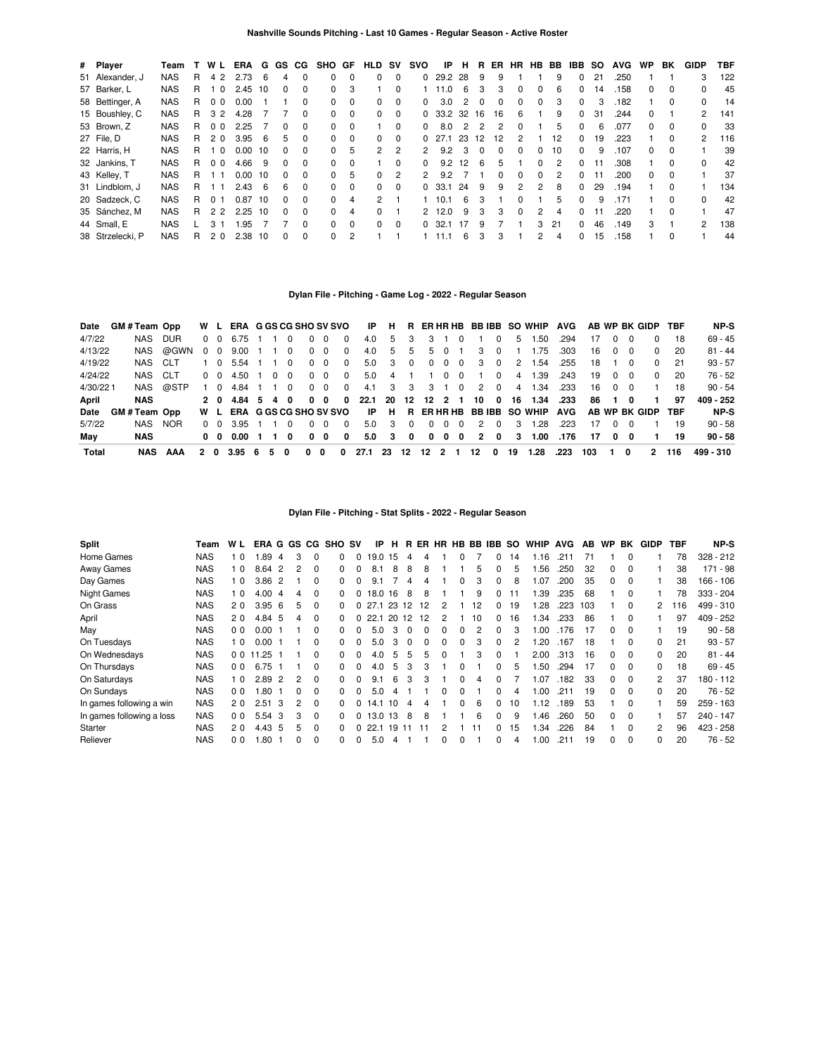## Nashville Sounds Pitching - Last 10 Games - Regular Season - Active Roster

| # | Player | Team | T | W | L | ERA | G | GS | CG | SHO | GF | HLD | SV | SVO | IP | H | R | ER | HR | HB | BB | IBB | SO | AVG | WP | BK | GIDP | TBF |
|---|---|---|---|---|---|---|---|---|---|---|---|---|---|---|---|---|---|---|---|---|---|---|---|---|---|---|---|---|
| 51 | Alexander, J | NAS | R | 4 | 2 | 2.73 | 6 | 4 | 0 | 0 | 0 | 0 | 0 | 0 | 29.2 | 28 | 9 | 9 | 1 | 1 | 9 | 0 | 21 | .250 | 1 | 1 | 3 | 122 |
| 57 | Barker, L | NAS | R | 1 | 0 | 2.45 | 10 | 0 | 0 | 0 | 3 | 1 | 0 | 1 | 11.0 | 6 | 3 | 3 | 0 | 0 | 6 | 0 | 14 | .158 | 0 | 0 | 0 | 45 |
| 58 | Bettinger, A | NAS | R | 0 | 0 | 0.00 | 1 | 1 | 0 | 0 | 0 | 0 | 0 | 0 | 3.0 | 2 | 0 | 0 | 0 | 0 | 3 | 0 | 3 | .182 | 1 | 0 | 0 | 14 |
| 15 | Boushley, C | NAS | R | 3 | 2 | 4.28 | 7 | 7 | 0 | 0 | 0 | 0 | 0 | 0 | 33.2 | 32 | 16 | 16 | 6 | 1 | 9 | 0 | 31 | .244 | 0 | 1 | 2 | 141 |
| 53 | Brown, Z | NAS | R | 0 | 0 | 2.25 | 7 | 0 | 0 | 0 | 0 | 1 | 0 | 0 | 8.0 | 2 | 2 | 2 | 0 | 1 | 5 | 0 | 6 | .077 | 0 | 0 | 0 | 33 |
| 27 | File, D | NAS | R | 2 | 0 | 3.95 | 6 | 5 | 0 | 0 | 0 | 0 | 0 | 0 | 27.1 | 23 | 12 | 12 | 2 | 1 | 12 | 0 | 19 | .223 | 1 | 0 | 2 | 116 |
| 22 | Harris, H | NAS | R | 1 | 0 | 0.00 | 10 | 0 | 0 | 0 | 5 | 2 | 2 | 2 | 9.2 | 3 | 0 | 0 | 0 | 0 | 10 | 0 | 9 | .107 | 0 | 0 | 1 | 39 |
| 32 | Jankins, T | NAS | R | 0 | 0 | 4.66 | 9 | 0 | 0 | 0 | 0 | 1 | 0 | 0 | 9.2 | 12 | 6 | 5 | 1 | 0 | 2 | 0 | 11 | .308 | 1 | 0 | 0 | 42 |
| 43 | Kelley, T | NAS | R | 1 | 1 | 0.00 | 10 | 0 | 0 | 0 | 5 | 0 | 2 | 2 | 9.2 | 7 | 1 | 0 | 0 | 0 | 2 | 0 | 11 | .200 | 0 | 0 | 1 | 37 |
| 31 | Lindblom, J | NAS | R | 1 | 1 | 2.43 | 6 | 6 | 0 | 0 | 0 | 0 | 0 | 0 | 33.1 | 24 | 9 | 9 | 2 | 2 | 8 | 0 | 29 | .194 | 1 | 0 | 1 | 134 |
| 20 | Sadzeck, C | NAS | R | 0 | 1 | 0.87 | 10 | 0 | 0 | 0 | 4 | 2 | 1 | 1 | 10.1 | 6 | 3 | 1 | 0 | 1 | 5 | 0 | 9 | .171 | 1 | 0 | 0 | 42 |
| 35 | Sánchez, M | NAS | R | 2 | 2 | 2.25 | 10 | 0 | 0 | 0 | 4 | 0 | 1 | 2 | 12.0 | 9 | 3 | 3 | 0 | 2 | 4 | 0 | 11 | .220 | 1 | 0 | 1 | 47 |
| 44 | Small, E | NAS | L | 3 | 1 | 1.95 | 7 | 7 | 0 | 0 | 0 | 0 | 0 | 0 | 32.1 | 17 | 9 | 7 | 1 | 3 | 21 | 0 | 46 | .149 | 3 | 1 | 2 | 138 |
| 38 | Strzelecki, P | NAS | R | 2 | 0 | 2.38 | 10 | 0 | 0 | 0 | 2 | 1 | 1 | 1 | 11.1 | 6 | 3 | 3 | 1 | 2 | 4 | 0 | 15 | .158 | 1 | 0 | 1 | 44 |

## Dylan File - Pitching - Game Log - 2022 - Regular Season

| Date | GM # | Team | Opp | W | L | ERA | G | GS | CG | SHO | SV | SVO | IP | H | R | ER | HR | HB | BB | IBB | SO | WHIP | AVG | AB | WP | BK | GIDP | TBF | NP-S |
|---|---|---|---|---|---|---|---|---|---|---|---|---|---|---|---|---|---|---|---|---|---|---|---|---|---|---|---|---|---|
| 4/7/22 | | NAS | DUR | 0 | 0 | 6.75 | 1 | 1 | 0 | 0 | 0 | 0 | 4.0 | 5 | 3 | 3 | 1 | 0 | 1 | 0 | 5 | 1.50 | .294 | 17 | 0 | 0 | 0 | 18 | 69 - 45 |
| 4/13/22 | | NAS | @GWN | 0 | 0 | 9.00 | 1 | 1 | 0 | 0 | 0 | 0 | 4.0 | 5 | 5 | 5 | 0 | 1 | 3 | 0 | 1 | 1.75 | .303 | 16 | 0 | 0 | 0 | 20 | 81 - 44 |
| 4/19/22 | | NAS | CLT | 1 | 0 | 5.54 | 1 | 1 | 0 | 0 | 0 | 0 | 5.0 | 3 | 0 | 0 | 0 | 0 | 3 | 0 | 2 | 1.54 | .255 | 18 | 1 | 0 | 0 | 21 | 93 - 57 |
| 4/24/22 | | NAS | CLT | 0 | 0 | 4.50 | 1 | 0 | 0 | 0 | 0 | 0 | 5.0 | 4 | 1 | 1 | 0 | 0 | 1 | 0 | 4 | 1.39 | .243 | 19 | 0 | 0 | 0 | 20 | 76 - 52 |
| 4/30/22 | 1 | NAS | @STP | 1 | 0 | 4.84 | 1 | 1 | 0 | 0 | 0 | 0 | 4.1 | 3 | 3 | 3 | 1 | 0 | 2 | 0 | 4 | 1.34 | .233 | 16 | 0 | 0 | 1 | 18 | 90 - 54 |
| **April** | | **NAS** | | **2** | **0** | **4.84** | **5** | **4** | **0** | **0** | **0** | **0** | **22.1** | **20** | **12** | **12** | **2** | **1** | **10** | **0** | **16** | **1.34** | **.233** | **86** | **1** | **0** | **1** | **97** | **409 - 252** |
| **Date** | **GM #** | **Team** | **Opp** | **W** | **L** | **ERA** | **G** | **GS** | **CG** | **SHO** | **SV** | **SVO** | **IP** | **H** | **R** | **ER** | **HR** | **HB** | **BB** | **IBB** | **SO** | **WHIP** | **AVG** | **AB** | **WP** | **BK** | **GIDP** | **TBF** | **NP-S** |
| 5/7/22 | | NAS | NOR | 0 | 0 | 3.95 | 1 | 1 | 0 | 0 | 0 | 0 | 5.0 | 3 | 0 | 0 | 0 | 0 | 2 | 0 | 3 | 1.28 | .223 | 17 | 0 | 0 | 1 | 19 | 90 - 58 |
| **May** | | **NAS** | | **0** | **0** | **0.00** | **1** | **1** | **0** | **0** | **0** | **0** | **5.0** | **3** | **0** | **0** | **0** | **0** | **2** | **0** | **3** | **1.00** | **.176** | **17** | **0** | **0** | **1** | **19** | **90 - 58** |
| **Total** | | **NAS** | **AAA** | **2** | **0** | **3.95** | **6** | **5** | **0** | **0** | **0** | **0** | **27.1** | **23** | **12** | **12** | **2** | **1** | **12** | **0** | **19** | **1.28** | **.223** | **103** | **1** | **0** | **2** | **116** | **499 - 310** |

## Dylan File - Pitching - Stat Splits - 2022 - Regular Season

| Split | Team | W | L | ERA | G | GS | CG | SHO | SV | IP | H | R | ER | HR | HB | BB | IBB | SO | WHIP | AVG | AB | WP | BK | GIDP | TBF | NP-S |
|---|---|---|---|---|---|---|---|---|---|---|---|---|---|---|---|---|---|---|---|---|---|---|---|---|---|---|
| Home Games | NAS | 1 | 0 | 1.89 | 4 | 3 | 0 | 0 | 0 | 19.0 | 15 | 4 | 4 | 1 | 0 | 7 | 0 | 14 | 1.16 | .211 | 71 | 1 | 0 | 1 | 78 | 328 - 212 |
| Away Games | NAS | 1 | 0 | 8.64 | 2 | 2 | 0 | 0 | 0 | 8.1 | 8 | 8 | 8 | 1 | 1 | 5 | 0 | 5 | 1.56 | .250 | 32 | 0 | 0 | 1 | 38 | 171 - 98 |
| Day Games | NAS | 1 | 0 | 3.86 | 2 | 1 | 0 | 0 | 0 | 9.1 | 7 | 4 | 4 | 1 | 0 | 3 | 0 | 8 | 1.07 | .200 | 35 | 0 | 0 | 1 | 38 | 166 - 106 |
| Night Games | NAS | 1 | 0 | 4.00 | 4 | 4 | 0 | 0 | 0 | 18.0 | 16 | 8 | 8 | 1 | 1 | 9 | 0 | 11 | 1.39 | .235 | 68 | 1 | 0 | 1 | 78 | 333 - 204 |
| On Grass | NAS | 2 | 0 | 3.95 | 6 | 5 | 0 | 0 | 0 | 27.1 | 23 | 12 | 12 | 2 | 1 | 12 | 0 | 19 | 1.28 | .223 | 103 | 1 | 0 | 2 | 116 | 499 - 310 |
| April | NAS | 2 | 0 | 4.84 | 5 | 4 | 0 | 0 | 0 | 22.1 | 20 | 12 | 12 | 2 | 1 | 10 | 0 | 16 | 1.34 | .233 | 86 | 1 | 0 | 1 | 97 | 409 - 252 |
| May | NAS | 0 | 0 | 0.00 | 1 | 1 | 0 | 0 | 0 | 5.0 | 3 | 0 | 0 | 0 | 0 | 2 | 0 | 3 | 1.00 | .176 | 17 | 0 | 0 | 1 | 19 | 90 - 58 |
| On Tuesdays | NAS | 1 | 0 | 0.00 | 1 | 1 | 0 | 0 | 0 | 5.0 | 3 | 0 | 0 | 0 | 0 | 3 | 0 | 2 | 1.20 | .167 | 18 | 1 | 0 | 0 | 21 | 93 - 57 |
| On Wednesdays | NAS | 0 | 0 | 11.25 | 1 | 1 | 0 | 0 | 0 | 4.0 | 5 | 5 | 5 | 0 | 1 | 3 | 0 | 1 | 2.00 | .313 | 16 | 0 | 0 | 0 | 20 | 81 - 44 |
| On Thursdays | NAS | 0 | 0 | 6.75 | 1 | 1 | 0 | 0 | 0 | 4.0 | 5 | 3 | 3 | 1 | 0 | 1 | 0 | 5 | 1.50 | .294 | 17 | 0 | 0 | 0 | 18 | 69 - 45 |
| On Saturdays | NAS | 1 | 0 | 2.89 | 2 | 2 | 0 | 0 | 0 | 9.1 | 6 | 3 | 3 | 1 | 0 | 4 | 0 | 7 | 1.07 | .182 | 33 | 0 | 0 | 2 | 37 | 180 - 112 |
| On Sundays | NAS | 0 | 0 | 1.80 | 1 | 0 | 0 | 0 | 0 | 5.0 | 4 | 1 | 1 | 0 | 0 | 1 | 0 | 4 | 1.00 | .211 | 19 | 0 | 0 | 0 | 20 | 76 - 52 |
| In games following a win | NAS | 2 | 0 | 2.51 | 3 | 2 | 0 | 0 | 0 | 14.1 | 10 | 4 | 4 | 1 | 0 | 6 | 0 | 10 | 1.12 | .189 | 53 | 1 | 0 | 1 | 59 | 259 - 163 |
| In games following a loss | NAS | 0 | 0 | 5.54 | 3 | 3 | 0 | 0 | 0 | 13.0 | 13 | 8 | 8 | 1 | 1 | 6 | 0 | 9 | 1.46 | .260 | 50 | 0 | 0 | 1 | 57 | 240 - 147 |
| Starter | NAS | 2 | 0 | 4.43 | 5 | 5 | 0 | 0 | 0 | 22.1 | 19 | 11 | 11 | 2 | 1 | 11 | 0 | 15 | 1.34 | .226 | 84 | 1 | 0 | 2 | 96 | 423 - 258 |
| Reliever | NAS | 0 | 0 | 1.80 | 1 | 0 | 0 | 0 | 0 | 5.0 | 4 | 1 | 1 | 0 | 0 | 1 | 0 | 4 | 1.00 | .211 | 19 | 0 | 0 | 0 | 20 | 76 - 52 |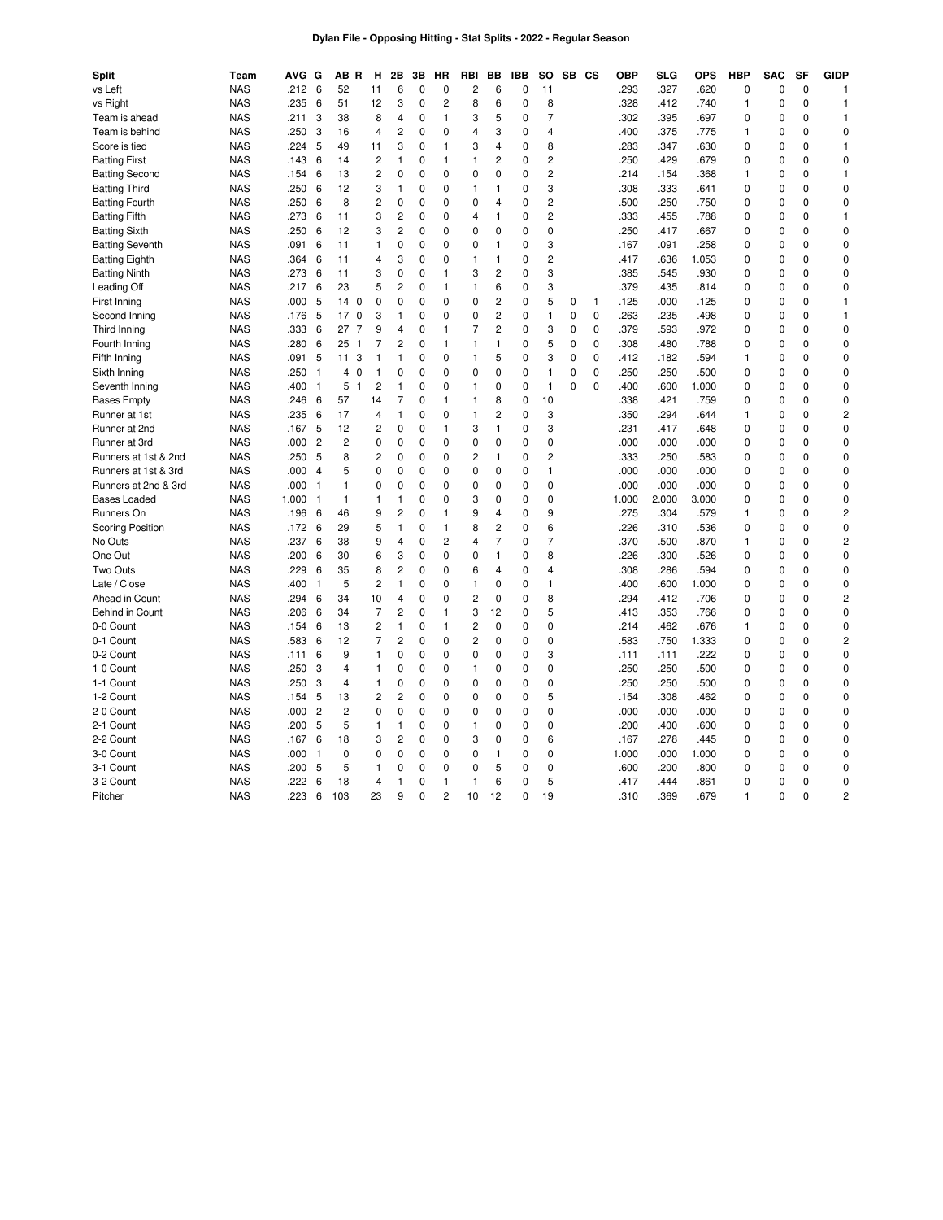# Dylan File - Opposing Hitting - Stat Splits - 2022 - Regular Season

| Split | Team | AVG | G | AB | R | H | 2B | 3B | HR | RBI | BB | IBB | SO | SB | CS | OBP | SLG | OPS | HBP | SAC | SF | GIDP |
|---|---|---|---|---|---|---|---|---|---|---|---|---|---|---|---|---|---|---|---|---|---|---|
| vs Left | NAS | .212 | 6 | 52 | | 11 | 6 | 0 | 0 | 2 | 6 | 0 | 11 | | | .293 | .327 | .620 | 0 | 0 | 0 | 1 |
| vs Right | NAS | .235 | 6 | 51 | | 12 | 3 | 0 | 2 | 8 | 6 | 0 | 8 | | | .328 | .412 | .740 | 1 | 0 | 0 | 1 |
| Team is ahead | NAS | .211 | 3 | 38 | | 8 | 4 | 0 | 1 | 3 | 5 | 0 | 7 | | | .302 | .395 | .697 | 0 | 0 | 0 | 1 |
| Team is behind | NAS | .250 | 3 | 16 | | 4 | 2 | 0 | 0 | 4 | 3 | 0 | 4 | | | .400 | .375 | .775 | 1 | 0 | 0 | 0 |
| Score is tied | NAS | .224 | 5 | 49 | | 11 | 3 | 0 | 1 | 3 | 4 | 0 | 8 | | | .283 | .347 | .630 | 0 | 0 | 0 | 1 |
| Batting First | NAS | .143 | 6 | 14 | | 2 | 1 | 0 | 1 | 1 | 2 | 0 | 2 | | | .250 | .429 | .679 | 0 | 0 | 0 | 0 |
| Batting Second | NAS | .154 | 6 | 13 | | 2 | 0 | 0 | 0 | 0 | 0 | 0 | 2 | | | .214 | .154 | .368 | 1 | 0 | 0 | 1 |
| Batting Third | NAS | .250 | 6 | 12 | | 3 | 1 | 0 | 0 | 1 | 1 | 0 | 3 | | | .308 | .333 | .641 | 0 | 0 | 0 | 0 |
| Batting Fourth | NAS | .250 | 6 | 8 | | 2 | 0 | 0 | 0 | 0 | 4 | 0 | 2 | | | .500 | .250 | .750 | 0 | 0 | 0 | 0 |
| Batting Fifth | NAS | .273 | 6 | 11 | | 3 | 2 | 0 | 0 | 4 | 1 | 0 | 2 | | | .333 | .455 | .788 | 0 | 0 | 0 | 1 |
| Batting Sixth | NAS | .250 | 6 | 12 | | 3 | 2 | 0 | 0 | 0 | 0 | 0 | 0 | | | .250 | .417 | .667 | 0 | 0 | 0 | 0 |
| Batting Seventh | NAS | .091 | 6 | 11 | | 1 | 0 | 0 | 0 | 0 | 1 | 0 | 3 | | | .167 | .091 | .258 | 0 | 0 | 0 | 0 |
| Batting Eighth | NAS | .364 | 6 | 11 | | 4 | 3 | 0 | 0 | 1 | 1 | 0 | 2 | | | .417 | .636 | 1.053 | 0 | 0 | 0 | 0 |
| Batting Ninth | NAS | .273 | 6 | 11 | | 3 | 0 | 0 | 1 | 3 | 2 | 0 | 3 | | | .385 | .545 | .930 | 0 | 0 | 0 | 0 |
| Leading Off | NAS | .217 | 6 | 23 | | 5 | 2 | 0 | 1 | 1 | 6 | 0 | 3 | | | .379 | .435 | .814 | 0 | 0 | 0 | 0 |
| First Inning | NAS | .000 | 5 | 14 | 0 | 0 | 0 | 0 | 0 | 0 | 2 | 0 | 5 | 0 | 1 | .125 | .000 | .125 | 0 | 0 | 0 | 1 |
| Second Inning | NAS | .176 | 5 | 17 | 0 | 3 | 1 | 0 | 0 | 0 | 2 | 0 | 1 | 0 | 0 | .263 | .235 | .498 | 0 | 0 | 0 | 1 |
| Third Inning | NAS | .333 | 6 | 27 | 7 | 9 | 4 | 0 | 1 | 7 | 2 | 0 | 3 | 0 | 0 | .379 | .593 | .972 | 0 | 0 | 0 | 0 |
| Fourth Inning | NAS | .280 | 6 | 25 | 1 | 7 | 2 | 0 | 1 | 1 | 1 | 0 | 5 | 0 | 0 | .308 | .480 | .788 | 0 | 0 | 0 | 0 |
| Fifth Inning | NAS | .091 | 5 | 11 | 3 | 1 | 1 | 0 | 0 | 1 | 5 | 0 | 3 | 0 | 0 | .412 | .182 | .594 | 1 | 0 | 0 | 0 |
| Sixth Inning | NAS | .250 | 1 | 4 | 0 | 1 | 0 | 0 | 0 | 0 | 0 | 0 | 1 | 0 | 0 | .250 | .250 | .500 | 0 | 0 | 0 | 0 |
| Seventh Inning | NAS | .400 | 1 | 5 | 1 | 2 | 1 | 0 | 0 | 1 | 0 | 0 | 1 | 0 | 0 | .400 | .600 | 1.000 | 0 | 0 | 0 | 0 |
| Bases Empty | NAS | .246 | 6 | 57 | | 14 | 7 | 0 | 1 | 1 | 8 | 0 | 10 | | | .338 | .421 | .759 | 0 | 0 | 0 | 0 |
| Runner at 1st | NAS | .235 | 6 | 17 | | 4 | 1 | 0 | 0 | 1 | 2 | 0 | 3 | | | .350 | .294 | .644 | 1 | 0 | 0 | 2 |
| Runner at 2nd | NAS | .167 | 5 | 12 | | 2 | 0 | 0 | 1 | 3 | 1 | 0 | 3 | | | .231 | .417 | .648 | 0 | 0 | 0 | 0 |
| Runner at 3rd | NAS | .000 | 2 | 2 | | 0 | 0 | 0 | 0 | 0 | 0 | 0 | 0 | | | .000 | .000 | .000 | 0 | 0 | 0 | 0 |
| Runners at 1st & 2nd | NAS | .250 | 5 | 8 | | 2 | 0 | 0 | 0 | 2 | 1 | 0 | 2 | | | .333 | .250 | .583 | 0 | 0 | 0 | 0 |
| Runners at 1st & 3rd | NAS | .000 | 4 | 5 | | 0 | 0 | 0 | 0 | 0 | 0 | 0 | 1 | | | .000 | .000 | .000 | 0 | 0 | 0 | 0 |
| Runners at 2nd & 3rd | NAS | .000 | 1 | 1 | | 0 | 0 | 0 | 0 | 0 | 0 | 0 | 0 | | | .000 | .000 | .000 | 0 | 0 | 0 | 0 |
| Bases Loaded | NAS | 1.000 | 1 | 1 | | 1 | 1 | 0 | 0 | 3 | 0 | 0 | 0 | | | 1.000 | 2.000 | 3.000 | 0 | 0 | 0 | 0 |
| Runners On | NAS | .196 | 6 | 46 | | 9 | 2 | 0 | 1 | 9 | 4 | 0 | 9 | | | .275 | .304 | .579 | 1 | 0 | 0 | 2 |
| Scoring Position | NAS | .172 | 6 | 29 | | 5 | 1 | 0 | 1 | 8 | 2 | 0 | 6 | | | .226 | .310 | .536 | 0 | 0 | 0 | 0 |
| No Outs | NAS | .237 | 6 | 38 | | 9 | 4 | 0 | 2 | 4 | 7 | 0 | 7 | | | .370 | .500 | .870 | 1 | 0 | 0 | 2 |
| One Out | NAS | .200 | 6 | 30 | | 6 | 3 | 0 | 0 | 0 | 1 | 0 | 8 | | | .226 | .300 | .526 | 0 | 0 | 0 | 0 |
| Two Outs | NAS | .229 | 6 | 35 | | 8 | 2 | 0 | 0 | 6 | 4 | 0 | 4 | | | .308 | .286 | .594 | 0 | 0 | 0 | 0 |
| Late / Close | NAS | .400 | 1 | 5 | | 2 | 1 | 0 | 0 | 1 | 0 | 0 | 1 | | | .400 | .600 | 1.000 | 0 | 0 | 0 | 0 |
| Ahead in Count | NAS | .294 | 6 | 34 | | 10 | 4 | 0 | 0 | 2 | 0 | 0 | 8 | | | .294 | .412 | .706 | 0 | 0 | 0 | 2 |
| Behind in Count | NAS | .206 | 6 | 34 | | 7 | 2 | 0 | 1 | 3 | 12 | 0 | 5 | | | .413 | .353 | .766 | 0 | 0 | 0 | 0 |
| 0-0 Count | NAS | .154 | 6 | 13 | | 2 | 1 | 0 | 1 | 2 | 0 | 0 | 0 | | | .214 | .462 | .676 | 1 | 0 | 0 | 0 |
| 0-1 Count | NAS | .583 | 6 | 12 | | 7 | 2 | 0 | 0 | 2 | 0 | 0 | 0 | | | .583 | .750 | 1.333 | 0 | 0 | 0 | 2 |
| 0-2 Count | NAS | .111 | 6 | 9 | | 1 | 0 | 0 | 0 | 0 | 0 | 0 | 3 | | | .111 | .111 | .222 | 0 | 0 | 0 | 0 |
| 1-0 Count | NAS | .250 | 3 | 4 | | 1 | 0 | 0 | 0 | 1 | 0 | 0 | 0 | | | .250 | .250 | .500 | 0 | 0 | 0 | 0 |
| 1-1 Count | NAS | .250 | 3 | 4 | | 1 | 0 | 0 | 0 | 0 | 0 | 0 | 0 | | | .250 | .250 | .500 | 0 | 0 | 0 | 0 |
| 1-2 Count | NAS | .154 | 5 | 13 | | 2 | 2 | 0 | 0 | 0 | 0 | 0 | 5 | | | .154 | .308 | .462 | 0 | 0 | 0 | 0 |
| 2-0 Count | NAS | .000 | 2 | 2 | | 0 | 0 | 0 | 0 | 0 | 0 | 0 | 0 | | | .000 | .000 | .000 | 0 | 0 | 0 | 0 |
| 2-1 Count | NAS | .200 | 5 | 5 | | 1 | 1 | 0 | 0 | 1 | 0 | 0 | 0 | | | .200 | .400 | .600 | 0 | 0 | 0 | 0 |
| 2-2 Count | NAS | .167 | 6 | 18 | | 3 | 2 | 0 | 0 | 3 | 0 | 0 | 6 | | | .167 | .278 | .445 | 0 | 0 | 0 | 0 |
| 3-0 Count | NAS | .000 | 1 | 0 | | 0 | 0 | 0 | 0 | 0 | 1 | 0 | 0 | | | 1.000 | .000 | 1.000 | 0 | 0 | 0 | 0 |
| 3-1 Count | NAS | .200 | 5 | 5 | | 1 | 0 | 0 | 0 | 0 | 5 | 0 | 0 | | | .600 | .200 | .800 | 0 | 0 | 0 | 0 |
| 3-2 Count | NAS | .222 | 6 | 18 | | 4 | 1 | 0 | 1 | 1 | 6 | 0 | 5 | | | .417 | .444 | .861 | 0 | 0 | 0 | 0 |
| Pitcher | NAS | .223 | 6 | 103 | | 23 | 9 | 0 | 2 | 10 | 12 | 0 | 19 | | | .310 | .369 | .679 | 1 | 0 | 0 | 2 |